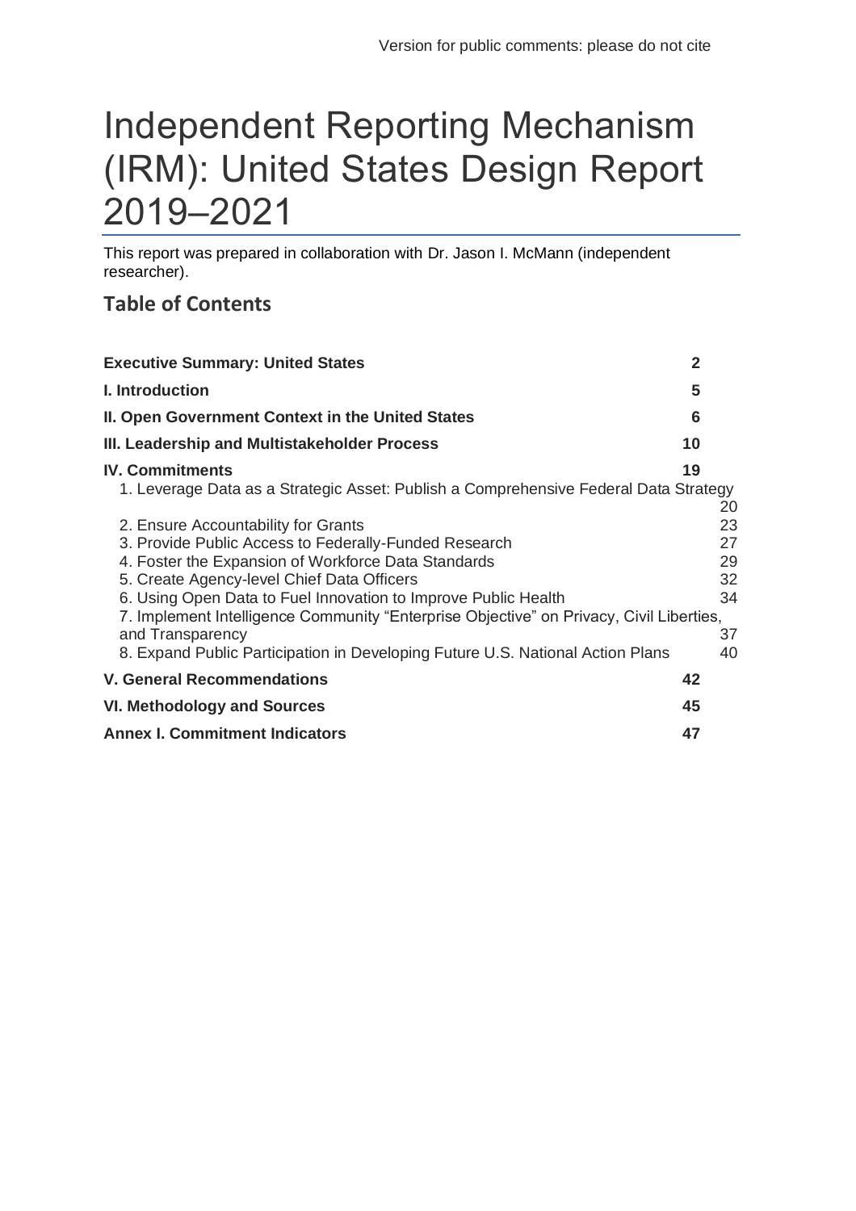Version for public comments: please do not cite

# Independent Reporting Mechanism (IRM): United States Design Report 2019–2021

This report was prepared in collaboration with Dr. Jason I. McMann (independent researcher).

## Table of Contents

| | |
|---|---|
| **Executive Summary: United States** | **2** |
| **I. Introduction** | **5** |
| **II. Open Government Context in the United States** | **6** |
| **III. Leadership and Multistakeholder Process** | **10** |
| **IV. Commitments** | **19** |
| 1. Leverage Data as a Strategic Asset: Publish a Comprehensive Federal Data Strategy | 20 |
| 2. Ensure Accountability for Grants | 23 |
| 3. Provide Public Access to Federally-Funded Research | 27 |
| 4. Foster the Expansion of Workforce Data Standards | 29 |
| 5. Create Agency-level Chief Data Officers | 32 |
| 6. Using Open Data to Fuel Innovation to Improve Public Health | 34 |
| 7. Implement Intelligence Community "Enterprise Objective" on Privacy, Civil Liberties, and Transparency | 37 |
| 8. Expand Public Participation in Developing Future U.S. National Action Plans | 40 |
| **V. General Recommendations** | **42** |
| **VI. Methodology and Sources** | **45** |
| **Annex I. Commitment Indicators** | **47** |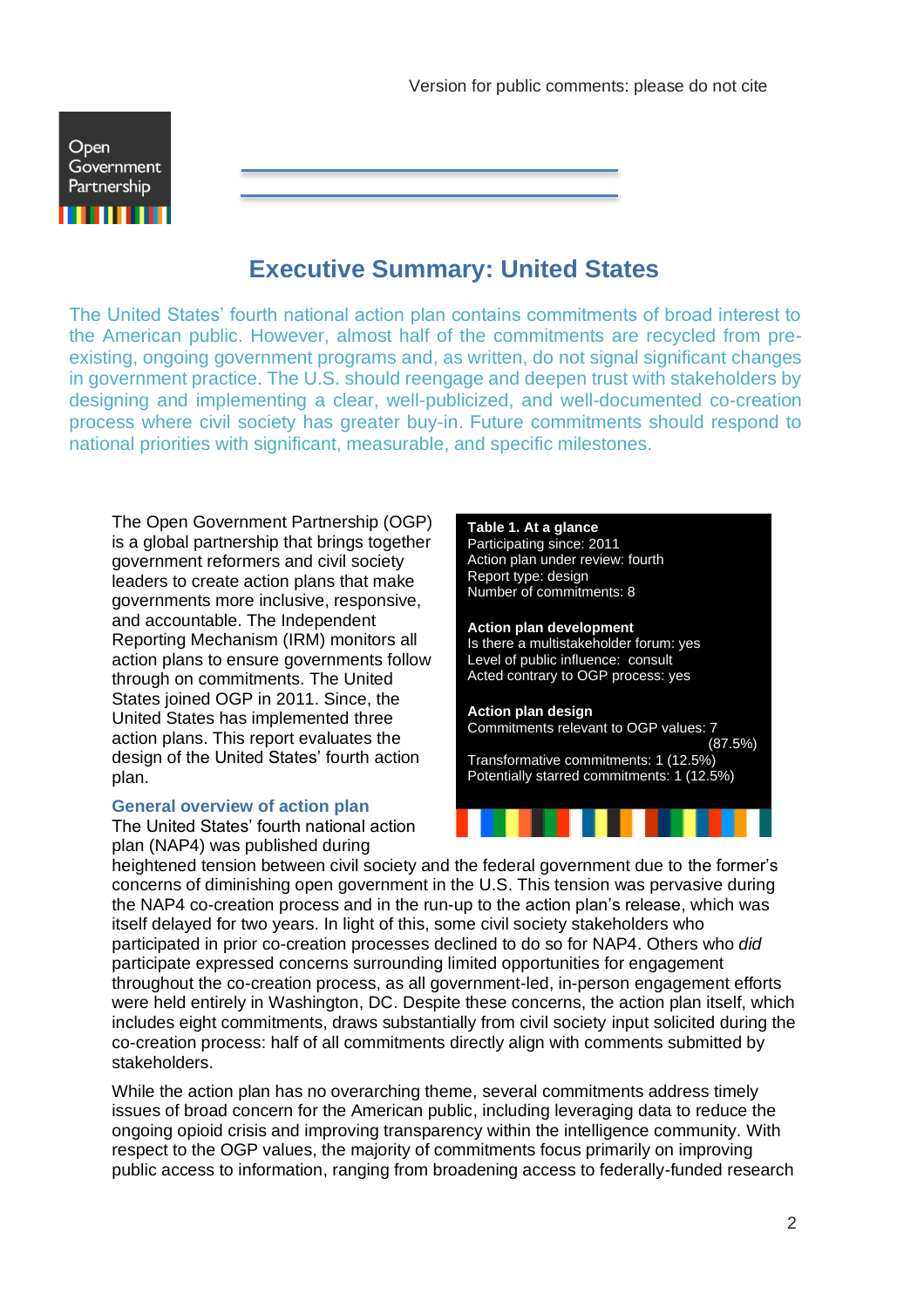Version for public comments: please do not cite

# Executive Summary: United States

The United States' fourth national action plan contains commitments of broad interest to the American public. However, almost half of the commitments are recycled from pre-existing, ongoing government programs and, as written, do not signal significant changes in government practice. The U.S. should reengage and deepen trust with stakeholders by designing and implementing a clear, well-publicized, and well-documented co-creation process where civil society has greater buy-in. Future commitments should respond to national priorities with significant, measurable, and specific milestones.

**Table 1. At a glance**
Participating since: 2011
Action plan under review: fourth
Report type: design
Number of commitments: 8

**Action plan development**
Is there a multistakeholder forum: yes
Level of public influence: consult
Acted contrary to OGP process: yes

**Action plan design**
Commitments relevant to OGP values: 7 (87.5%)
Transformative commitments: 1 (12.5%)
Potentially starred commitments: 1 (12.5%)

The Open Government Partnership (OGP) is a global partnership that brings together government reformers and civil society leaders to create action plans that make governments more inclusive, responsive, and accountable. The Independent Reporting Mechanism (IRM) monitors all action plans to ensure governments follow through on commitments. The United States joined OGP in 2011. Since, the United States has implemented three action plans. This report evaluates the design of the United States' fourth action plan.

## General overview of action plan

The United States' fourth national action plan (NAP4) was published during heightened tension between civil society and the federal government due to the former's concerns of diminishing open government in the U.S. This tension was pervasive during the NAP4 co-creation process and in the run-up to the action plan's release, which was itself delayed for two years. In light of this, some civil society stakeholders who participated in prior co-creation processes declined to do so for NAP4. Others who *did* participate expressed concerns surrounding limited opportunities for engagement throughout the co-creation process, as all government-led, in-person engagement efforts were held entirely in Washington, DC. Despite these concerns, the action plan itself, which includes eight commitments, draws substantially from civil society input solicited during the co-creation process: half of all commitments directly align with comments submitted by stakeholders.

While the action plan has no overarching theme, several commitments address timely issues of broad concern for the American public, including leveraging data to reduce the ongoing opioid crisis and improving transparency within the intelligence community. With respect to the OGP values, the majority of commitments focus primarily on improving public access to information, ranging from broadening access to federally-funded research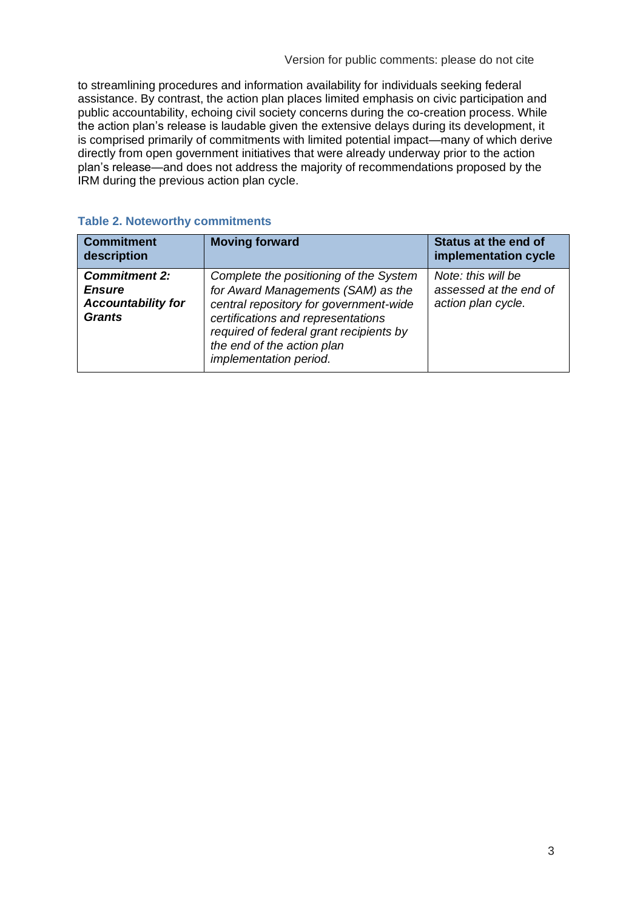to streamlining procedures and information availability for individuals seeking federal assistance. By contrast, the action plan places limited emphasis on civic participation and public accountability, echoing civil society concerns during the co-creation process. While the action plan's release is laudable given the extensive delays during its development, it is comprised primarily of commitments with limited potential impact—many of which derive directly from open government initiatives that were already underway prior to the action plan's release—and does not address the majority of recommendations proposed by the IRM during the previous action plan cycle.

**Table 2. Noteworthy commitments**

| Commitment description | Moving forward | Status at the end of implementation cycle |
|---|---|---|
| ***Commitment 2: Ensure Accountability for Grants*** | *Complete the positioning of the System for Award Managements (SAM) as the central repository for government-wide certifications and representations required of federal grant recipients by the end of the action plan implementation period.* | *Note: this will be assessed at the end of action plan cycle.* |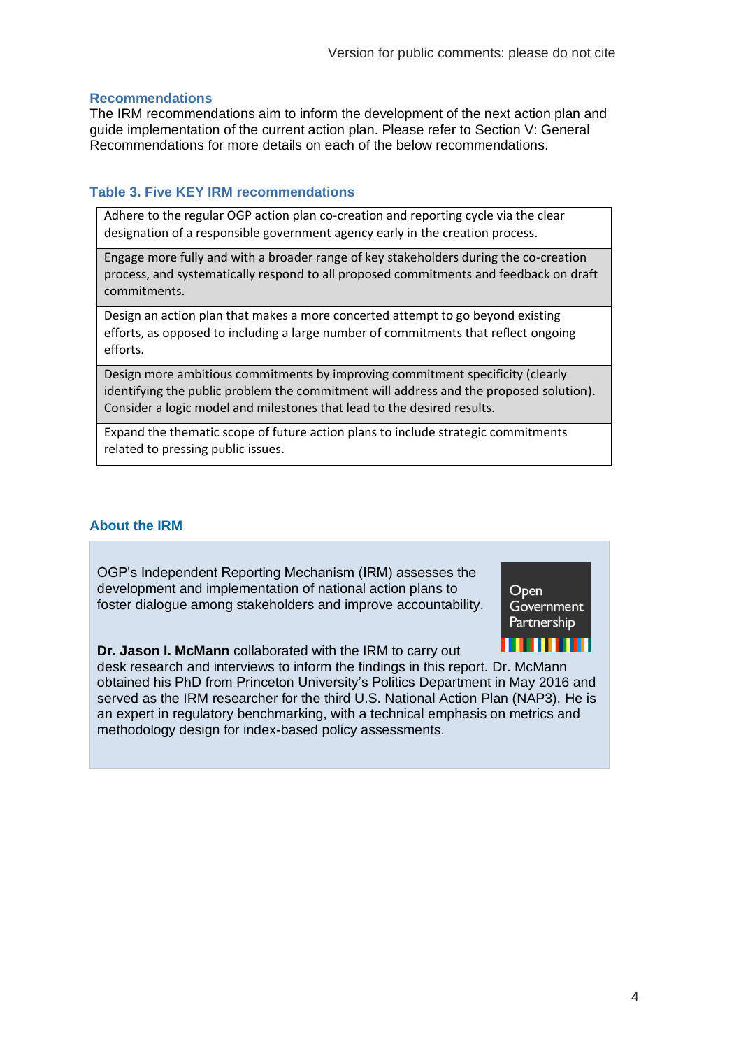## Recommendations

The IRM recommendations aim to inform the development of the next action plan and guide implementation of the current action plan. Please refer to Section V: General Recommendations for more details on each of the below recommendations.

### Table 3. Five KEY IRM recommendations

| Five KEY IRM recommendations |
|---|
| Adhere to the regular OGP action plan co-creation and reporting cycle via the clear designation of a responsible government agency early in the creation process. |
| Engage more fully and with a broader range of key stakeholders during the co-creation process, and systematically respond to all proposed commitments and feedback on draft commitments. |
| Design an action plan that makes a more concerted attempt to go beyond existing efforts, as opposed to including a large number of commitments that reflect ongoing efforts. |
| Design more ambitious commitments by improving commitment specificity (clearly identifying the public problem the commitment will address and the proposed solution). Consider a logic model and milestones that lead to the desired results. |
| Expand the thematic scope of future action plans to include strategic commitments related to pressing public issues. |

## About the IRM

OGP's Independent Reporting Mechanism (IRM) assesses the development and implementation of national action plans to foster dialogue among stakeholders and improve accountability.

Open Government Partnership

**Dr. Jason I. McMann** collaborated with the IRM to carry out desk research and interviews to inform the findings in this report. Dr. McMann obtained his PhD from Princeton University's Politics Department in May 2016 and served as the IRM researcher for the third U.S. National Action Plan (NAP3). He is an expert in regulatory benchmarking, with a technical emphasis on metrics and methodology design for index-based policy assessments.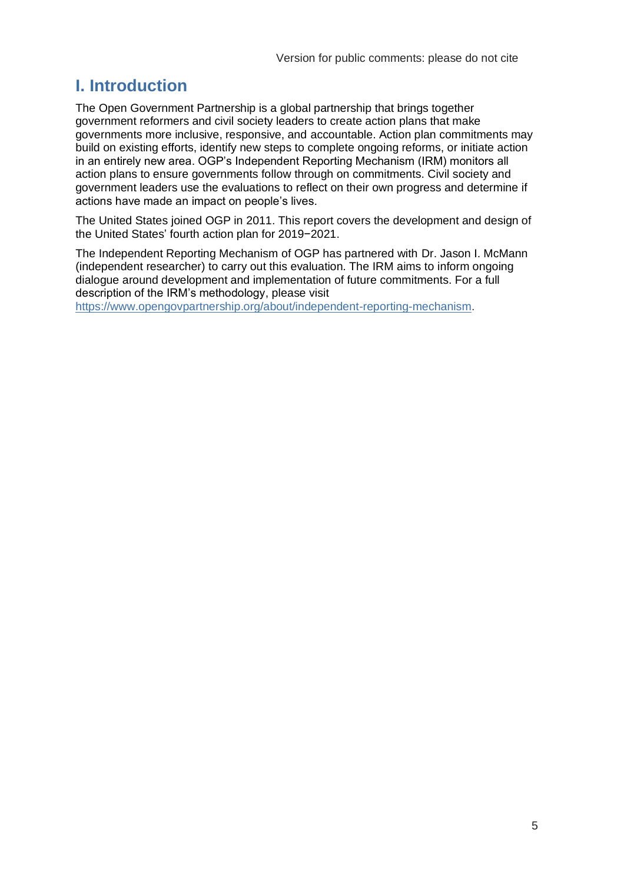# I. Introduction

The Open Government Partnership is a global partnership that brings together government reformers and civil society leaders to create action plans that make governments more inclusive, responsive, and accountable. Action plan commitments may build on existing efforts, identify new steps to complete ongoing reforms, or initiate action in an entirely new area. OGP's Independent Reporting Mechanism (IRM) monitors all action plans to ensure governments follow through on commitments. Civil society and government leaders use the evaluations to reflect on their own progress and determine if actions have made an impact on people's lives.

The United States joined OGP in 2011. This report covers the development and design of the United States' fourth action plan for 2019−2021.

The Independent Reporting Mechanism of OGP has partnered with Dr. Jason I. McMann (independent researcher) to carry out this evaluation. The IRM aims to inform ongoing dialogue around development and implementation of future commitments. For a full description of the IRM's methodology, please visit https://www.opengovpartnership.org/about/independent-reporting-mechanism.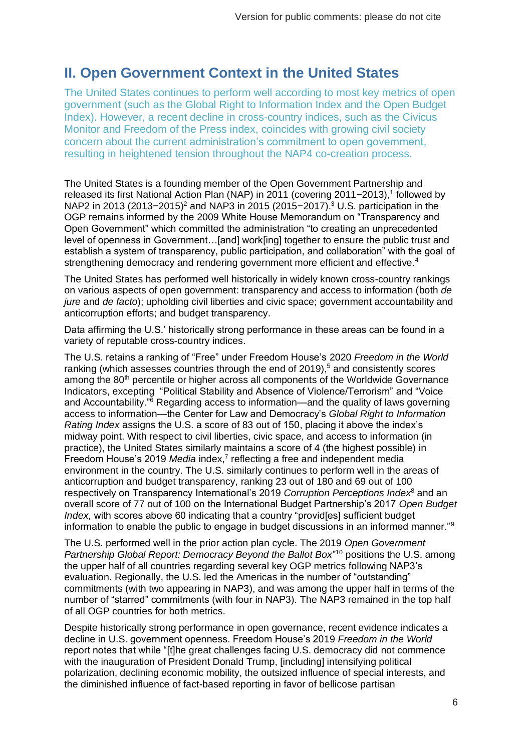## II. Open Government Context in the United States

The United States continues to perform well according to most key metrics of open government (such as the Global Right to Information Index and the Open Budget Index). However, a recent decline in cross-country indices, such as the Civicus Monitor and Freedom of the Press index, coincides with growing civil society concern about the current administration's commitment to open government, resulting in heightened tension throughout the NAP4 co-creation process.

The United States is a founding member of the Open Government Partnership and released its first National Action Plan (NAP) in 2011 (covering 2011−2013),[1] followed by NAP2 in 2013 (2013−2015)[2] and NAP3 in 2015 (2015−2017).[3] U.S. participation in the OGP remains informed by the 2009 White House Memorandum on "Transparency and Open Government" which committed the administration "to creating an unprecedented level of openness in Government…[and] work[ing] together to ensure the public trust and establish a system of transparency, public participation, and collaboration" with the goal of strengthening democracy and rendering government more efficient and effective.[4]

The United States has performed well historically in widely known cross-country rankings on various aspects of open government: transparency and access to information (both *de jure* and *de facto*); upholding civil liberties and civic space; government accountability and anticorruption efforts; and budget transparency.

Data affirming the U.S.' historically strong performance in these areas can be found in a variety of reputable cross-country indices.

The U.S. retains a ranking of "Free" under Freedom House's 2020 *Freedom in the World* ranking (which assesses countries through the end of 2019),[5] and consistently scores among the 80th percentile or higher across all components of the Worldwide Governance Indicators, excepting "Political Stability and Absence of Violence/Terrorism" and "Voice and Accountability."[6] Regarding access to information—and the quality of laws governing access to information—the Center for Law and Democracy's *Global Right to Information Rating Index* assigns the U.S. a score of 83 out of 150, placing it above the index's midway point. With respect to civil liberties, civic space, and access to information (in practice), the United States similarly maintains a score of 4 (the highest possible) in Freedom House's 2019 *Media* index,[7] reflecting a free and independent media environment in the country. The U.S. similarly continues to perform well in the areas of anticorruption and budget transparency, ranking 23 out of 180 and 69 out of 100 respectively on Transparency International's 2019 *Corruption Perceptions Index*[8] and an overall score of 77 out of 100 on the International Budget Partnership's 2017 *Open Budget Index,* with scores above 60 indicating that a country "provid[es] sufficient budget information to enable the public to engage in budget discussions in an informed manner."[9]

The U.S. performed well in the prior action plan cycle. The 2019 *Open Government Partnership Global Report: Democracy Beyond the Ballot Box*"[10] positions the U.S. among the upper half of all countries regarding several key OGP metrics following NAP3's evaluation. Regionally, the U.S. led the Americas in the number of "outstanding" commitments (with two appearing in NAP3), and was among the upper half in terms of the number of "starred" commitments (with four in NAP3). The NAP3 remained in the top half of all OGP countries for both metrics.

Despite historically strong performance in open governance, recent evidence indicates a decline in U.S. government openness. Freedom House's 2019 *Freedom in the World* report notes that while "[t]he great challenges facing U.S. democracy did not commence with the inauguration of President Donald Trump, [including] intensifying political polarization, declining economic mobility, the outsized influence of special interests, and the diminished influence of fact-based reporting in favor of bellicose partisan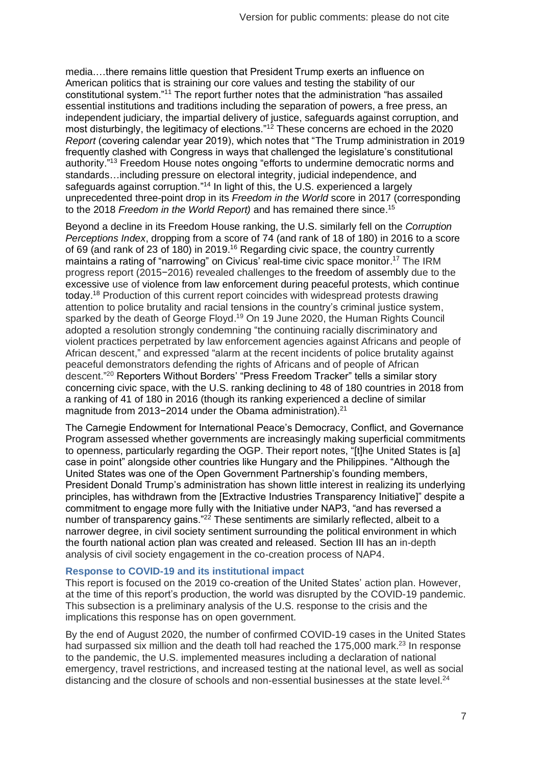media.…there remains little question that President Trump exerts an influence on American politics that is straining our core values and testing the stability of our constitutional system."[11] The report further notes that the administration "has assailed essential institutions and traditions including the separation of powers, a free press, an independent judiciary, the impartial delivery of justice, safeguards against corruption, and most disturbingly, the legitimacy of elections."[12] These concerns are echoed in the 2020 *Report* (covering calendar year 2019), which notes that "The Trump administration in 2019 frequently clashed with Congress in ways that challenged the legislature's constitutional authority."[13] Freedom House notes ongoing "efforts to undermine democratic norms and standards…including pressure on electoral integrity, judicial independence, and safeguards against corruption."[14] In light of this, the U.S. experienced a largely unprecedented three-point drop in its *Freedom in the World* score in 2017 (corresponding to the 2018 *Freedom in the World Report)* and has remained there since.[15]

Beyond a decline in its Freedom House ranking, the U.S. similarly fell on the *Corruption Perceptions Index*, dropping from a score of 74 (and rank of 18 of 180) in 2016 to a score of 69 (and rank of 23 of 180) in 2019.[16] Regarding civic space, the country currently maintains a rating of "narrowing" on Civicus' real-time civic space monitor.[17] The IRM progress report (2015−2016) revealed challenges to the freedom of assembly due to the excessive use of violence from law enforcement during peaceful protests, which continue today.[18] Production of this current report coincides with widespread protests drawing attention to police brutality and racial tensions in the country's criminal justice system, sparked by the death of George Floyd.[19] On 19 June 2020, the Human Rights Council adopted a resolution strongly condemning "the continuing racially discriminatory and violent practices perpetrated by law enforcement agencies against Africans and people of African descent," and expressed "alarm at the recent incidents of police brutality against peaceful demonstrators defending the rights of Africans and of people of African descent."[20] Reporters Without Borders' "Press Freedom Tracker" tells a similar story concerning civic space, with the U.S. ranking declining to 48 of 180 countries in 2018 from a ranking of 41 of 180 in 2016 (though its ranking experienced a decline of similar magnitude from 2013−2014 under the Obama administration).[21]

The Carnegie Endowment for International Peace's Democracy, Conflict, and Governance Program assessed whether governments are increasingly making superficial commitments to openness, particularly regarding the OGP. Their report notes, "[t]he United States is [a] case in point" alongside other countries like Hungary and the Philippines. "Although the United States was one of the Open Government Partnership's founding members, President Donald Trump's administration has shown little interest in realizing its underlying principles, has withdrawn from the [Extractive Industries Transparency Initiative]" despite a commitment to engage more fully with the Initiative under NAP3, "and has reversed a number of transparency gains."[22] These sentiments are similarly reflected, albeit to a narrower degree, in civil society sentiment surrounding the political environment in which the fourth national action plan was created and released. Section III has an in-depth analysis of civil society engagement in the co-creation process of NAP4.

### Response to COVID-19 and its institutional impact

This report is focused on the 2019 co-creation of the United States' action plan. However, at the time of this report's production, the world was disrupted by the COVID-19 pandemic. This subsection is a preliminary analysis of the U.S. response to the crisis and the implications this response has on open government.

By the end of August 2020, the number of confirmed COVID-19 cases in the United States had surpassed six million and the death toll had reached the 175,000 mark.[23] In response to the pandemic, the U.S. implemented measures including a declaration of national emergency, travel restrictions, and increased testing at the national level, as well as social distancing and the closure of schools and non-essential businesses at the state level.[24]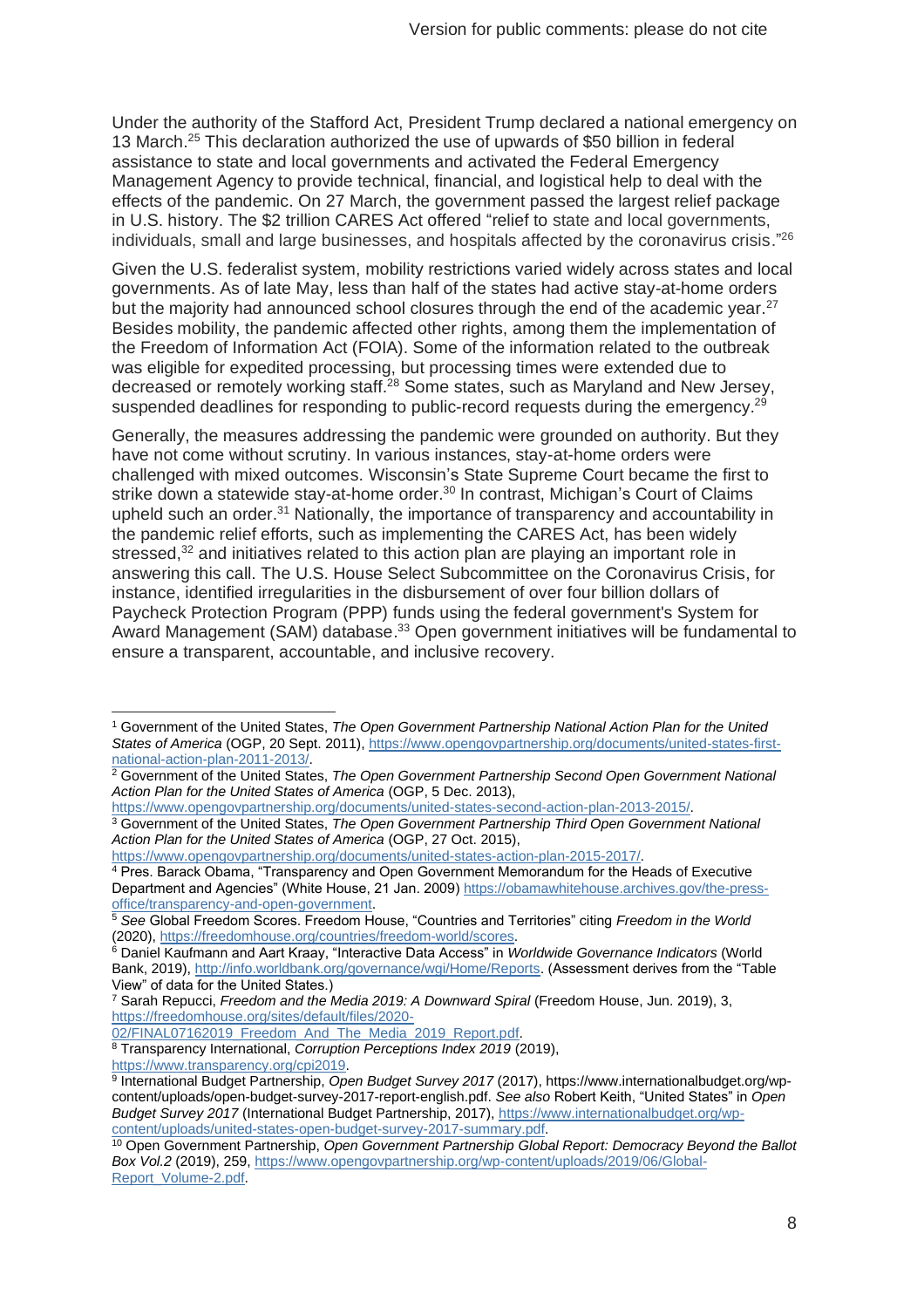Under the authority of the Stafford Act, President Trump declared a national emergency on 13 March.[25] This declaration authorized the use of upwards of $50 billion in federal assistance to state and local governments and activated the Federal Emergency Management Agency to provide technical, financial, and logistical help to deal with the effects of the pandemic. On 27 March, the government passed the largest relief package in U.S. history. The $2 trillion CARES Act offered "relief to state and local governments, individuals, small and large businesses, and hospitals affected by the coronavirus crisis."[26]

Given the U.S. federalist system, mobility restrictions varied widely across states and local governments. As of late May, less than half of the states had active stay-at-home orders but the majority had announced school closures through the end of the academic year.[27] Besides mobility, the pandemic affected other rights, among them the implementation of the Freedom of Information Act (FOIA). Some of the information related to the outbreak was eligible for expedited processing, but processing times were extended due to decreased or remotely working staff.[28] Some states, such as Maryland and New Jersey, suspended deadlines for responding to public-record requests during the emergency.[29]

Generally, the measures addressing the pandemic were grounded on authority. But they have not come without scrutiny. In various instances, stay-at-home orders were challenged with mixed outcomes. Wisconsin's State Supreme Court became the first to strike down a statewide stay-at-home order.[30] In contrast, Michigan's Court of Claims upheld such an order.[31] Nationally, the importance of transparency and accountability in the pandemic relief efforts, such as implementing the CARES Act, has been widely stressed,[32] and initiatives related to this action plan are playing an important role in answering this call. The U.S. House Select Subcommittee on the Coronavirus Crisis, for instance, identified irregularities in the disbursement of over four billion dollars of Paycheck Protection Program (PPP) funds using the federal government's System for Award Management (SAM) database.[33] Open government initiatives will be fundamental to ensure a transparent, accountable, and inclusive recovery.

---

[1] Government of the United States, *The Open Government Partnership National Action Plan for the United States of America* (OGP, 20 Sept. 2011), https://www.opengovpartnership.org/documents/united-states-first-national-action-plan-2011-2013/.

[2] Government of the United States, *The Open Government Partnership Second Open Government National Action Plan for the United States of America* (OGP, 5 Dec. 2013), https://www.opengovpartnership.org/documents/united-states-second-action-plan-2013-2015/.

[3] Government of the United States, *The Open Government Partnership Third Open Government National Action Plan for the United States of America* (OGP, 27 Oct. 2015), https://www.opengovpartnership.org/documents/united-states-action-plan-2015-2017/.

[4] Pres. Barack Obama, "Transparency and Open Government Memorandum for the Heads of Executive Department and Agencies" (White House, 21 Jan. 2009) https://obamawhitehouse.archives.gov/the-press-office/transparency-and-open-government.

[5] *See* Global Freedom Scores. Freedom House, "Countries and Territories" citing *Freedom in the World* (2020), https://freedomhouse.org/countries/freedom-world/scores.

[6] Daniel Kaufmann and Aart Kraay, "Interactive Data Access" in *Worldwide Governance Indicators* (World Bank, 2019), http://info.worldbank.org/governance/wgi/Home/Reports. (Assessment derives from the "Table View" of data for the United States.)

[7] Sarah Repucci, *Freedom and the Media 2019: A Downward Spiral* (Freedom House, Jun. 2019), 3, https://freedomhouse.org/sites/default/files/2020-02/FINAL07162019_Freedom_And_The_Media_2019_Report.pdf.

[8] Transparency International, *Corruption Perceptions Index 2019* (2019), https://www.transparency.org/cpi2019.

[9] International Budget Partnership, *Open Budget Survey 2017* (2017), https://www.internationalbudget.org/wp-content/uploads/open-budget-survey-2017-report-english.pdf. *See also* Robert Keith, "United States" in *Open Budget Survey 2017* (International Budget Partnership, 2017), https://www.internationalbudget.org/wp-content/uploads/united-states-open-budget-survey-2017-summary.pdf.

[10] Open Government Partnership, *Open Government Partnership Global Report: Democracy Beyond the Ballot Box Vol.2* (2019), 259, https://www.opengovpartnership.org/wp-content/uploads/2019/06/Global-Report_Volume-2.pdf.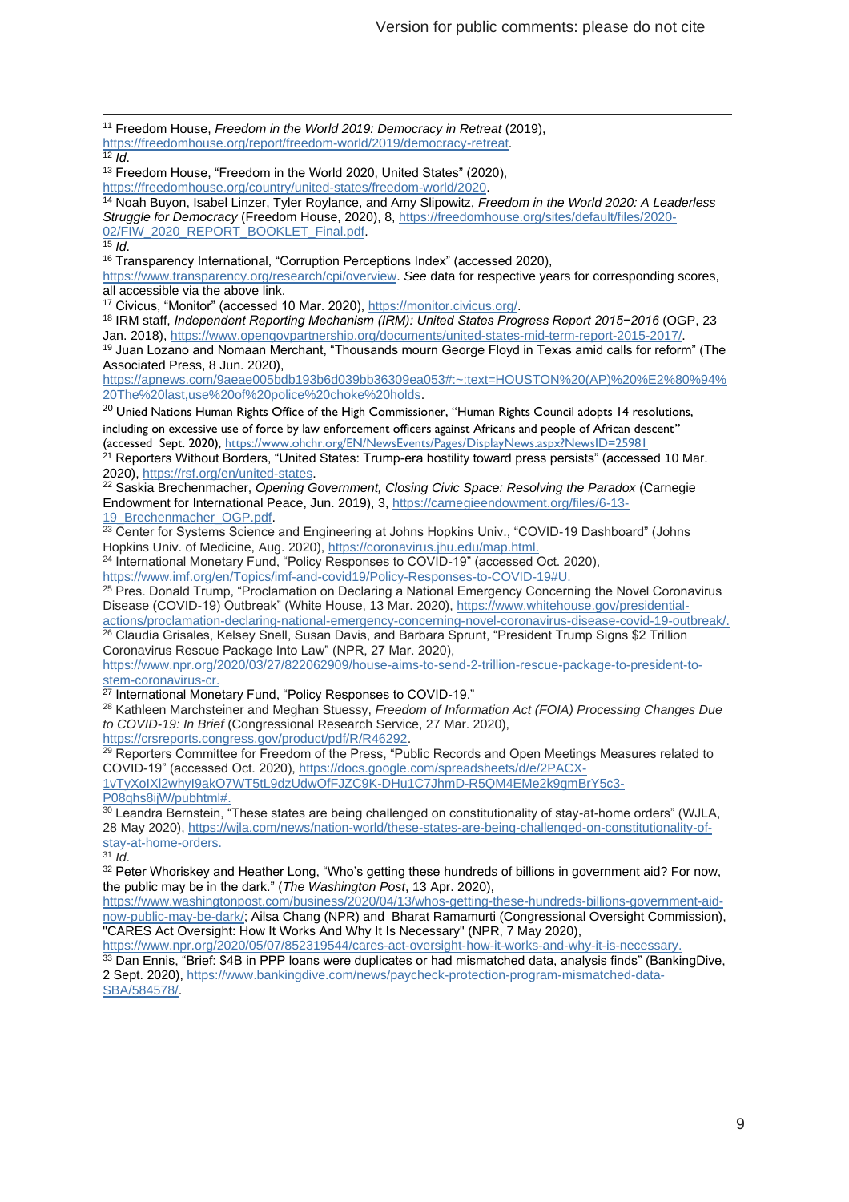[11] Freedom House, *Freedom in the World 2019: Democracy in Retreat* (2019), https://freedomhouse.org/report/freedom-world/2019/democracy-retreat.

[12] *Id*.

[13] Freedom House, "Freedom in the World 2020, United States" (2020), https://freedomhouse.org/country/united-states/freedom-world/2020.

[14] Noah Buyon, Isabel Linzer, Tyler Roylance, and Amy Slipowitz, *Freedom in the World 2020: A Leaderless Struggle for Democracy* (Freedom House, 2020), 8, https://freedomhouse.org/sites/default/files/2020-02/FIW_2020_REPORT_BOOKLET_Final.pdf.

[15] *Id*.

[16] Transparency International, "Corruption Perceptions Index" (accessed 2020), https://www.transparency.org/research/cpi/overview. *See* data for respective years for corresponding scores, all accessible via the above link.

[17] Civicus, "Monitor" (accessed 10 Mar. 2020), https://monitor.civicus.org/.

[18] IRM staff, *Independent Reporting Mechanism (IRM): United States Progress Report 2015−2016* (OGP, 23 Jan. 2018), https://www.opengovpartnership.org/documents/united-states-mid-term-report-2015-2017/.

[19] Juan Lozano and Nomaan Merchant, "Thousands mourn George Floyd in Texas amid calls for reform" (The Associated Press, 8 Jun. 2020), https://apnews.com/9aeae005bdb193b6d039bb36309ea053#:~:text=HOUSTON%20(AP)%20%E2%80%94%20The%20last,use%20of%20police%20choke%20holds.

[20] Unied Nations Human Rights Office of the High Commissioner, "Human Rights Council adopts 14 resolutions, including on excessive use of force by law enforcement officers against Africans and people of African descent" (accessed Sept. 2020), https://www.ohchr.org/EN/NewsEvents/Pages/DisplayNews.aspx?NewsID=25981

[21] Reporters Without Borders, "United States: Trump-era hostility toward press persists" (accessed 10 Mar. 2020), https://rsf.org/en/united-states.

[22] Saskia Brechenmacher, *Opening Government, Closing Civic Space: Resolving the Paradox* (Carnegie Endowment for International Peace, Jun. 2019), 3, https://carnegieendowment.org/files/6-13-19_Brechenmacher_OGP.pdf.

[23] Center for Systems Science and Engineering at Johns Hopkins Univ., "COVID-19 Dashboard" (Johns Hopkins Univ. of Medicine, Aug. 2020), https://coronavirus.jhu.edu/map.html.

[24] International Monetary Fund, "Policy Responses to COVID-19" (accessed Oct. 2020), https://www.imf.org/en/Topics/imf-and-covid19/Policy-Responses-to-COVID-19#U.

[25] Pres. Donald Trump, "Proclamation on Declaring a National Emergency Concerning the Novel Coronavirus Disease (COVID-19) Outbreak" (White House, 13 Mar. 2020), https://www.whitehouse.gov/presidential-actions/proclamation-declaring-national-emergency-concerning-novel-coronavirus-disease-covid-19-outbreak/.

[26] Claudia Grisales, Kelsey Snell, Susan Davis, and Barbara Sprunt, "President Trump Signs $2 Trillion Coronavirus Rescue Package Into Law" (NPR, 27 Mar. 2020), https://www.npr.org/2020/03/27/822062909/house-aims-to-send-2-trillion-rescue-package-to-president-to-stem-coronavirus-cr.

[27] International Monetary Fund, "Policy Responses to COVID-19."

[28] Kathleen Marchsteiner and Meghan Stuessy, *Freedom of Information Act (FOIA) Processing Changes Due to COVID-19: In Brief* (Congressional Research Service, 27 Mar. 2020), https://crsreports.congress.gov/product/pdf/R/R46292.

[29] Reporters Committee for Freedom of the Press, "Public Records and Open Meetings Measures related to COVID-19" (accessed Oct. 2020), https://docs.google.com/spreadsheets/d/e/2PACX-1vTyXoIXl2whyI9akO7WT5tL9dzUdwOfFJZC9K-DHu1C7JhmD-R5QM4EMe2k9gmBrY5c3-P08qhs8ijW/pubhtml#.

[30] Leandra Bernstein, "These states are being challenged on constitutionality of stay-at-home orders" (WJLA, 28 May 2020), https://wjla.com/news/nation-world/these-states-are-being-challenged-on-constitutionality-of-stay-at-home-orders.

[31] *Id*.

[32] Peter Whoriskey and Heather Long, "Who's getting these hundreds of billions in government aid? For now, the public may be in the dark." (*The Washington Post*, 13 Apr. 2020), https://www.washingtonpost.com/business/2020/04/13/whos-getting-these-hundreds-billions-government-aid-now-public-may-be-dark/; Ailsa Chang (NPR) and Bharat Ramamurti (Congressional Oversight Commission), "CARES Act Oversight: How It Works And Why It Is Necessary" (NPR, 7 May 2020), https://www.npr.org/2020/05/07/852319544/cares-act-oversight-how-it-works-and-why-it-is-necessary.

[33] Dan Ennis, "Brief: $4B in PPP loans were duplicates or had mismatched data, analysis finds" (BankingDive, 2 Sept. 2020), https://www.bankingdive.com/news/paycheck-protection-program-mismatched-data-SBA/584578/.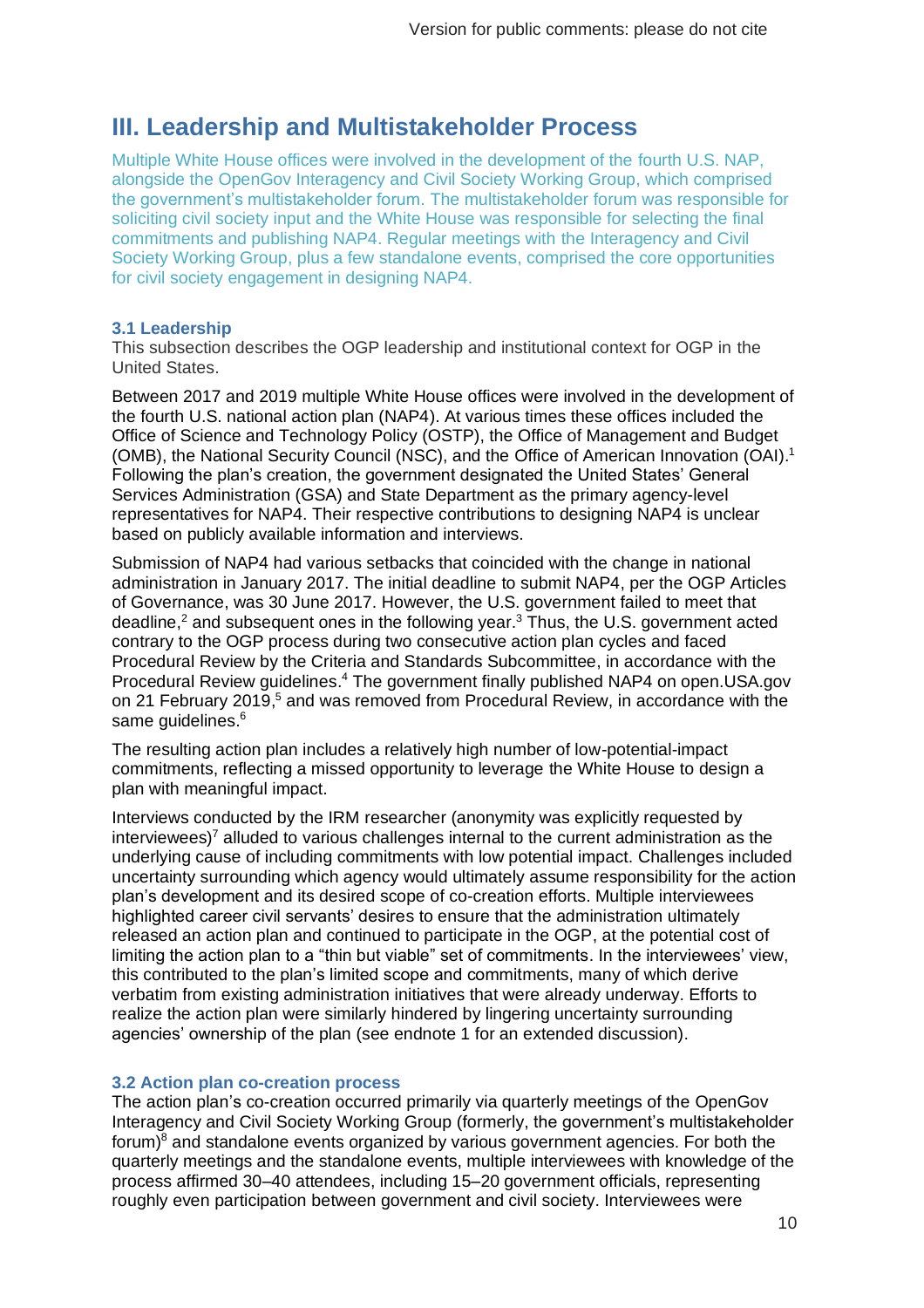# III. Leadership and Multistakeholder Process

Multiple White House offices were involved in the development of the fourth U.S. NAP, alongside the OpenGov Interagency and Civil Society Working Group, which comprised the government's multistakeholder forum. The multistakeholder forum was responsible for soliciting civil society input and the White House was responsible for selecting the final commitments and publishing NAP4. Regular meetings with the Interagency and Civil Society Working Group, plus a few standalone events, comprised the core opportunities for civil society engagement in designing NAP4.

### 3.1 Leadership

This subsection describes the OGP leadership and institutional context for OGP in the United States.

Between 2017 and 2019 multiple White House offices were involved in the development of the fourth U.S. national action plan (NAP4). At various times these offices included the Office of Science and Technology Policy (OSTP), the Office of Management and Budget (OMB), the National Security Council (NSC), and the Office of American Innovation (OAI).[1] Following the plan's creation, the government designated the United States' General Services Administration (GSA) and State Department as the primary agency-level representatives for NAP4. Their respective contributions to designing NAP4 is unclear based on publicly available information and interviews.

Submission of NAP4 had various setbacks that coincided with the change in national administration in January 2017. The initial deadline to submit NAP4, per the OGP Articles of Governance, was 30 June 2017. However, the U.S. government failed to meet that deadline,[2] and subsequent ones in the following year.[3] Thus, the U.S. government acted contrary to the OGP process during two consecutive action plan cycles and faced Procedural Review by the Criteria and Standards Subcommittee, in accordance with the Procedural Review guidelines.[4] The government finally published NAP4 on open.USA.gov on 21 February 2019,[5] and was removed from Procedural Review, in accordance with the same guidelines.[6]

The resulting action plan includes a relatively high number of low-potential-impact commitments, reflecting a missed opportunity to leverage the White House to design a plan with meaningful impact.

Interviews conducted by the IRM researcher (anonymity was explicitly requested by interviewees)[7] alluded to various challenges internal to the current administration as the underlying cause of including commitments with low potential impact. Challenges included uncertainty surrounding which agency would ultimately assume responsibility for the action plan's development and its desired scope of co-creation efforts. Multiple interviewees highlighted career civil servants' desires to ensure that the administration ultimately released an action plan and continued to participate in the OGP, at the potential cost of limiting the action plan to a "thin but viable" set of commitments. In the interviewees' view, this contributed to the plan's limited scope and commitments, many of which derive verbatim from existing administration initiatives that were already underway. Efforts to realize the action plan were similarly hindered by lingering uncertainty surrounding agencies' ownership of the plan (see endnote 1 for an extended discussion).

### 3.2 Action plan co-creation process

The action plan's co-creation occurred primarily via quarterly meetings of the OpenGov Interagency and Civil Society Working Group (formerly, the government's multistakeholder forum)[8] and standalone events organized by various government agencies. For both the quarterly meetings and the standalone events, multiple interviewees with knowledge of the process affirmed 30–40 attendees, including 15–20 government officials, representing roughly even participation between government and civil society. Interviewees were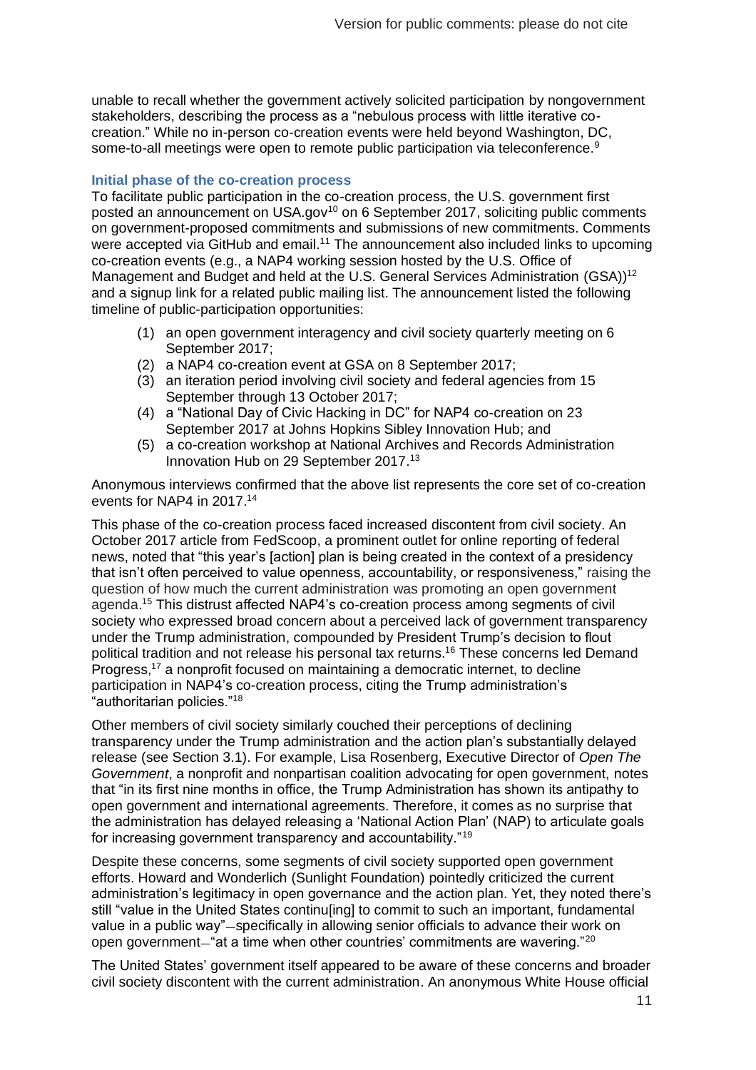unable to recall whether the government actively solicited participation by nongovernment stakeholders, describing the process as a "nebulous process with little iterative co-creation." While no in-person co-creation events were held beyond Washington, DC, some-to-all meetings were open to remote public participation via teleconference.[9]

### Initial phase of the co-creation process

To facilitate public participation in the co-creation process, the U.S. government first posted an announcement on USA.gov[10] on 6 September 2017, soliciting public comments on government-proposed commitments and submissions of new commitments. Comments were accepted via GitHub and email.[11] The announcement also included links to upcoming co-creation events (e.g., a NAP4 working session hosted by the U.S. Office of Management and Budget and held at the U.S. General Services Administration (GSA))[12] and a signup link for a related public mailing list. The announcement listed the following timeline of public-participation opportunities:

1. an open government interagency and civil society quarterly meeting on 6 September 2017;
2. a NAP4 co-creation event at GSA on 8 September 2017;
3. an iteration period involving civil society and federal agencies from 15 September through 13 October 2017;
4. a "National Day of Civic Hacking in DC" for NAP4 co-creation on 23 September 2017 at Johns Hopkins Sibley Innovation Hub; and
5. a co-creation workshop at National Archives and Records Administration Innovation Hub on 29 September 2017.[13]

Anonymous interviews confirmed that the above list represents the core set of co-creation events for NAP4 in 2017.[14]

This phase of the co-creation process faced increased discontent from civil society. An October 2017 article from FedScoop, a prominent outlet for online reporting of federal news, noted that "this year's [action] plan is being created in the context of a presidency that isn't often perceived to value openness, accountability, or responsiveness," raising the question of how much the current administration was promoting an open government agenda.[15] This distrust affected NAP4's co-creation process among segments of civil society who expressed broad concern about a perceived lack of government transparency under the Trump administration, compounded by President Trump's decision to flout political tradition and not release his personal tax returns.[16] These concerns led Demand Progress,[17] a nonprofit focused on maintaining a democratic internet, to decline participation in NAP4's co-creation process, citing the Trump administration's "authoritarian policies."[18]

Other members of civil society similarly couched their perceptions of declining transparency under the Trump administration and the action plan's substantially delayed release (see Section 3.1). For example, Lisa Rosenberg, Executive Director of *Open The Government*, a nonprofit and nonpartisan coalition advocating for open government, notes that "in its first nine months in office, the Trump Administration has shown its antipathy to open government and international agreements. Therefore, it comes as no surprise that the administration has delayed releasing a 'National Action Plan' (NAP) to articulate goals for increasing government transparency and accountability."[19]

Despite these concerns, some segments of civil society supported open government efforts. Howard and Wonderlich (Sunlight Foundation) pointedly criticized the current administration's legitimacy in open governance and the action plan. Yet, they noted there's still "value in the United States continu[ing] to commit to such an important, fundamental value in a public way"—specifically in allowing senior officials to advance their work on open government—"at a time when other countries' commitments are wavering."[20]

The United States' government itself appeared to be aware of these concerns and broader civil society discontent with the current administration. An anonymous White House official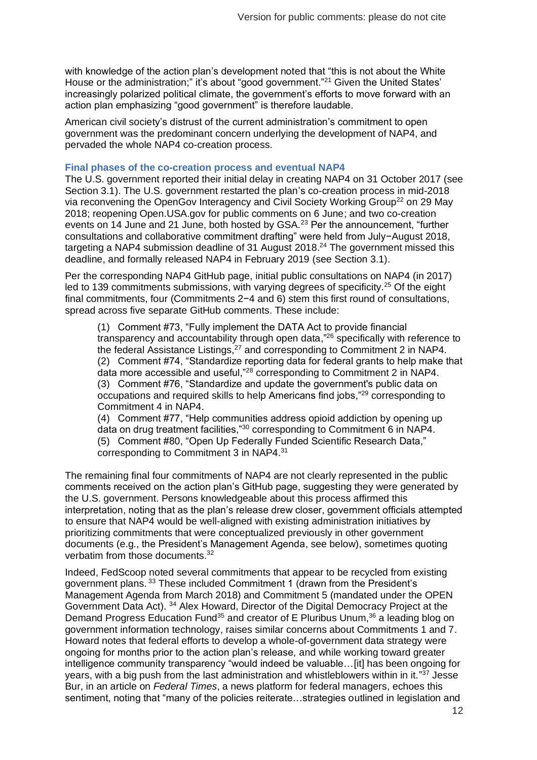with knowledge of the action plan's development noted that "this is not about the White House or the administration;" it's about "good government."[21] Given the United States' increasingly polarized political climate, the government's efforts to move forward with an action plan emphasizing "good government" is therefore laudable.

American civil society's distrust of the current administration's commitment to open government was the predominant concern underlying the development of NAP4, and pervaded the whole NAP4 co-creation process.

### Final phases of the co-creation process and eventual NAP4

The U.S. government reported their initial delay in creating NAP4 on 31 October 2017 (see Section 3.1). The U.S. government restarted the plan's co-creation process in mid-2018 via reconvening the OpenGov Interagency and Civil Society Working Group[22] on 29 May 2018; reopening Open.USA.gov for public comments on 6 June; and two co-creation events on 14 June and 21 June, both hosted by GSA.[23] Per the announcement, "further consultations and collaborative commitment drafting" were held from July−August 2018, targeting a NAP4 submission deadline of 31 August 2018.[24] The government missed this deadline, and formally released NAP4 in February 2019 (see Section 3.1).

Per the corresponding NAP4 GitHub page, initial public consultations on NAP4 (in 2017) led to 139 commitments submissions, with varying degrees of specificity.[25] Of the eight final commitments, four (Commitments 2−4 and 6) stem this first round of consultations, spread across five separate GitHub comments. These include:

> (1) Comment #73, "Fully implement the DATA Act to provide financial transparency and accountability through open data,"[26] specifically with reference to the federal Assistance Listings,[27] and corresponding to Commitment 2 in NAP4.
> (2) Comment #74, "Standardize reporting data for federal grants to help make that data more accessible and useful,"[28] corresponding to Commitment 2 in NAP4.
> (3) Comment #76, "Standardize and update the government's public data on occupations and required skills to help Americans find jobs,"[29] corresponding to Commitment 4 in NAP4.
> (4) Comment #77, "Help communities address opioid addiction by opening up data on drug treatment facilities,"[30] corresponding to Commitment 6 in NAP4.
> (5) Comment #80, "Open Up Federally Funded Scientific Research Data," corresponding to Commitment 3 in NAP4.[31]

The remaining final four commitments of NAP4 are not clearly represented in the public comments received on the action plan's GitHub page, suggesting they were generated by the U.S. government. Persons knowledgeable about this process affirmed this interpretation, noting that as the plan's release drew closer, government officials attempted to ensure that NAP4 would be well-aligned with existing administration initiatives by prioritizing commitments that were conceptualized previously in other government documents (e.g., the President's Management Agenda, see below), sometimes quoting verbatim from those documents.[32]

Indeed, FedScoop noted several commitments that appear to be recycled from existing government plans.[33] These included Commitment 1 (drawn from the President's Management Agenda from March 2018) and Commitment 5 (mandated under the OPEN Government Data Act).[34] Alex Howard, Director of the Digital Democracy Project at the Demand Progress Education Fund[35] and creator of E Pluribus Unum,[36] a leading blog on government information technology, raises similar concerns about Commitments 1 and 7. Howard notes that federal efforts to develop a whole-of-government data strategy were ongoing for months prior to the action plan's release, and while working toward greater intelligence community transparency "would indeed be valuable…[it] has been ongoing for years, with a big push from the last administration and whistleblowers within in it."[37] Jesse Bur, in an article on *Federal Times*, a news platform for federal managers, echoes this sentiment, noting that "many of the policies reiterate…strategies outlined in legislation and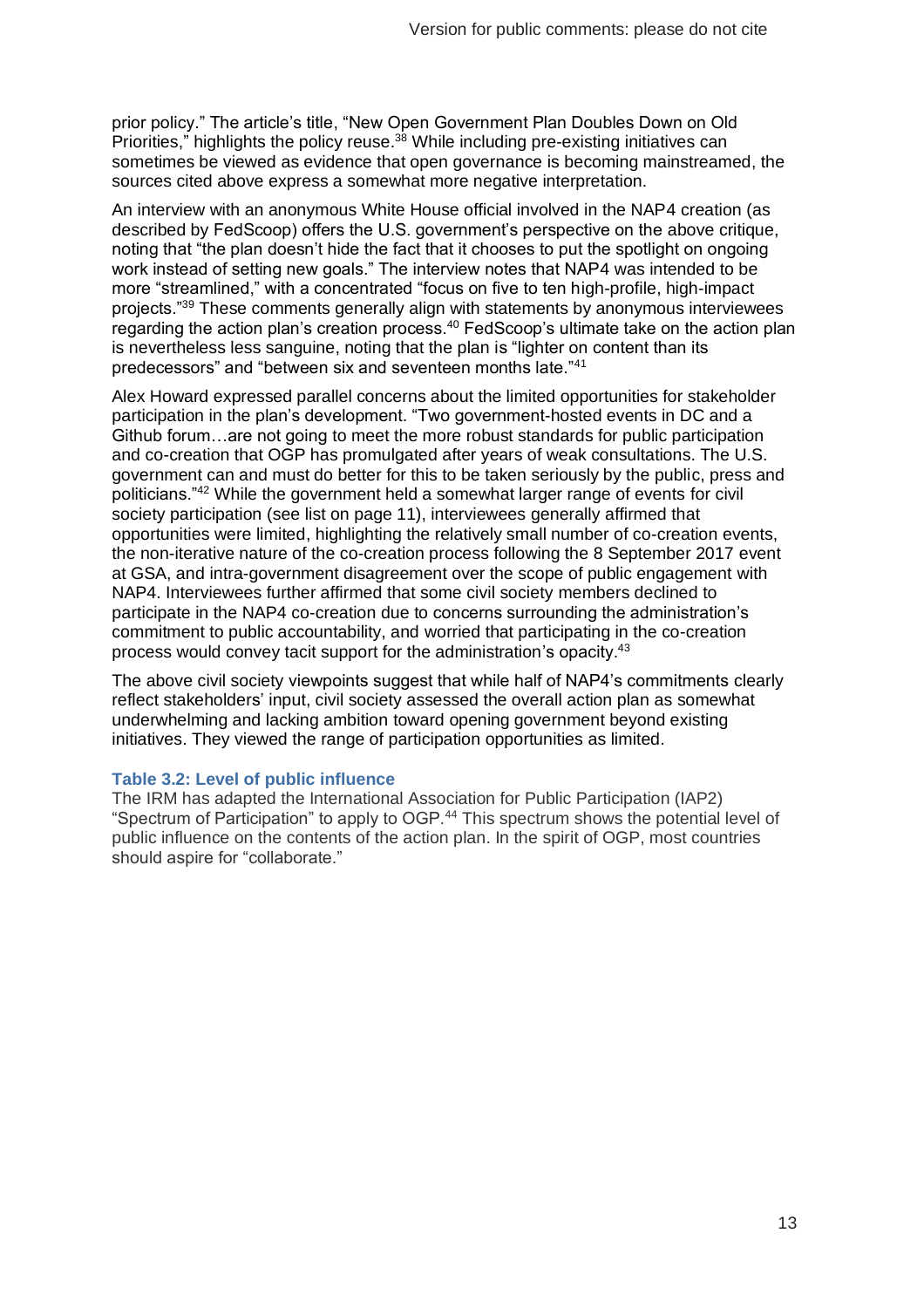prior policy." The article's title, "New Open Government Plan Doubles Down on Old Priorities," highlights the policy reuse.[38] While including pre-existing initiatives can sometimes be viewed as evidence that open governance is becoming mainstreamed, the sources cited above express a somewhat more negative interpretation.

An interview with an anonymous White House official involved in the NAP4 creation (as described by FedScoop) offers the U.S. government's perspective on the above critique, noting that "the plan doesn't hide the fact that it chooses to put the spotlight on ongoing work instead of setting new goals." The interview notes that NAP4 was intended to be more "streamlined," with a concentrated "focus on five to ten high-profile, high-impact projects."[39] These comments generally align with statements by anonymous interviewees regarding the action plan's creation process.[40] FedScoop's ultimate take on the action plan is nevertheless less sanguine, noting that the plan is "lighter on content than its predecessors" and "between six and seventeen months late."[41]

Alex Howard expressed parallel concerns about the limited opportunities for stakeholder participation in the plan's development. "Two government-hosted events in DC and a Github forum…are not going to meet the more robust standards for public participation and co-creation that OGP has promulgated after years of weak consultations. The U.S. government can and must do better for this to be taken seriously by the public, press and politicians."[42] While the government held a somewhat larger range of events for civil society participation (see list on page 11), interviewees generally affirmed that opportunities were limited, highlighting the relatively small number of co-creation events, the non-iterative nature of the co-creation process following the 8 September 2017 event at GSA, and intra-government disagreement over the scope of public engagement with NAP4. Interviewees further affirmed that some civil society members declined to participate in the NAP4 co-creation due to concerns surrounding the administration's commitment to public accountability, and worried that participating in the co-creation process would convey tacit support for the administration's opacity.[43]

The above civil society viewpoints suggest that while half of NAP4's commitments clearly reflect stakeholders' input, civil society assessed the overall action plan as somewhat underwhelming and lacking ambition toward opening government beyond existing initiatives. They viewed the range of participation opportunities as limited.

### Table 3.2: Level of public influence

The IRM has adapted the International Association for Public Participation (IAP2) "Spectrum of Participation" to apply to OGP.[44] This spectrum shows the potential level of public influence on the contents of the action plan. In the spirit of OGP, most countries should aspire for "collaborate."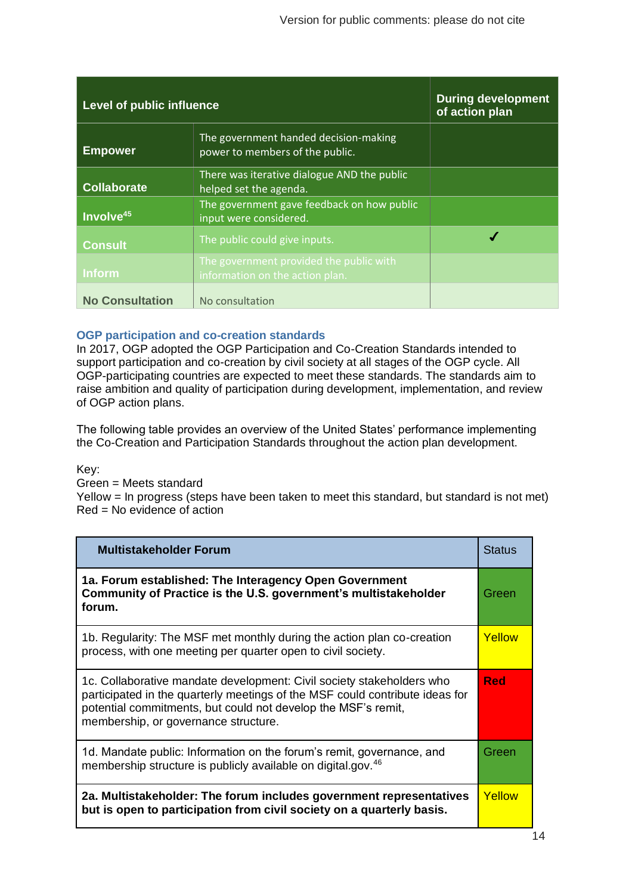| Level of public influence | | During development of action plan |
|---|---|---|
| **Empower** | The government handed decision-making power to members of the public. | |
| **Collaborate** | There was iterative dialogue AND the public helped set the agenda. | |
| **Involve**[45] | The government gave feedback on how public input were considered. | |
| **Consult** | The public could give inputs. | ✔ |
| **Inform** | The government provided the public with information on the action plan. | |
| **No Consultation** | No consultation | |

### OGP participation and co-creation standards

In 2017, OGP adopted the OGP Participation and Co-Creation Standards intended to support participation and co-creation by civil society at all stages of the OGP cycle. All OGP-participating countries are expected to meet these standards. The standards aim to raise ambition and quality of participation during development, implementation, and review of OGP action plans.

The following table provides an overview of the United States' performance implementing the Co-Creation and Participation Standards throughout the action plan development.

Key:
Green = Meets standard
Yellow = In progress (steps have been taken to meet this standard, but standard is not met)
Red = No evidence of action

| Multistakeholder Forum | Status |
|---|---|
| **1a. Forum established: The Interagency Open Government Community of Practice is the U.S. government's multistakeholder forum.** | Green |
| 1b. Regularity: The MSF met monthly during the action plan co-creation process, with one meeting per quarter open to civil society. | Yellow |
| 1c. Collaborative mandate development: Civil society stakeholders who participated in the quarterly meetings of the MSF could contribute ideas for potential commitments, but could not develop the MSF's remit, membership, or governance structure. | **Red** |
| 1d. Mandate public: Information on the forum's remit, governance, and membership structure is publicly available on digital.gov.[46] | Green |
| **2a. Multistakeholder: The forum includes government representatives but is open to participation from civil society on a quarterly basis.** | Yellow |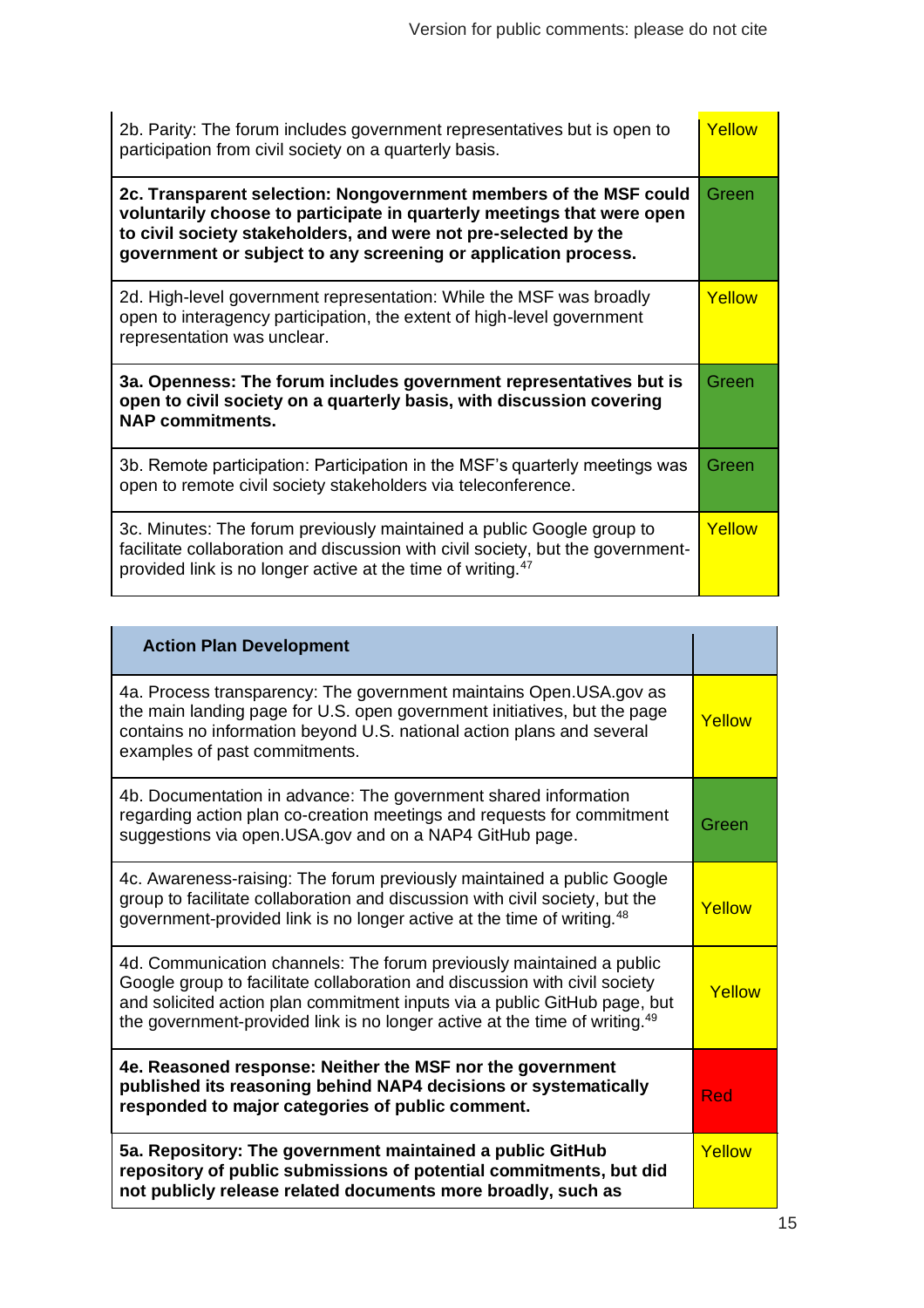| | |
|---|---|
| 2b. Parity: The forum includes government representatives but is open to participation from civil society on a quarterly basis. | Yellow |
| **2c. Transparent selection: Nongovernment members of the MSF could voluntarily choose to participate in quarterly meetings that were open to civil society stakeholders, and were not pre-selected by the government or subject to any screening or application process.** | Green |
| 2d. High-level government representation: While the MSF was broadly open to interagency participation, the extent of high-level government representation was unclear. | Yellow |
| **3a. Openness: The forum includes government representatives but is open to civil society on a quarterly basis, with discussion covering NAP commitments.** | Green |
| 3b. Remote participation: Participation in the MSF's quarterly meetings was open to remote civil society stakeholders via teleconference. | Green |
| 3c. Minutes: The forum previously maintained a public Google group to facilitate collaboration and discussion with civil society, but the government-provided link is no longer active at the time of writing.[47] | Yellow |

| **Action Plan Development** | |
|---|---|
| 4a. Process transparency: The government maintains Open.USA.gov as the main landing page for U.S. open government initiatives, but the page contains no information beyond U.S. national action plans and several examples of past commitments. | Yellow |
| 4b. Documentation in advance: The government shared information regarding action plan co-creation meetings and requests for commitment suggestions via open.USA.gov and on a NAP4 GitHub page. | Green |
| 4c. Awareness-raising: The forum previously maintained a public Google group to facilitate collaboration and discussion with civil society, but the government-provided link is no longer active at the time of writing.[48] | Yellow |
| 4d. Communication channels: The forum previously maintained a public Google group to facilitate collaboration and discussion with civil society and solicited action plan commitment inputs via a public GitHub page, but the government-provided link is no longer active at the time of writing.[49] | Yellow |
| **4e. Reasoned response: Neither the MSF nor the government published its reasoning behind NAP4 decisions or systematically responded to major categories of public comment.** | Red |
| **5a. Repository: The government maintained a public GitHub repository of public submissions of potential commitments, but did not publicly release related documents more broadly, such as** | Yellow |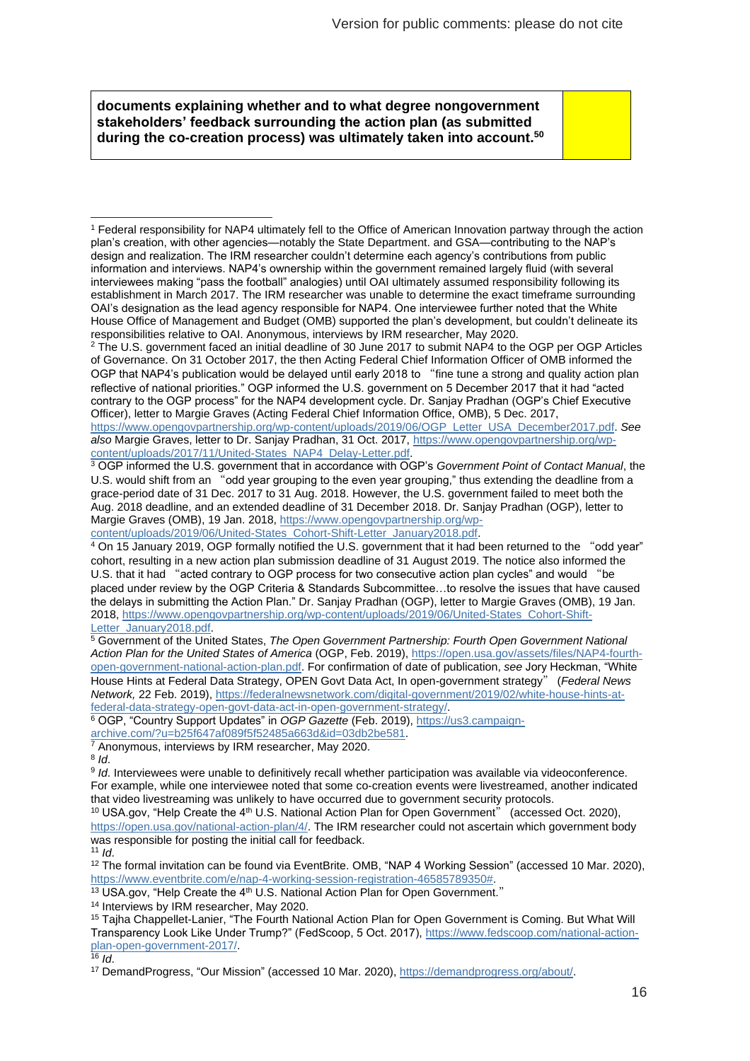| **documents explaining whether and to what degree nongovernment stakeholders' feedback surrounding the action plan (as submitted during the co-creation process) was ultimately taken into account.**[50] | |
|---|---|

[1] Federal responsibility for NAP4 ultimately fell to the Office of American Innovation partway through the action plan's creation, with other agencies—notably the State Department. and GSA—contributing to the NAP's design and realization. The IRM researcher couldn't determine each agency's contributions from public information and interviews. NAP4's ownership within the government remained largely fluid (with several interviewees making "pass the football" analogies) until OAI ultimately assumed responsibility following its establishment in March 2017. The IRM researcher was unable to determine the exact timeframe surrounding OAI's designation as the lead agency responsible for NAP4. One interviewee further noted that the White House Office of Management and Budget (OMB) supported the plan's development, but couldn't delineate its responsibilities relative to OAI. Anonymous, interviews by IRM researcher, May 2020.

[2] The U.S. government faced an initial deadline of 30 June 2017 to submit NAP4 to the OGP per OGP Articles of Governance. On 31 October 2017, the then Acting Federal Chief Information Officer of OMB informed the OGP that NAP4's publication would be delayed until early 2018 to "fine tune a strong and quality action plan reflective of national priorities." OGP informed the U.S. government on 5 December 2017 that it had "acted contrary to the OGP process" for the NAP4 development cycle. Dr. Sanjay Pradhan (OGP's Chief Executive Officer), letter to Margie Graves (Acting Federal Chief Information Office, OMB), 5 Dec. 2017, https://www.opengovpartnership.org/wp-content/uploads/2019/06/OGP_Letter_USA_December2017.pdf. *See also* Margie Graves, letter to Dr. Sanjay Pradhan, 31 Oct. 2017, https://www.opengovpartnership.org/wp-content/uploads/2017/11/United-States_NAP4_Delay-Letter.pdf.

[3] OGP informed the U.S. government that in accordance with OGP's *Government Point of Contact Manual*, the U.S. would shift from an "odd year grouping to the even year grouping," thus extending the deadline from a grace-period date of 31 Dec. 2017 to 31 Aug. 2018. However, the U.S. government failed to meet both the Aug. 2018 deadline, and an extended deadline of 31 December 2018. Dr. Sanjay Pradhan (OGP), letter to Margie Graves (OMB), 19 Jan. 2018, https://www.opengovpartnership.org/wp-content/uploads/2019/06/United-States_Cohort-Shift-Letter_January2018.pdf.

[4] On 15 January 2019, OGP formally notified the U.S. government that it had been returned to the "odd year" cohort, resulting in a new action plan submission deadline of 31 August 2019. The notice also informed the U.S. that it had "acted contrary to OGP process for two consecutive action plan cycles" and would "be placed under review by the OGP Criteria & Standards Subcommittee…to resolve the issues that have caused the delays in submitting the Action Plan." Dr. Sanjay Pradhan (OGP), letter to Margie Graves (OMB), 19 Jan. 2018, https://www.opengovpartnership.org/wp-content/uploads/2019/06/United-States_Cohort-Shift-Letter_January2018.pdf.

[5] Government of the United States, *The Open Government Partnership: Fourth Open Government National Action Plan for the United States of America* (OGP, Feb. 2019), https://open.usa.gov/assets/files/NAP4-fourth-open-government-national-action-plan.pdf. For confirmation of date of publication, *see* Jory Heckman, "White House Hints at Federal Data Strategy, OPEN Govt Data Act, In open-government strategy" (*Federal News Network,* 22 Feb. 2019), https://federalnewsnetwork.com/digital-government/2019/02/white-house-hints-at-federal-data-strategy-open-govt-data-act-in-open-government-strategy/.

[6] OGP, "Country Support Updates" in *OGP Gazette* (Feb. 2019), https://us3.campaign-archive.com/?u=b25f647af089f5f52485a663d&id=03db2be581.

[7] Anonymous, interviews by IRM researcher, May 2020.

[8] *Id*.

[9] *Id*. Interviewees were unable to definitively recall whether participation was available via videoconference. For example, while one interviewee noted that some co-creation events were livestreamed, another indicated that video livestreaming was unlikely to have occurred due to government security protocols.

[10] USA.gov, "Help Create the 4th U.S. National Action Plan for Open Government" (accessed Oct. 2020), https://open.usa.gov/national-action-plan/4/. The IRM researcher could not ascertain which government body was responsible for posting the initial call for feedback.

[11] *Id*.

[12] The formal invitation can be found via EventBrite. OMB, "NAP 4 Working Session" (accessed 10 Mar. 2020), https://www.eventbrite.com/e/nap-4-working-session-registration-46585789350#.

[13] USA.gov, "Help Create the 4th U.S. National Action Plan for Open Government."

[14] Interviews by IRM researcher, May 2020.

[15] Tajha Chappellet-Lanier, "The Fourth National Action Plan for Open Government is Coming. But What Will Transparency Look Like Under Trump?" (FedScoop, 5 Oct. 2017), https://www.fedscoop.com/national-action-plan-open-government-2017/.

[16] *Id*.

[17] DemandProgress, "Our Mission" (accessed 10 Mar. 2020), https://demandprogress.org/about/.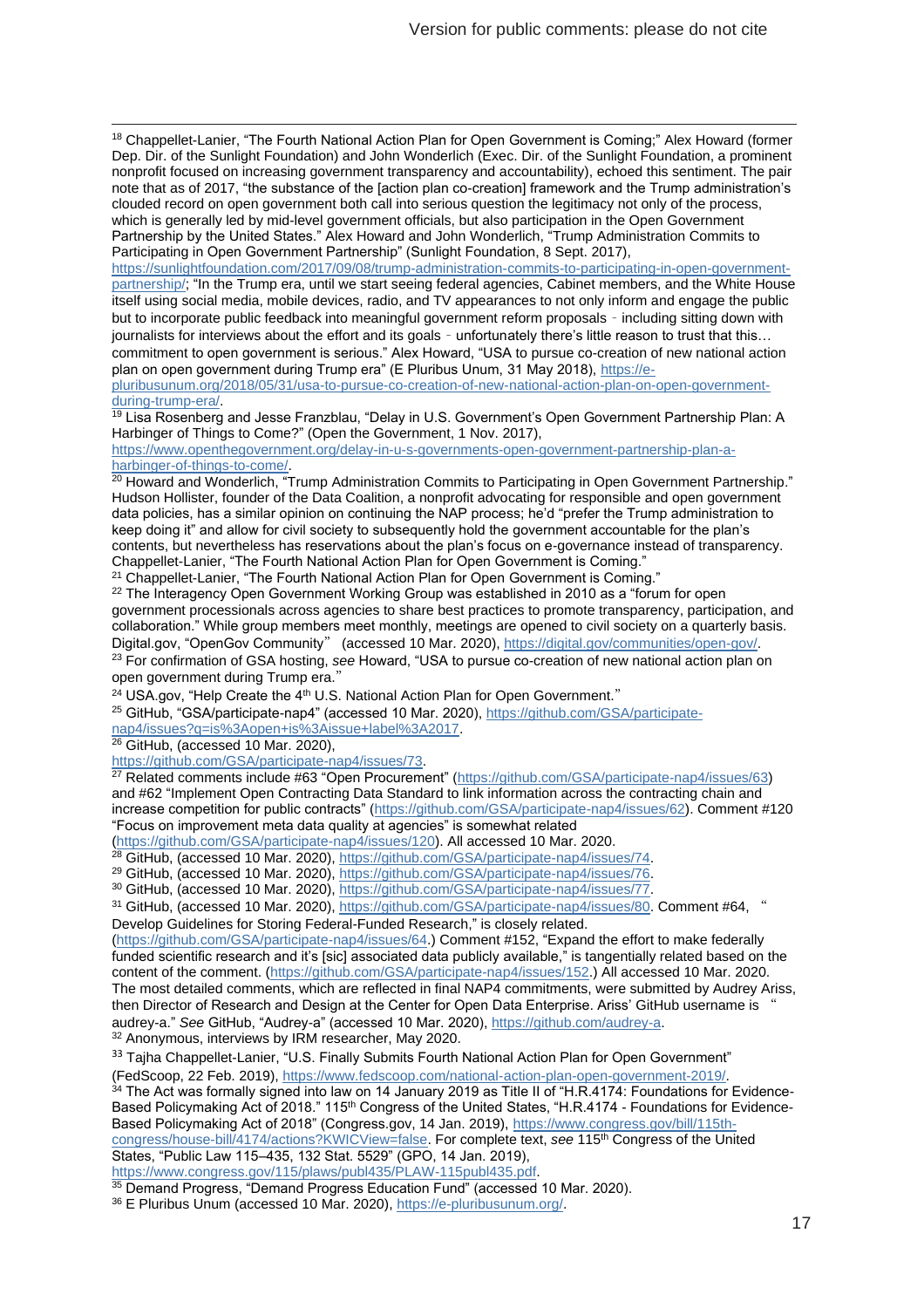[18] Chappellet-Lanier, "The Fourth National Action Plan for Open Government is Coming;" Alex Howard (former Dep. Dir. of the Sunlight Foundation) and John Wonderlich (Exec. Dir. of the Sunlight Foundation, a prominent nonprofit focused on increasing government transparency and accountability), echoed this sentiment. The pair note that as of 2017, "the substance of the [action plan co-creation] framework and the Trump administration's clouded record on open government both call into serious question the legitimacy not only of the process, which is generally led by mid-level government officials, but also participation in the Open Government Partnership by the United States." Alex Howard and John Wonderlich, "Trump Administration Commits to Participating in Open Government Partnership" (Sunlight Foundation, 8 Sept. 2017), https://sunlightfoundation.com/2017/09/08/trump-administration-commits-to-participating-in-open-government-partnership/; "In the Trump era, until we start seeing federal agencies, Cabinet members, and the White House itself using social media, mobile devices, radio, and TV appearances to not only inform and engage the public but to incorporate public feedback into meaningful government reform proposals – including sitting down with journalists for interviews about the effort and its goals – unfortunately there's little reason to trust that this… commitment to open government is serious." Alex Howard, "USA to pursue co-creation of new national action plan on open government during Trump era" (E Pluribus Unum, 31 May 2018), https://e-pluribusunum.org/2018/05/31/usa-to-pursue-co-creation-of-new-national-action-plan-on-open-government-during-trump-era/.

[19] Lisa Rosenberg and Jesse Franzblau, "Delay in U.S. Government's Open Government Partnership Plan: A Harbinger of Things to Come?" (Open the Government, 1 Nov. 2017), https://www.openthegovernment.org/delay-in-u-s-governments-open-government-partnership-plan-a-harbinger-of-things-to-come/.

[20] Howard and Wonderlich, "Trump Administration Commits to Participating in Open Government Partnership." Hudson Hollister, founder of the Data Coalition, a nonprofit advocating for responsible and open government data policies, has a similar opinion on continuing the NAP process; he'd "prefer the Trump administration to keep doing it" and allow for civil society to subsequently hold the government accountable for the plan's contents, but nevertheless has reservations about the plan's focus on e-governance instead of transparency. Chappellet-Lanier, "The Fourth National Action Plan for Open Government is Coming."

[21] Chappellet-Lanier, "The Fourth National Action Plan for Open Government is Coming."

[22] The Interagency Open Government Working Group was established in 2010 as a "forum for open government processionals across agencies to share best practices to promote transparency, participation, and collaboration." While group members meet monthly, meetings are opened to civil society on a quarterly basis. Digital.gov, "OpenGov Community" (accessed 10 Mar. 2020), https://digital.gov/communities/open-gov/.

[23] For confirmation of GSA hosting, *see* Howard, "USA to pursue co-creation of new national action plan on open government during Trump era."

[24] USA.gov, "Help Create the 4th U.S. National Action Plan for Open Government."

[25] GitHub, "GSA/participate-nap4" (accessed 10 Mar. 2020), https://github.com/GSA/participate-nap4/issues?q=is%3Aopen+is%3Aissue+label%3A2017.

[26] GitHub, (accessed 10 Mar. 2020), https://github.com/GSA/participate-nap4/issues/73.

[27] Related comments include #63 "Open Procurement" (https://github.com/GSA/participate-nap4/issues/63) and #62 "Implement Open Contracting Data Standard to link information across the contracting chain and increase competition for public contracts" (https://github.com/GSA/participate-nap4/issues/62). Comment #120 "Focus on improvement meta data quality at agencies" is somewhat related (https://github.com/GSA/participate-nap4/issues/120). All accessed 10 Mar. 2020.

[28] GitHub, (accessed 10 Mar. 2020), https://github.com/GSA/participate-nap4/issues/74.

[29] GitHub, (accessed 10 Mar. 2020), https://github.com/GSA/participate-nap4/issues/76.

[30] GitHub, (accessed 10 Mar. 2020), https://github.com/GSA/participate-nap4/issues/77.

[31] GitHub, (accessed 10 Mar. 2020), https://github.com/GSA/participate-nap4/issues/80. Comment #64, "Develop Guidelines for Storing Federal-Funded Research," is closely related. (https://github.com/GSA/participate-nap4/issues/64.) Comment #152, "Expand the effort to make federally funded scientific research and it's [sic] associated data publicly available," is tangentially related based on the content of the comment. (https://github.com/GSA/participate-nap4/issues/152.) All accessed 10 Mar. 2020. The most detailed comments, which are reflected in final NAP4 commitments, were submitted by Audrey Ariss, then Director of Research and Design at the Center for Open Data Enterprise. Ariss' GitHub username is "audrey-a." *See* GitHub, "Audrey-a" (accessed 10 Mar. 2020), https://github.com/audrey-a.

[32] Anonymous, interviews by IRM researcher, May 2020.

[33] Tajha Chappellet-Lanier, "U.S. Finally Submits Fourth National Action Plan for Open Government" (FedScoop, 22 Feb. 2019), https://www.fedscoop.com/national-action-plan-open-government-2019/.

[34] The Act was formally signed into law on 14 January 2019 as Title II of "H.R.4174: Foundations for Evidence-Based Policymaking Act of 2018." 115th Congress of the United States, "H.R.4174 - Foundations for Evidence-Based Policymaking Act of 2018" (Congress.gov, 14 Jan. 2019), https://www.congress.gov/bill/115th-congress/house-bill/4174/actions?KWICView=false. For complete text, *see* 115th Congress of the United States, "Public Law 115–435, 132 Stat. 5529" (GPO, 14 Jan. 2019), https://www.congress.gov/115/plaws/publ435/PLAW-115publ435.pdf.

[35] Demand Progress, "Demand Progress Education Fund" (accessed 10 Mar. 2020).

[36] E Pluribus Unum (accessed 10 Mar. 2020), https://e-pluribusunum.org/.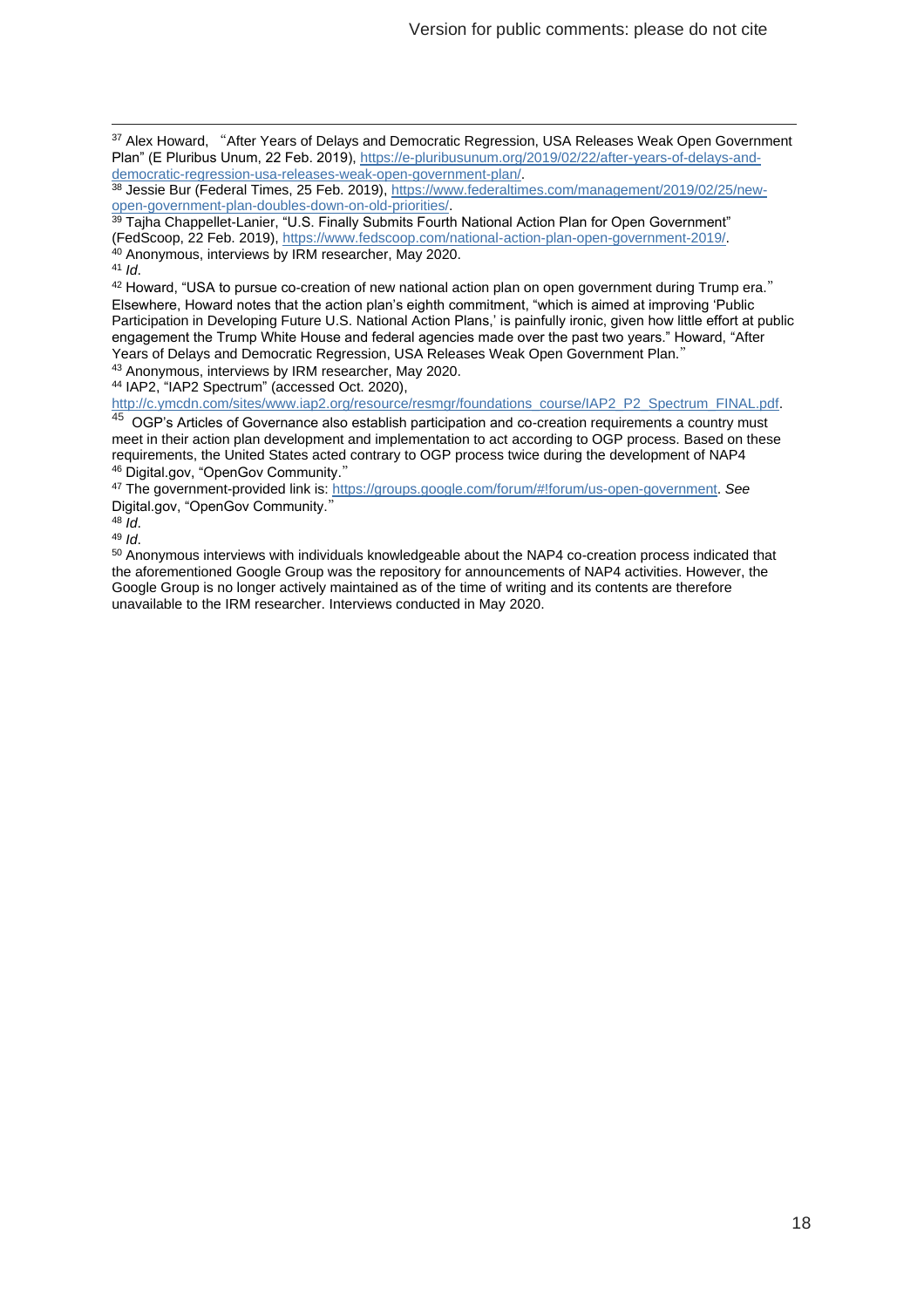[37] Alex Howard, "After Years of Delays and Democratic Regression, USA Releases Weak Open Government Plan" (E Pluribus Unum, 22 Feb. 2019), https://e-pluribusunum.org/2019/02/22/after-years-of-delays-and-democratic-regression-usa-releases-weak-open-government-plan/.

[38] Jessie Bur (Federal Times, 25 Feb. 2019), https://www.federaltimes.com/management/2019/02/25/new-open-government-plan-doubles-down-on-old-priorities/.

[39] Tajha Chappellet-Lanier, "U.S. Finally Submits Fourth National Action Plan for Open Government" (FedScoop, 22 Feb. 2019), https://www.fedscoop.com/national-action-plan-open-government-2019/.

[40] Anonymous, interviews by IRM researcher, May 2020.

[41] *Id.*

[42] Howard, "USA to pursue co-creation of new national action plan on open government during Trump era." Elsewhere, Howard notes that the action plan's eighth commitment, "which is aimed at improving 'Public Participation in Developing Future U.S. National Action Plans,' is painfully ironic, given how little effort at public engagement the Trump White House and federal agencies made over the past two years." Howard, "After Years of Delays and Democratic Regression, USA Releases Weak Open Government Plan."

[43] Anonymous, interviews by IRM researcher, May 2020.

[44] IAP2, "IAP2 Spectrum" (accessed Oct. 2020), http://c.ymcdn.com/sites/www.iap2.org/resource/resmgr/foundations_course/IAP2_P2_Spectrum_FINAL.pdf.

[45] OGP's Articles of Governance also establish participation and co-creation requirements a country must meet in their action plan development and implementation to act according to OGP process. Based on these requirements, the United States acted contrary to OGP process twice during the development of NAP4

[46] Digital.gov, "OpenGov Community."

[47] The government-provided link is: https://groups.google.com/forum/#!forum/us-open-government. *See* Digital.gov, "OpenGov Community."

[48] *Id.*

[49] *Id.*

[50] Anonymous interviews with individuals knowledgeable about the NAP4 co-creation process indicated that the aforementioned Google Group was the repository for announcements of NAP4 activities. However, the Google Group is no longer actively maintained as of the time of writing and its contents are therefore unavailable to the IRM researcher. Interviews conducted in May 2020.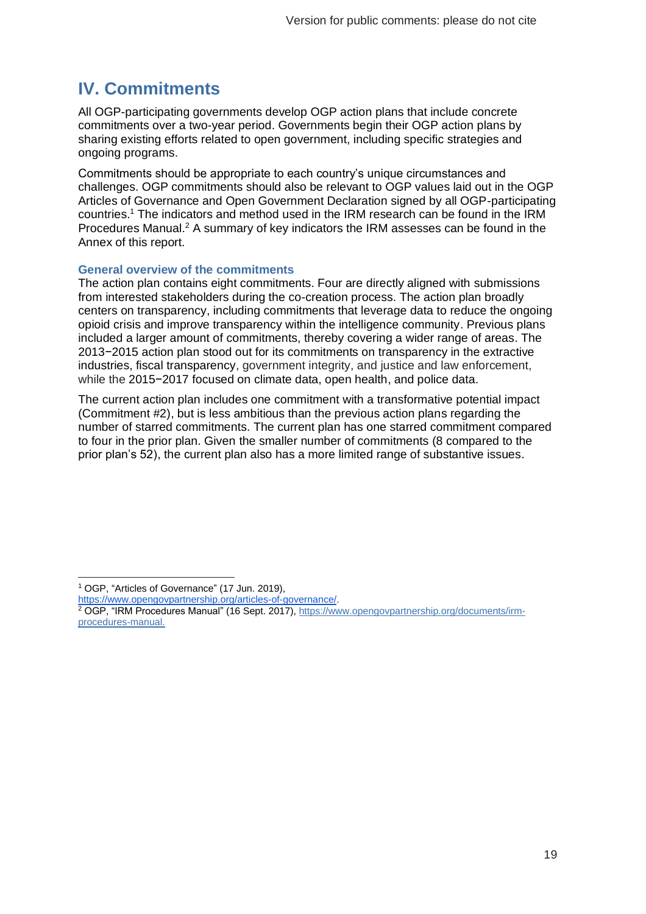# IV. Commitments

All OGP-participating governments develop OGP action plans that include concrete commitments over a two-year period. Governments begin their OGP action plans by sharing existing efforts related to open government, including specific strategies and ongoing programs.

Commitments should be appropriate to each country's unique circumstances and challenges. OGP commitments should also be relevant to OGP values laid out in the OGP Articles of Governance and Open Government Declaration signed by all OGP-participating countries.[1] The indicators and method used in the IRM research can be found in the IRM Procedures Manual.[2] A summary of key indicators the IRM assesses can be found in the Annex of this report.

### General overview of the commitments

The action plan contains eight commitments. Four are directly aligned with submissions from interested stakeholders during the co-creation process. The action plan broadly centers on transparency, including commitments that leverage data to reduce the ongoing opioid crisis and improve transparency within the intelligence community. Previous plans included a larger amount of commitments, thereby covering a wider range of areas. The 2013−2015 action plan stood out for its commitments on transparency in the extractive industries, fiscal transparency, government integrity, and justice and law enforcement, while the 2015−2017 focused on climate data, open health, and police data.

The current action plan includes one commitment with a transformative potential impact (Commitment #2), but is less ambitious than the previous action plans regarding the number of starred commitments. The current plan has one starred commitment compared to four in the prior plan. Given the smaller number of commitments (8 compared to the prior plan's 52), the current plan also has a more limited range of substantive issues.

---

[1] OGP, "Articles of Governance" (17 Jun. 2019), https://www.opengovpartnership.org/articles-of-governance/.

[2] OGP, "IRM Procedures Manual" (16 Sept. 2017), https://www.opengovpartnership.org/documents/irm-procedures-manual.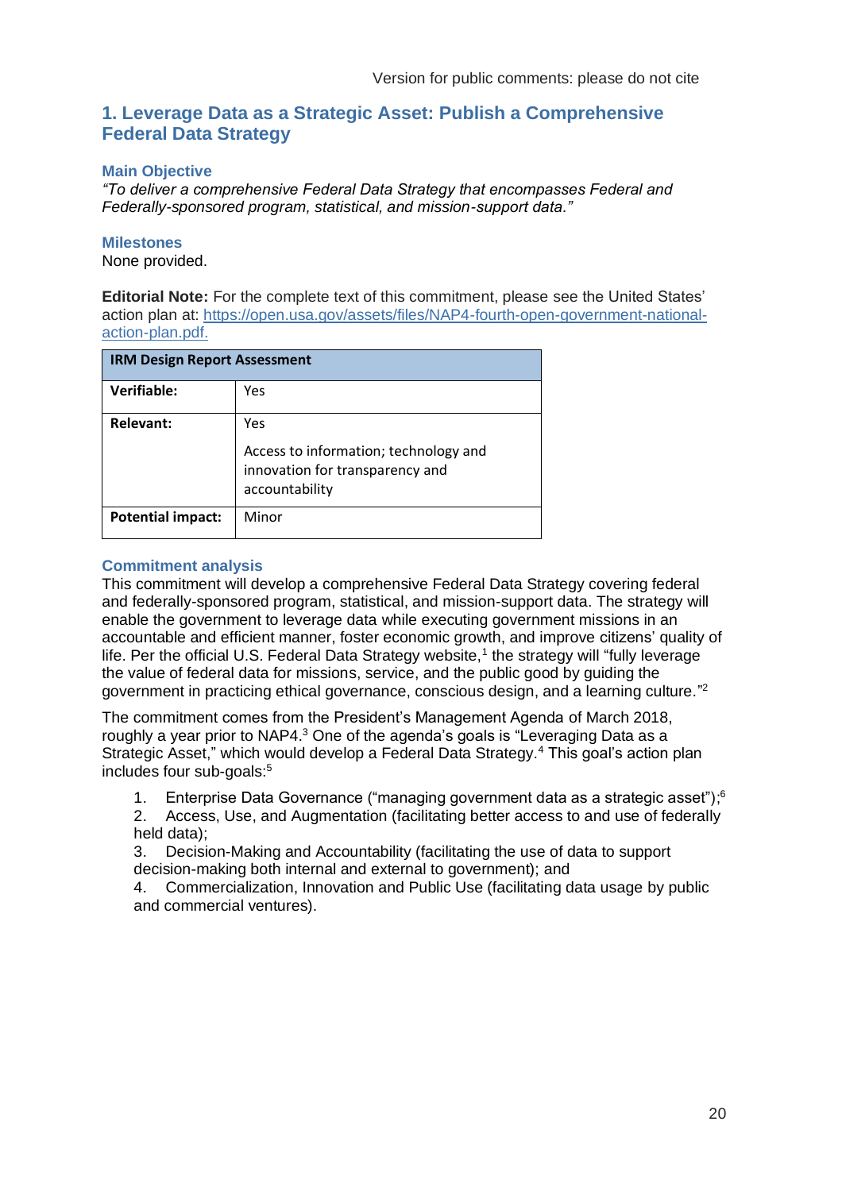## 1. Leverage Data as a Strategic Asset: Publish a Comprehensive Federal Data Strategy

### Main Objective

*"To deliver a comprehensive Federal Data Strategy that encompasses Federal and Federally-sponsored program, statistical, and mission-support data."*

### Milestones

None provided.

**Editorial Note:** For the complete text of this commitment, please see the United States' action plan at: https://open.usa.gov/assets/files/NAP4-fourth-open-government-national-action-plan.pdf.

| IRM Design Report Assessment | |
|---|---|
| **Verifiable:** | Yes |
| **Relevant:** | Yes<br><br>Access to information; technology and innovation for transparency and accountability |
| **Potential impact:** | Minor |

### Commitment analysis

This commitment will develop a comprehensive Federal Data Strategy covering federal and federally-sponsored program, statistical, and mission-support data. The strategy will enable the government to leverage data while executing government missions in an accountable and efficient manner, foster economic growth, and improve citizens' quality of life. Per the official U.S. Federal Data Strategy website,[1] the strategy will "fully leverage the value of federal data for missions, service, and the public good by guiding the government in practicing ethical governance, conscious design, and a learning culture."[2]

The commitment comes from the President's Management Agenda of March 2018, roughly a year prior to NAP4.[3] One of the agenda's goals is "Leveraging Data as a Strategic Asset," which would develop a Federal Data Strategy.[4] This goal's action plan includes four sub-goals:[5]

1. Enterprise Data Governance ("managing government data as a strategic asset");[6]
2. Access, Use, and Augmentation (facilitating better access to and use of federally held data);
3. Decision-Making and Accountability (facilitating the use of data to support decision-making both internal and external to government); and
4. Commercialization, Innovation and Public Use (facilitating data usage by public and commercial ventures).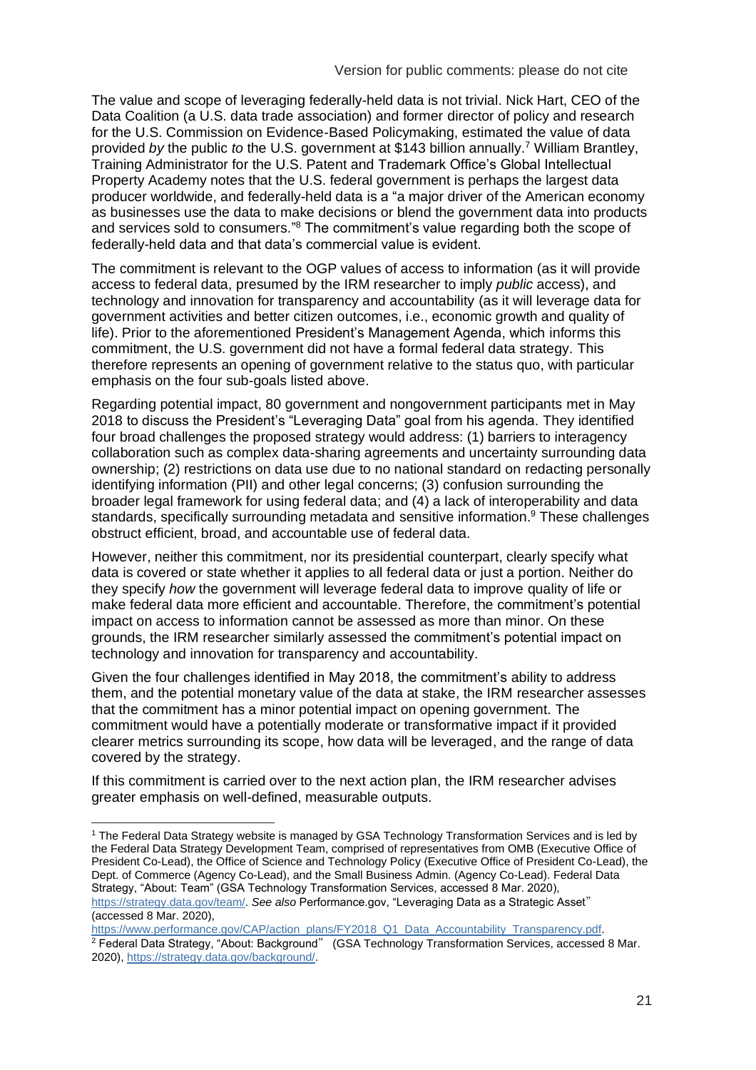The value and scope of leveraging federally-held data is not trivial. Nick Hart, CEO of the Data Coalition (a U.S. data trade association) and former director of policy and research for the U.S. Commission on Evidence-Based Policymaking, estimated the value of data provided *by* the public *to* the U.S. government at $143 billion annually.[7] William Brantley, Training Administrator for the U.S. Patent and Trademark Office's Global Intellectual Property Academy notes that the U.S. federal government is perhaps the largest data producer worldwide, and federally-held data is a "a major driver of the American economy as businesses use the data to make decisions or blend the government data into products and services sold to consumers."[8] The commitment's value regarding both the scope of federally-held data and that data's commercial value is evident.

The commitment is relevant to the OGP values of access to information (as it will provide access to federal data, presumed by the IRM researcher to imply *public* access), and technology and innovation for transparency and accountability (as it will leverage data for government activities and better citizen outcomes, i.e., economic growth and quality of life). Prior to the aforementioned President's Management Agenda, which informs this commitment, the U.S. government did not have a formal federal data strategy. This therefore represents an opening of government relative to the status quo, with particular emphasis on the four sub-goals listed above.

Regarding potential impact, 80 government and nongovernment participants met in May 2018 to discuss the President's "Leveraging Data" goal from his agenda. They identified four broad challenges the proposed strategy would address: (1) barriers to interagency collaboration such as complex data-sharing agreements and uncertainty surrounding data ownership; (2) restrictions on data use due to no national standard on redacting personally identifying information (PII) and other legal concerns; (3) confusion surrounding the broader legal framework for using federal data; and (4) a lack of interoperability and data standards, specifically surrounding metadata and sensitive information.[9] These challenges obstruct efficient, broad, and accountable use of federal data.

However, neither this commitment, nor its presidential counterpart, clearly specify what data is covered or state whether it applies to all federal data or just a portion. Neither do they specify *how* the government will leverage federal data to improve quality of life or make federal data more efficient and accountable. Therefore, the commitment's potential impact on access to information cannot be assessed as more than minor. On these grounds, the IRM researcher similarly assessed the commitment's potential impact on technology and innovation for transparency and accountability.

Given the four challenges identified in May 2018, the commitment's ability to address them, and the potential monetary value of the data at stake, the IRM researcher assesses that the commitment has a minor potential impact on opening government. The commitment would have a potentially moderate or transformative impact if it provided clearer metrics surrounding its scope, how data will be leveraged, and the range of data covered by the strategy.

If this commitment is carried over to the next action plan, the IRM researcher advises greater emphasis on well-defined, measurable outputs.

---

[1] The Federal Data Strategy website is managed by GSA Technology Transformation Services and is led by the Federal Data Strategy Development Team, comprised of representatives from OMB (Executive Office of President Co-Lead), the Office of Science and Technology Policy (Executive Office of President Co-Lead), the Dept. of Commerce (Agency Co-Lead), and the Small Business Admin. (Agency Co-Lead). Federal Data Strategy, "About: Team" (GSA Technology Transformation Services, accessed 8 Mar. 2020), https://strategy.data.gov/team/. *See also* Performance.gov, "Leveraging Data as a Strategic Asset" (accessed 8 Mar. 2020), https://www.performance.gov/CAP/action_plans/FY2018_Q1_Data_Accountability_Transparency.pdf.

[2] Federal Data Strategy, "About: Background" (GSA Technology Transformation Services, accessed 8 Mar. 2020), https://strategy.data.gov/background/.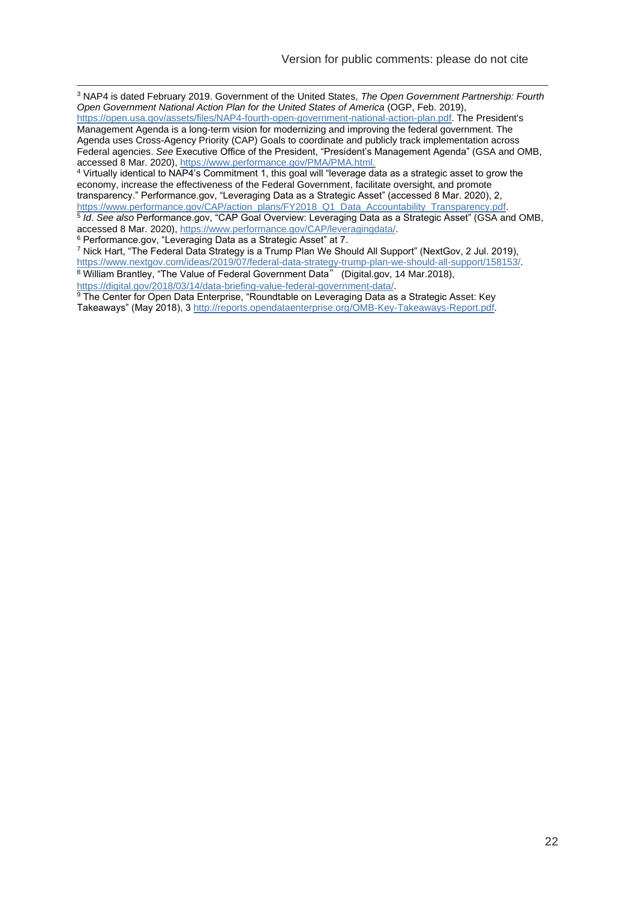[3] NAP4 is dated February 2019. Government of the United States, *The Open Government Partnership: Fourth Open Government National Action Plan for the United States of America* (OGP, Feb. 2019), https://open.usa.gov/assets/files/NAP4-fourth-open-government-national-action-plan.pdf. The President's Management Agenda is a long-term vision for modernizing and improving the federal government. The Agenda uses Cross-Agency Priority (CAP) Goals to coordinate and publicly track implementation across Federal agencies. *See* Executive Office of the President, "President's Management Agenda" (GSA and OMB, accessed 8 Mar. 2020), https://www.performance.gov/PMA/PMA.html.

[4] Virtually identical to NAP4's Commitment 1, this goal will "leverage data as a strategic asset to grow the economy, increase the effectiveness of the Federal Government, facilitate oversight, and promote transparency." Performance.gov, "Leveraging Data as a Strategic Asset" (accessed 8 Mar. 2020), 2, https://www.performance.gov/CAP/action_plans/FY2018_Q1_Data_Accountability_Transparency.pdf.

[5] *Id*. *See also* Performance.gov, "CAP Goal Overview: Leveraging Data as a Strategic Asset" (GSA and OMB, accessed 8 Mar. 2020), https://www.performance.gov/CAP/leveragingdata/.

[6] Performance.gov, "Leveraging Data as a Strategic Asset" at 7.

[7] Nick Hart, "The Federal Data Strategy is a Trump Plan We Should All Support" (NextGov, 2 Jul. 2019), https://www.nextgov.com/ideas/2019/07/federal-data-strategy-trump-plan-we-should-all-support/158153/.

[8] William Brantley, "The Value of Federal Government Data" (Digital.gov, 14 Mar.2018), https://digital.gov/2018/03/14/data-briefing-value-federal-government-data/.

[9] The Center for Open Data Enterprise, "Roundtable on Leveraging Data as a Strategic Asset: Key Takeaways" (May 2018), 3 http://reports.opendataenterprise.org/OMB-Key-Takeaways-Report.pdf.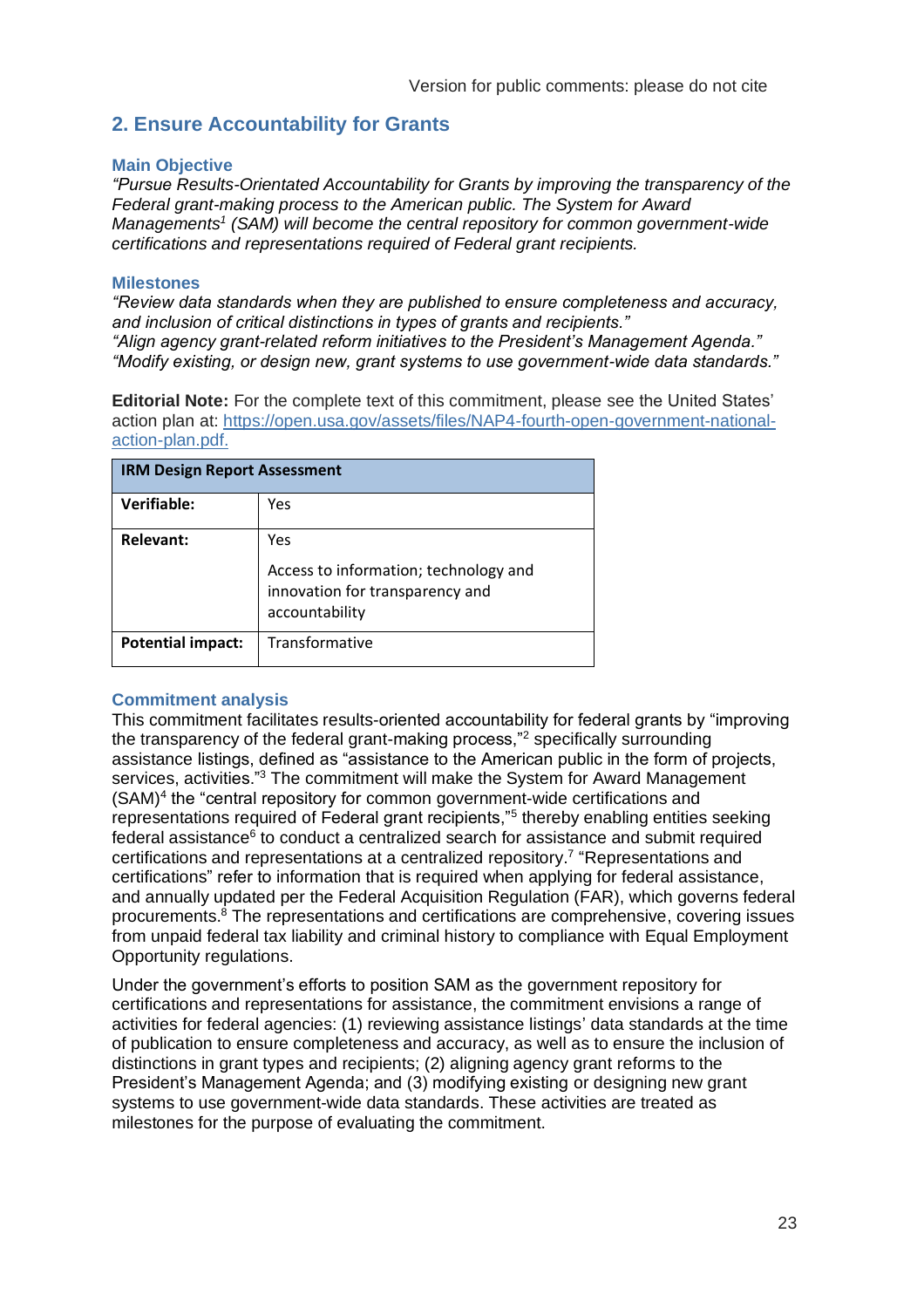## 2. Ensure Accountability for Grants

### Main Objective

*"Pursue Results-Orientated Accountability for Grants by improving the transparency of the Federal grant-making process to the American public. The System for Award Managements[1] (SAM) will become the central repository for common government-wide certifications and representations required of Federal grant recipients.*

### Milestones

*"Review data standards when they are published to ensure completeness and accuracy, and inclusion of critical distinctions in types of grants and recipients."*
*"Align agency grant-related reform initiatives to the President's Management Agenda."*
*"Modify existing, or design new, grant systems to use government-wide data standards."*

**Editorial Note:** For the complete text of this commitment, please see the United States' action plan at: https://open.usa.gov/assets/files/NAP4-fourth-open-government-national-action-plan.pdf.

| IRM Design Report Assessment | |
|---|---|
| **Verifiable:** | Yes |
| **Relevant:** | Yes<br><br>Access to information; technology and innovation for transparency and accountability |
| **Potential impact:** | Transformative |

### Commitment analysis

This commitment facilitates results-oriented accountability for federal grants by "improving the transparency of the federal grant-making process,"[2] specifically surrounding assistance listings, defined as "assistance to the American public in the form of projects, services, activities."[3] The commitment will make the System for Award Management (SAM)[4] the "central repository for common government-wide certifications and representations required of Federal grant recipients,"[5] thereby enabling entities seeking federal assistance[6] to conduct a centralized search for assistance and submit required certifications and representations at a centralized repository.[7] "Representations and certifications" refer to information that is required when applying for federal assistance, and annually updated per the Federal Acquisition Regulation (FAR), which governs federal procurements.[8] The representations and certifications are comprehensive, covering issues from unpaid federal tax liability and criminal history to compliance with Equal Employment Opportunity regulations.

Under the government's efforts to position SAM as the government repository for certifications and representations for assistance, the commitment envisions a range of activities for federal agencies: (1) reviewing assistance listings' data standards at the time of publication to ensure completeness and accuracy, as well as to ensure the inclusion of distinctions in grant types and recipients; (2) aligning agency grant reforms to the President's Management Agenda; and (3) modifying existing or designing new grant systems to use government-wide data standards. These activities are treated as milestones for the purpose of evaluating the commitment.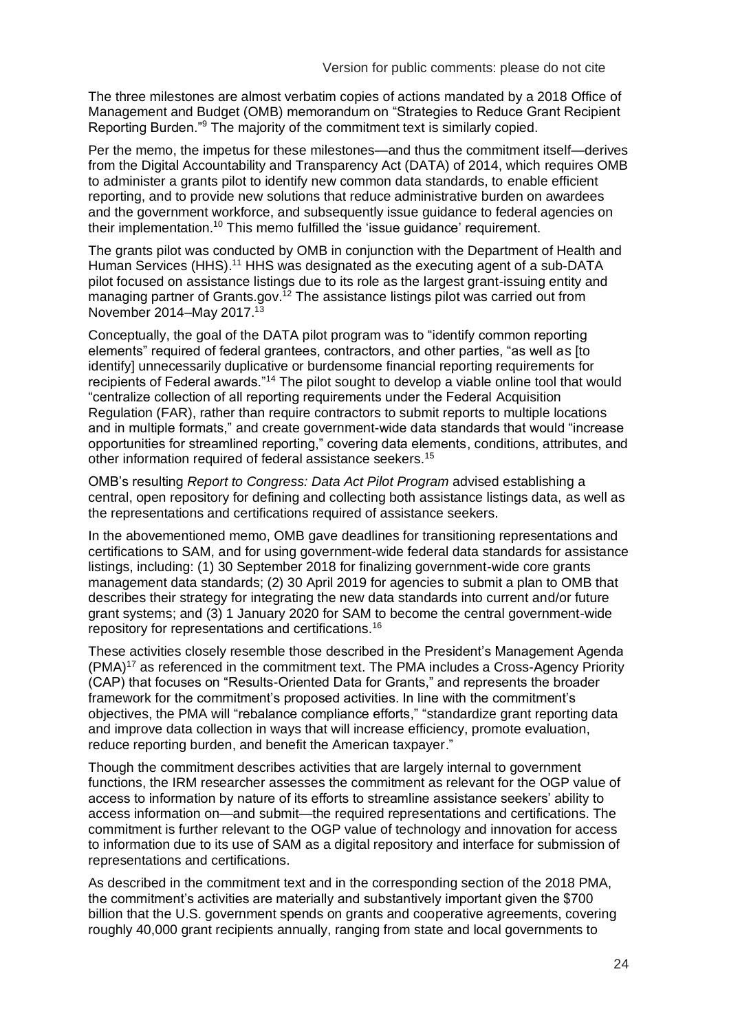The three milestones are almost verbatim copies of actions mandated by a 2018 Office of Management and Budget (OMB) memorandum on "Strategies to Reduce Grant Recipient Reporting Burden."[9] The majority of the commitment text is similarly copied.

Per the memo, the impetus for these milestones—and thus the commitment itself—derives from the Digital Accountability and Transparency Act (DATA) of 2014, which requires OMB to administer a grants pilot to identify new common data standards, to enable efficient reporting, and to provide new solutions that reduce administrative burden on awardees and the government workforce, and subsequently issue guidance to federal agencies on their implementation.[10] This memo fulfilled the 'issue guidance' requirement.

The grants pilot was conducted by OMB in conjunction with the Department of Health and Human Services (HHS).[11] HHS was designated as the executing agent of a sub-DATA pilot focused on assistance listings due to its role as the largest grant-issuing entity and managing partner of Grants.gov.[12] The assistance listings pilot was carried out from November 2014–May 2017.[13]

Conceptually, the goal of the DATA pilot program was to "identify common reporting elements" required of federal grantees, contractors, and other parties, "as well as [to identify] unnecessarily duplicative or burdensome financial reporting requirements for recipients of Federal awards."[14] The pilot sought to develop a viable online tool that would "centralize collection of all reporting requirements under the Federal Acquisition Regulation (FAR), rather than require contractors to submit reports to multiple locations and in multiple formats," and create government-wide data standards that would "increase opportunities for streamlined reporting," covering data elements, conditions, attributes, and other information required of federal assistance seekers.[15]

OMB's resulting *Report to Congress: Data Act Pilot Program* advised establishing a central, open repository for defining and collecting both assistance listings data, as well as the representations and certifications required of assistance seekers.

In the abovementioned memo, OMB gave deadlines for transitioning representations and certifications to SAM, and for using government-wide federal data standards for assistance listings, including: (1) 30 September 2018 for finalizing government-wide core grants management data standards; (2) 30 April 2019 for agencies to submit a plan to OMB that describes their strategy for integrating the new data standards into current and/or future grant systems; and (3) 1 January 2020 for SAM to become the central government-wide repository for representations and certifications.[16]

These activities closely resemble those described in the President's Management Agenda (PMA)[17] as referenced in the commitment text. The PMA includes a Cross-Agency Priority (CAP) that focuses on "Results-Oriented Data for Grants," and represents the broader framework for the commitment's proposed activities. In line with the commitment's objectives, the PMA will "rebalance compliance efforts," "standardize grant reporting data and improve data collection in ways that will increase efficiency, promote evaluation, reduce reporting burden, and benefit the American taxpayer."

Though the commitment describes activities that are largely internal to government functions, the IRM researcher assesses the commitment as relevant for the OGP value of access to information by nature of its efforts to streamline assistance seekers' ability to access information on—and submit—the required representations and certifications. The commitment is further relevant to the OGP value of technology and innovation for access to information due to its use of SAM as a digital repository and interface for submission of representations and certifications.

As described in the commitment text and in the corresponding section of the 2018 PMA, the commitment's activities are materially and substantively important given the $700 billion that the U.S. government spends on grants and cooperative agreements, covering roughly 40,000 grant recipients annually, ranging from state and local governments to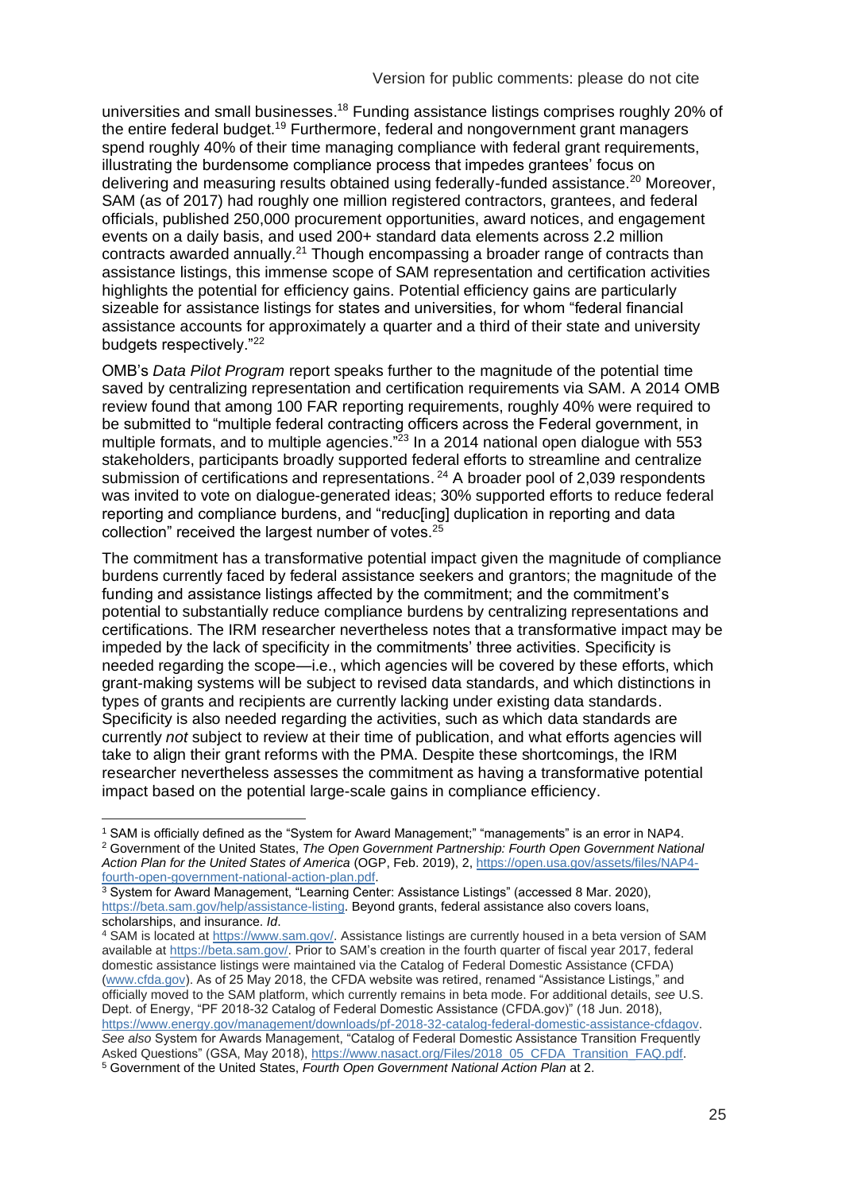universities and small businesses.[18] Funding assistance listings comprises roughly 20% of the entire federal budget.[19] Furthermore, federal and nongovernment grant managers spend roughly 40% of their time managing compliance with federal grant requirements, illustrating the burdensome compliance process that impedes grantees' focus on delivering and measuring results obtained using federally-funded assistance.[20] Moreover, SAM (as of 2017) had roughly one million registered contractors, grantees, and federal officials, published 250,000 procurement opportunities, award notices, and engagement events on a daily basis, and used 200+ standard data elements across 2.2 million contracts awarded annually.[21] Though encompassing a broader range of contracts than assistance listings, this immense scope of SAM representation and certification activities highlights the potential for efficiency gains. Potential efficiency gains are particularly sizeable for assistance listings for states and universities, for whom "federal financial assistance accounts for approximately a quarter and a third of their state and university budgets respectively."[22]

OMB's *Data Pilot Program* report speaks further to the magnitude of the potential time saved by centralizing representation and certification requirements via SAM. A 2014 OMB review found that among 100 FAR reporting requirements, roughly 40% were required to be submitted to "multiple federal contracting officers across the Federal government, in multiple formats, and to multiple agencies."[23] In a 2014 national open dialogue with 553 stakeholders, participants broadly supported federal efforts to streamline and centralize submission of certifications and representations.[24] A broader pool of 2,039 respondents was invited to vote on dialogue-generated ideas; 30% supported efforts to reduce federal reporting and compliance burdens, and "reduc[ing] duplication in reporting and data collection" received the largest number of votes.[25]

The commitment has a transformative potential impact given the magnitude of compliance burdens currently faced by federal assistance seekers and grantors; the magnitude of the funding and assistance listings affected by the commitment; and the commitment's potential to substantially reduce compliance burdens by centralizing representations and certifications. The IRM researcher nevertheless notes that a transformative impact may be impeded by the lack of specificity in the commitments' three activities. Specificity is needed regarding the scope—i.e., which agencies will be covered by these efforts, which grant-making systems will be subject to revised data standards, and which distinctions in types of grants and recipients are currently lacking under existing data standards. Specificity is also needed regarding the activities, such as which data standards are currently *not* subject to review at their time of publication, and what efforts agencies will take to align their grant reforms with the PMA. Despite these shortcomings, the IRM researcher nevertheless assesses the commitment as having a transformative potential impact based on the potential large-scale gains in compliance efficiency.

---

[1] SAM is officially defined as the "System for Award Management;" "managements" is an error in NAP4.

[2] Government of the United States, *The Open Government Partnership: Fourth Open Government National Action Plan for the United States of America* (OGP, Feb. 2019), 2, https://open.usa.gov/assets/files/NAP4-fourth-open-government-national-action-plan.pdf.

[3] System for Award Management, "Learning Center: Assistance Listings" (accessed 8 Mar. 2020), https://beta.sam.gov/help/assistance-listing. Beyond grants, federal assistance also covers loans, scholarships, and insurance. *Id*.

[4] SAM is located at https://www.sam.gov/. Assistance listings are currently housed in a beta version of SAM available at https://beta.sam.gov/. Prior to SAM's creation in the fourth quarter of fiscal year 2017, federal domestic assistance listings were maintained via the Catalog of Federal Domestic Assistance (CFDA) (www.cfda.gov). As of 25 May 2018, the CFDA website was retired, renamed "Assistance Listings," and officially moved to the SAM platform, which currently remains in beta mode. For additional details, *see* U.S. Dept. of Energy, "PF 2018-32 Catalog of Federal Domestic Assistance (CFDA.gov)" (18 Jun. 2018), https://www.energy.gov/management/downloads/pf-2018-32-catalog-federal-domestic-assistance-cfdagov. *See also* System for Awards Management, "Catalog of Federal Domestic Assistance Transition Frequently Asked Questions" (GSA, May 2018), https://www.nasact.org/Files/2018_05_CFDA_Transition_FAQ.pdf.

[5] Government of the United States, *Fourth Open Government National Action Plan* at 2.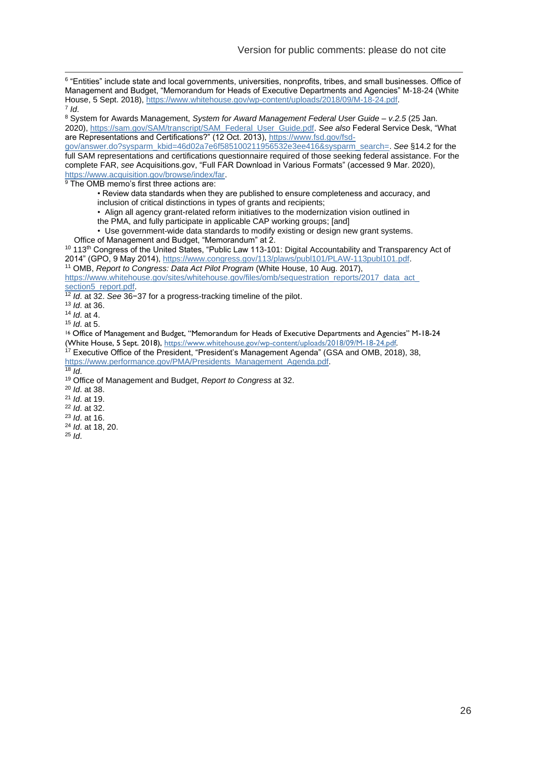[6] "Entities" include state and local governments, universities, nonprofits, tribes, and small businesses. Office of Management and Budget, "Memorandum for Heads of Executive Departments and Agencies" M-18-24 (White House, 5 Sept. 2018), https://www.whitehouse.gov/wp-content/uploads/2018/09/M-18-24.pdf.

[7] *Id.*

[8] System for Awards Management, *System for Award Management Federal User Guide – v.2.5* (25 Jan. 2020), https://sam.gov/SAM/transcript/SAM_Federal_User_Guide.pdf. *See also* Federal Service Desk, "What are Representations and Certifications?" (12 Oct. 2013), https://www.fsd.gov/fsd-gov/answer.do?sysparm_kbid=46d02a7e6f585100211956532e3ee416&sysparm_search=. *See* §14.2 for the full SAM representations and certifications questionnaire required of those seeking federal assistance. For the complete FAR, *see* Acquisitions.gov, "Full FAR Download in Various Formats" (accessed 9 Mar. 2020), https://www.acquisition.gov/browse/index/far.

[9] The OMB memo's first three actions are:

> • Review data standards when they are published to ensure completeness and accuracy, and inclusion of critical distinctions in types of grants and recipients;
> • Align all agency grant-related reform initiatives to the modernization vision outlined in the PMA, and fully participate in applicable CAP working groups; [and]
> • Use government-wide data standards to modify existing or design new grant systems.

Office of Management and Budget, "Memorandum" at 2.

[10] 113th Congress of the United States, "Public Law 113-101: Digital Accountability and Transparency Act of 2014" (GPO, 9 May 2014), https://www.congress.gov/113/plaws/publ101/PLAW-113publ101.pdf.

[11] OMB, *Report to Congress: Data Act Pilot Program* (White House, 10 Aug. 2017), https://www.whitehouse.gov/sites/whitehouse.gov/files/omb/sequestration_reports/2017_data_act_section5_report.pdf.

[12] *Id.* at 32. *See* 36−37 for a progress-tracking timeline of the pilot.

[13] *Id.* at 36.

[14] *Id.* at 4.

[15] *Id.* at 5.

[16] Office of Management and Budget, "Memorandum for Heads of Executive Departments and Agencies" M-18-24 (White House, 5 Sept. 2018), https://www.whitehouse.gov/wp-content/uploads/2018/09/M-18-24.pdf.

[17] Executive Office of the President, "President's Management Agenda" (GSA and OMB, 2018), 38, https://www.performance.gov/PMA/Presidents_Management_Agenda.pdf.

[18] *Id.*

[19] Office of Management and Budget, *Report to Congress* at 32.

[20] *Id.* at 38.

[21] *Id.* at 19.

[22] *Id.* at 32.

[23] *Id.* at 16.

[24] *Id.* at 18, 20.

[25] *Id.*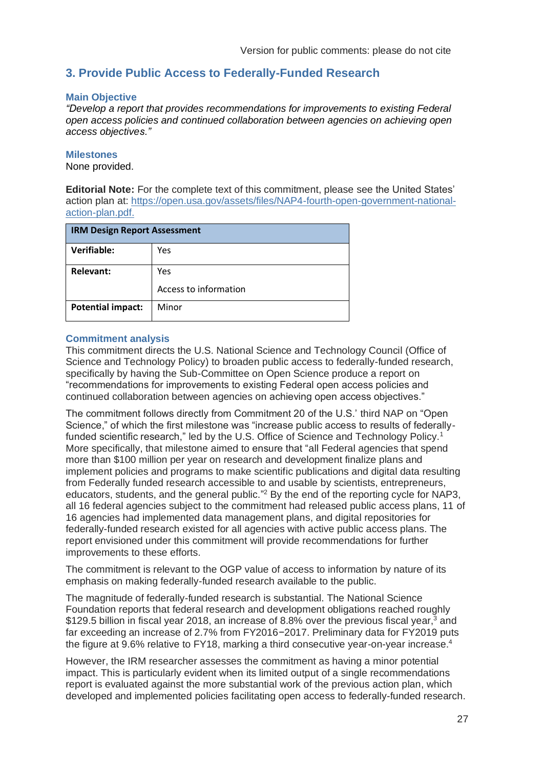## 3. Provide Public Access to Federally-Funded Research

### Main Objective

*"Develop a report that provides recommendations for improvements to existing Federal open access policies and continued collaboration between agencies on achieving open access objectives."*

### Milestones

None provided.

**Editorial Note:** For the complete text of this commitment, please see the United States' action plan at: https://open.usa.gov/assets/files/NAP4-fourth-open-government-national-action-plan.pdf.

| IRM Design Report Assessment | |
|---|---|
| **Verifiable:** | Yes |
| **Relevant:** | Yes<br>Access to information |
| **Potential impact:** | Minor |

### Commitment analysis

This commitment directs the U.S. National Science and Technology Council (Office of Science and Technology Policy) to broaden public access to federally-funded research, specifically by having the Sub-Committee on Open Science produce a report on "recommendations for improvements to existing Federal open access policies and continued collaboration between agencies on achieving open access objectives."

The commitment follows directly from Commitment 20 of the U.S.' third NAP on "Open Science," of which the first milestone was "increase public access to results of federally-funded scientific research," led by the U.S. Office of Science and Technology Policy.[1] More specifically, that milestone aimed to ensure that "all Federal agencies that spend more than $100 million per year on research and development finalize plans and implement policies and programs to make scientific publications and digital data resulting from Federally funded research accessible to and usable by scientists, entrepreneurs, educators, students, and the general public."[2] By the end of the reporting cycle for NAP3, all 16 federal agencies subject to the commitment had released public access plans, 11 of 16 agencies had implemented data management plans, and digital repositories for federally-funded research existed for all agencies with active public access plans. The report envisioned under this commitment will provide recommendations for further improvements to these efforts.

The commitment is relevant to the OGP value of access to information by nature of its emphasis on making federally-funded research available to the public.

The magnitude of federally-funded research is substantial. The National Science Foundation reports that federal research and development obligations reached roughly $129.5 billion in fiscal year 2018, an increase of 8.8% over the previous fiscal year,[3] and far exceeding an increase of 2.7% from FY2016−2017. Preliminary data for FY2019 puts the figure at 9.6% relative to FY18, marking a third consecutive year-on-year increase.[4]

However, the IRM researcher assesses the commitment as having a minor potential impact. This is particularly evident when its limited output of a single recommendations report is evaluated against the more substantial work of the previous action plan, which developed and implemented policies facilitating open access to federally-funded research.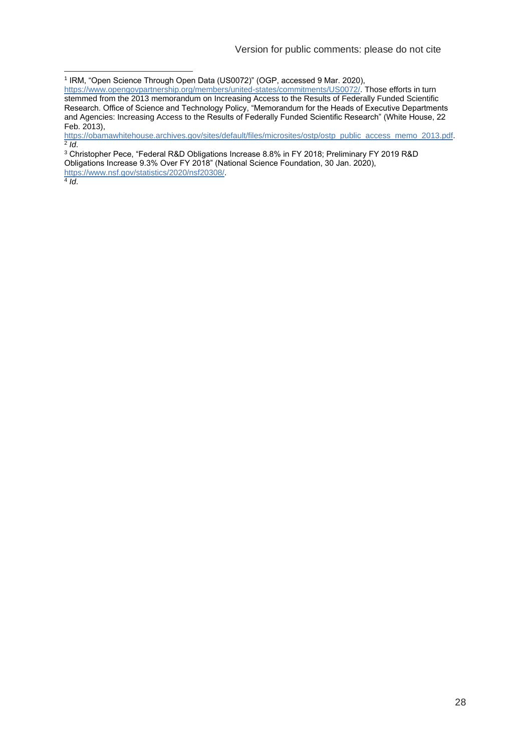[1] IRM, "Open Science Through Open Data (US0072)" (OGP, accessed 9 Mar. 2020), https://www.opengovpartnership.org/members/united-states/commitments/US0072/. Those efforts in turn stemmed from the 2013 memorandum on Increasing Access to the Results of Federally Funded Scientific Research. Office of Science and Technology Policy, "Memorandum for the Heads of Executive Departments and Agencies: Increasing Access to the Results of Federally Funded Scientific Research" (White House, 22 Feb. 2013), https://obamawhitehouse.archives.gov/sites/default/files/microsites/ostp/ostp_public_access_memo_2013.pdf.

[2] *Id*.

[3] Christopher Pece, "Federal R&D Obligations Increase 8.8% in FY 2018; Preliminary FY 2019 R&D Obligations Increase 9.3% Over FY 2018" (National Science Foundation, 30 Jan. 2020), https://www.nsf.gov/statistics/2020/nsf20308/.

[4] *Id*.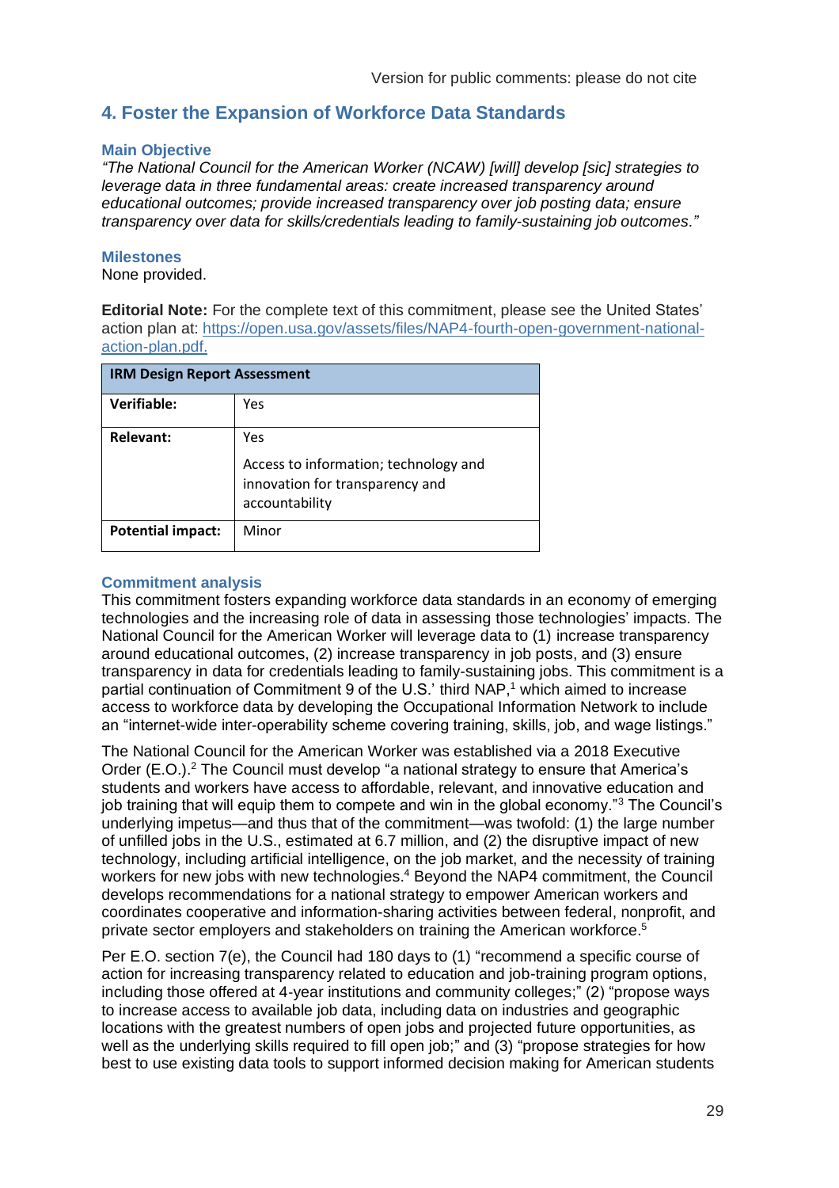## 4. Foster the Expansion of Workforce Data Standards

### Main Objective

*"The National Council for the American Worker (NCAW) [will] develop [sic] strategies to leverage data in three fundamental areas: create increased transparency around educational outcomes; provide increased transparency over job posting data; ensure transparency over data for skills/credentials leading to family-sustaining job outcomes."*

### Milestones

None provided.

**Editorial Note:** For the complete text of this commitment, please see the United States' action plan at: https://open.usa.gov/assets/files/NAP4-fourth-open-government-national-action-plan.pdf.

| IRM Design Report Assessment | |
|---|---|
| **Verifiable:** | Yes |
| **Relevant:** | Yes<br><br>Access to information; technology and innovation for transparency and accountability |
| **Potential impact:** | Minor |

### Commitment analysis

This commitment fosters expanding workforce data standards in an economy of emerging technologies and the increasing role of data in assessing those technologies' impacts. The National Council for the American Worker will leverage data to (1) increase transparency around educational outcomes, (2) increase transparency in job posts, and (3) ensure transparency in data for credentials leading to family-sustaining jobs. This commitment is a partial continuation of Commitment 9 of the U.S.' third NAP,[1] which aimed to increase access to workforce data by developing the Occupational Information Network to include an "internet-wide inter-operability scheme covering training, skills, job, and wage listings."

The National Council for the American Worker was established via a 2018 Executive Order (E.O.).[2] The Council must develop "a national strategy to ensure that America's students and workers have access to affordable, relevant, and innovative education and job training that will equip them to compete and win in the global economy."[3] The Council's underlying impetus—and thus that of the commitment—was twofold: (1) the large number of unfilled jobs in the U.S., estimated at 6.7 million, and (2) the disruptive impact of new technology, including artificial intelligence, on the job market, and the necessity of training workers for new jobs with new technologies.[4] Beyond the NAP4 commitment, the Council develops recommendations for a national strategy to empower American workers and coordinates cooperative and information-sharing activities between federal, nonprofit, and private sector employers and stakeholders on training the American workforce.[5]

Per E.O. section 7(e), the Council had 180 days to (1) "recommend a specific course of action for increasing transparency related to education and job-training program options, including those offered at 4-year institutions and community colleges;" (2) "propose ways to increase access to available job data, including data on industries and geographic locations with the greatest numbers of open jobs and projected future opportunities, as well as the underlying skills required to fill open job;" and (3) "propose strategies for how best to use existing data tools to support informed decision making for American students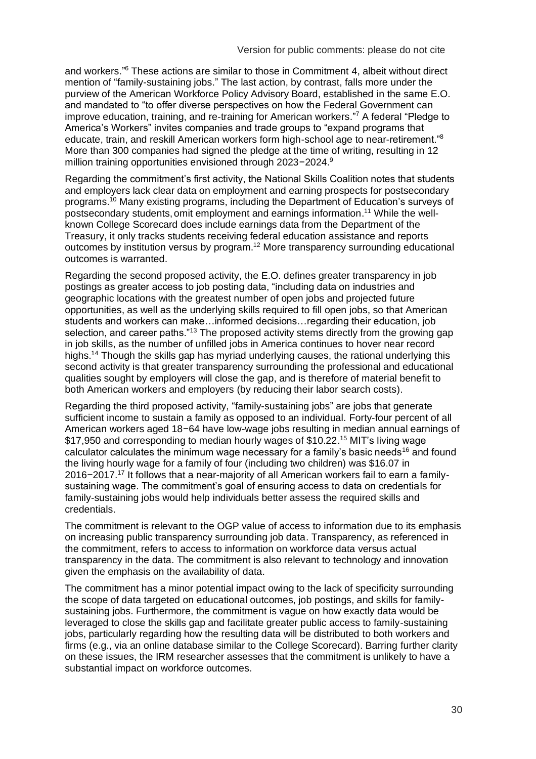and workers."[6] These actions are similar to those in Commitment 4, albeit without direct mention of "family-sustaining jobs." The last action, by contrast, falls more under the purview of the American Workforce Policy Advisory Board, established in the same E.O. and mandated to "to offer diverse perspectives on how the Federal Government can improve education, training, and re-training for American workers."[7] A federal "Pledge to America's Workers" invites companies and trade groups to "expand programs that educate, train, and reskill American workers form high-school age to near-retirement."[8] More than 300 companies had signed the pledge at the time of writing, resulting in 12 million training opportunities envisioned through 2023−2024.[9]

Regarding the commitment's first activity, the National Skills Coalition notes that students and employers lack clear data on employment and earning prospects for postsecondary programs.[10] Many existing programs, including the Department of Education's surveys of postsecondary students, omit employment and earnings information.[11] While the well-known College Scorecard does include earnings data from the Department of the Treasury, it only tracks students receiving federal education assistance and reports outcomes by institution versus by program.[12] More transparency surrounding educational outcomes is warranted.

Regarding the second proposed activity, the E.O. defines greater transparency in job postings as greater access to job posting data, "including data on industries and geographic locations with the greatest number of open jobs and projected future opportunities, as well as the underlying skills required to fill open jobs, so that American students and workers can make…informed decisions…regarding their education, job selection, and career paths."[13] The proposed activity stems directly from the growing gap in job skills, as the number of unfilled jobs in America continues to hover near record highs.[14] Though the skills gap has myriad underlying causes, the rational underlying this second activity is that greater transparency surrounding the professional and educational qualities sought by employers will close the gap, and is therefore of material benefit to both American workers and employers (by reducing their labor search costs).

Regarding the third proposed activity, "family-sustaining jobs" are jobs that generate sufficient income to sustain a family as opposed to an individual. Forty-four percent of all American workers aged 18−64 have low-wage jobs resulting in median annual earnings of $17,950 and corresponding to median hourly wages of $10.22.[15] MIT's living wage calculator calculates the minimum wage necessary for a family's basic needs[16] and found the living hourly wage for a family of four (including two children) was $16.07 in 2016−2017.[17] It follows that a near-majority of all American workers fail to earn a family-sustaining wage. The commitment's goal of ensuring access to data on credentials for family-sustaining jobs would help individuals better assess the required skills and credentials.

The commitment is relevant to the OGP value of access to information due to its emphasis on increasing public transparency surrounding job data. Transparency, as referenced in the commitment, refers to access to information on workforce data versus actual transparency in the data. The commitment is also relevant to technology and innovation given the emphasis on the availability of data.

The commitment has a minor potential impact owing to the lack of specificity surrounding the scope of data targeted on educational outcomes, job postings, and skills for family-sustaining jobs. Furthermore, the commitment is vague on how exactly data would be leveraged to close the skills gap and facilitate greater public access to family-sustaining jobs, particularly regarding how the resulting data will be distributed to both workers and firms (e.g., via an online database similar to the College Scorecard). Barring further clarity on these issues, the IRM researcher assesses that the commitment is unlikely to have a substantial impact on workforce outcomes.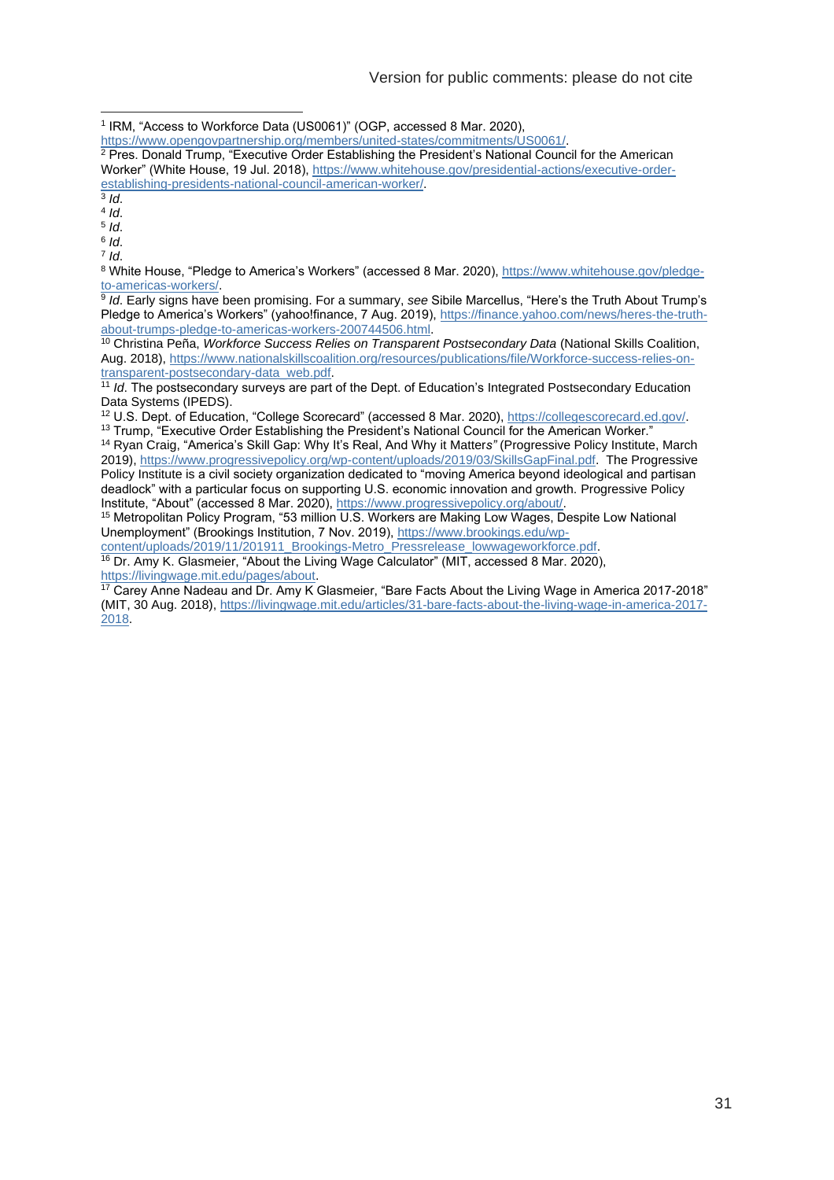[1] IRM, "Access to Workforce Data (US0061)" (OGP, accessed 8 Mar. 2020), https://www.opengovpartnership.org/members/united-states/commitments/US0061/.

[2] Pres. Donald Trump, "Executive Order Establishing the President's National Council for the American Worker" (White House, 19 Jul. 2018), https://www.whitehouse.gov/presidential-actions/executive-order-establishing-presidents-national-council-american-worker/.

[3] *Id.*

[4] *Id.*

[5] *Id.*

[6] *Id.*

[7] *Id.*

[8] White House, "Pledge to America's Workers" (accessed 8 Mar. 2020), https://www.whitehouse.gov/pledge-to-americas-workers/.

[9] *Id*. Early signs have been promising. For a summary, *see* Sibile Marcellus, "Here's the Truth About Trump's Pledge to America's Workers" (yahoo!finance, 7 Aug. 2019), https://finance.yahoo.com/news/heres-the-truth-about-trumps-pledge-to-americas-workers-200744506.html.

[10] Christina Peña, *Workforce Success Relies on Transparent Postsecondary Data* (National Skills Coalition, Aug. 2018), https://www.nationalskillscoalition.org/resources/publications/file/Workforce-success-relies-on-transparent-postsecondary-data_web.pdf.

[11] *Id*. The postsecondary surveys are part of the Dept. of Education's Integrated Postsecondary Education Data Systems (IPEDS).

[12] U.S. Dept. of Education, "College Scorecard" (accessed 8 Mar. 2020), https://collegescorecard.ed.gov/.

[13] Trump, "Executive Order Establishing the President's National Council for the American Worker."

[14] Ryan Craig, "America's Skill Gap: Why It's Real, And Why it Matters" (Progressive Policy Institute, March 2019), https://www.progressivepolicy.org/wp-content/uploads/2019/03/SkillsGapFinal.pdf. The Progressive Policy Institute is a civil society organization dedicated to "moving America beyond ideological and partisan deadlock" with a particular focus on supporting U.S. economic innovation and growth. Progressive Policy Institute, "About" (accessed 8 Mar. 2020), https://www.progressivepolicy.org/about/.

[15] Metropolitan Policy Program, "53 million U.S. Workers are Making Low Wages, Despite Low National Unemployment" (Brookings Institution, 7 Nov. 2019), https://www.brookings.edu/wp-content/uploads/2019/11/201911_Brookings-Metro_Pressrelease_lowwageworkforce.pdf.

[16] Dr. Amy K. Glasmeier, "About the Living Wage Calculator" (MIT, accessed 8 Mar. 2020), https://livingwage.mit.edu/pages/about.

[17] Carey Anne Nadeau and Dr. Amy K Glasmeier, "Bare Facts About the Living Wage in America 2017-2018" (MIT, 30 Aug. 2018), https://livingwage.mit.edu/articles/31-bare-facts-about-the-living-wage-in-america-2017-2018.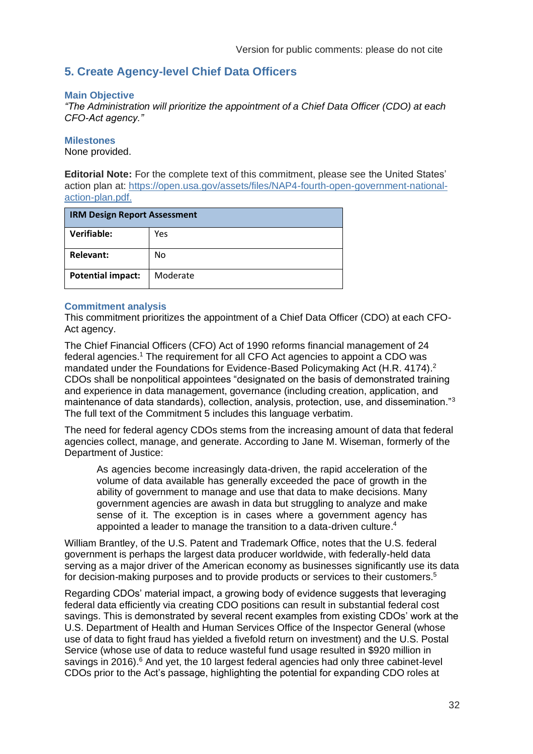## 5. Create Agency-level Chief Data Officers

### Main Objective

*"The Administration will prioritize the appointment of a Chief Data Officer (CDO) at each CFO-Act agency."*

### Milestones

None provided.

**Editorial Note:** For the complete text of this commitment, please see the United States' action plan at: https://open.usa.gov/assets/files/NAP4-fourth-open-government-national-action-plan.pdf.

| IRM Design Report Assessment | |
|---|---|
| **Verifiable:** | Yes |
| **Relevant:** | No |
| **Potential impact:** | Moderate |

### Commitment analysis

This commitment prioritizes the appointment of a Chief Data Officer (CDO) at each CFO-Act agency.

The Chief Financial Officers (CFO) Act of 1990 reforms financial management of 24 federal agencies.[1] The requirement for all CFO Act agencies to appoint a CDO was mandated under the Foundations for Evidence-Based Policymaking Act (H.R. 4174).[2] CDOs shall be nonpolitical appointees "designated on the basis of demonstrated training and experience in data management, governance (including creation, application, and maintenance of data standards), collection, analysis, protection, use, and dissemination."[3] The full text of the Commitment 5 includes this language verbatim.

The need for federal agency CDOs stems from the increasing amount of data that federal agencies collect, manage, and generate. According to Jane M. Wiseman, formerly of the Department of Justice:

> As agencies become increasingly data-driven, the rapid acceleration of the volume of data available has generally exceeded the pace of growth in the ability of government to manage and use that data to make decisions. Many government agencies are awash in data but struggling to analyze and make sense of it. The exception is in cases where a government agency has appointed a leader to manage the transition to a data-driven culture.[4]

William Brantley, of the U.S. Patent and Trademark Office, notes that the U.S. federal government is perhaps the largest data producer worldwide, with federally-held data serving as a major driver of the American economy as businesses significantly use its data for decision-making purposes and to provide products or services to their customers.[5]

Regarding CDOs' material impact, a growing body of evidence suggests that leveraging federal data efficiently via creating CDO positions can result in substantial federal cost savings. This is demonstrated by several recent examples from existing CDOs' work at the U.S. Department of Health and Human Services Office of the Inspector General (whose use of data to fight fraud has yielded a fivefold return on investment) and the U.S. Postal Service (whose use of data to reduce wasteful fund usage resulted in $920 million in savings in 2016).[6] And yet, the 10 largest federal agencies had only three cabinet-level CDOs prior to the Act's passage, highlighting the potential for expanding CDO roles at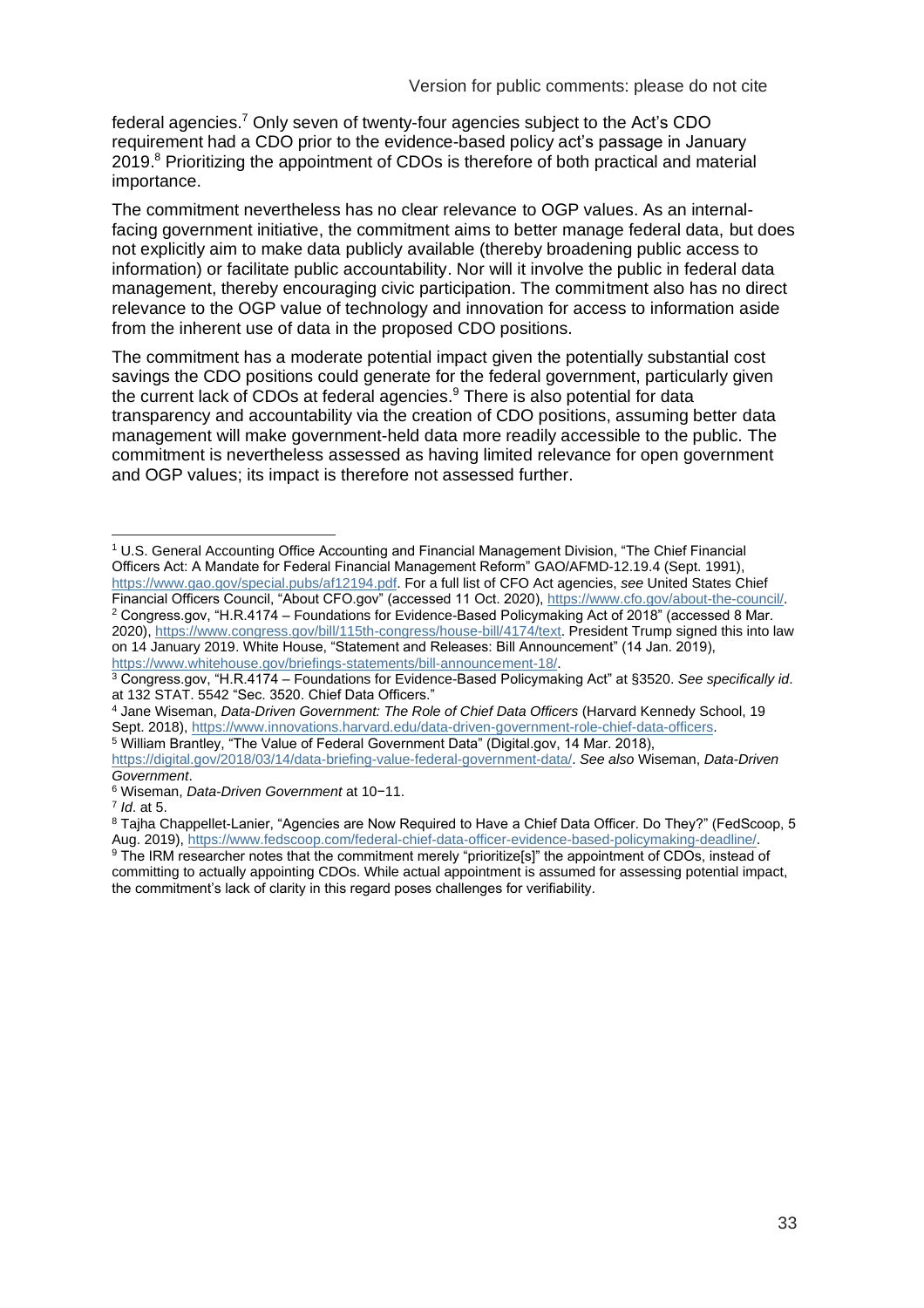federal agencies.[7] Only seven of twenty-four agencies subject to the Act's CDO requirement had a CDO prior to the evidence-based policy act's passage in January 2019.[8] Prioritizing the appointment of CDOs is therefore of both practical and material importance.

The commitment nevertheless has no clear relevance to OGP values. As an internal-facing government initiative, the commitment aims to better manage federal data, but does not explicitly aim to make data publicly available (thereby broadening public access to information) or facilitate public accountability. Nor will it involve the public in federal data management, thereby encouraging civic participation. The commitment also has no direct relevance to the OGP value of technology and innovation for access to information aside from the inherent use of data in the proposed CDO positions.

The commitment has a moderate potential impact given the potentially substantial cost savings the CDO positions could generate for the federal government, particularly given the current lack of CDOs at federal agencies.[9] There is also potential for data transparency and accountability via the creation of CDO positions, assuming better data management will make government-held data more readily accessible to the public. The commitment is nevertheless assessed as having limited relevance for open government and OGP values; its impact is therefore not assessed further.

---

[1] U.S. General Accounting Office Accounting and Financial Management Division, "The Chief Financial Officers Act: A Mandate for Federal Financial Management Reform" GAO/AFMD-12.19.4 (Sept. 1991), https://www.gao.gov/special.pubs/af12194.pdf. For a full list of CFO Act agencies, *see* United States Chief Financial Officers Council, "About CFO.gov" (accessed 11 Oct. 2020), https://www.cfo.gov/about-the-council/.

[2] Congress.gov, "H.R.4174 – Foundations for Evidence-Based Policymaking Act of 2018" (accessed 8 Mar. 2020), https://www.congress.gov/bill/115th-congress/house-bill/4174/text. President Trump signed this into law on 14 January 2019. White House, "Statement and Releases: Bill Announcement" (14 Jan. 2019), https://www.whitehouse.gov/briefings-statements/bill-announcement-18/.

[3] Congress.gov, "H.R.4174 – Foundations for Evidence-Based Policymaking Act" at §3520. *See specifically id*. at 132 STAT. 5542 "Sec. 3520. Chief Data Officers."

[4] Jane Wiseman, *Data-Driven Government: The Role of Chief Data Officers* (Harvard Kennedy School, 19 Sept. 2018), https://www.innovations.harvard.edu/data-driven-government-role-chief-data-officers.

[5] William Brantley, "The Value of Federal Government Data" (Digital.gov, 14 Mar. 2018), https://digital.gov/2018/03/14/data-briefing-value-federal-government-data/. *See also* Wiseman, *Data-Driven Government*.

[6] Wiseman, *Data-Driven Government* at 10−11.

[7] *Id.* at 5.

[8] Tajha Chappellet-Lanier, "Agencies are Now Required to Have a Chief Data Officer. Do They?" (FedScoop, 5 Aug. 2019), https://www.fedscoop.com/federal-chief-data-officer-evidence-based-policymaking-deadline/.

[9] The IRM researcher notes that the commitment merely "prioritize[s]" the appointment of CDOs, instead of committing to actually appointing CDOs. While actual appointment is assumed for assessing potential impact, the commitment's lack of clarity in this regard poses challenges for verifiability.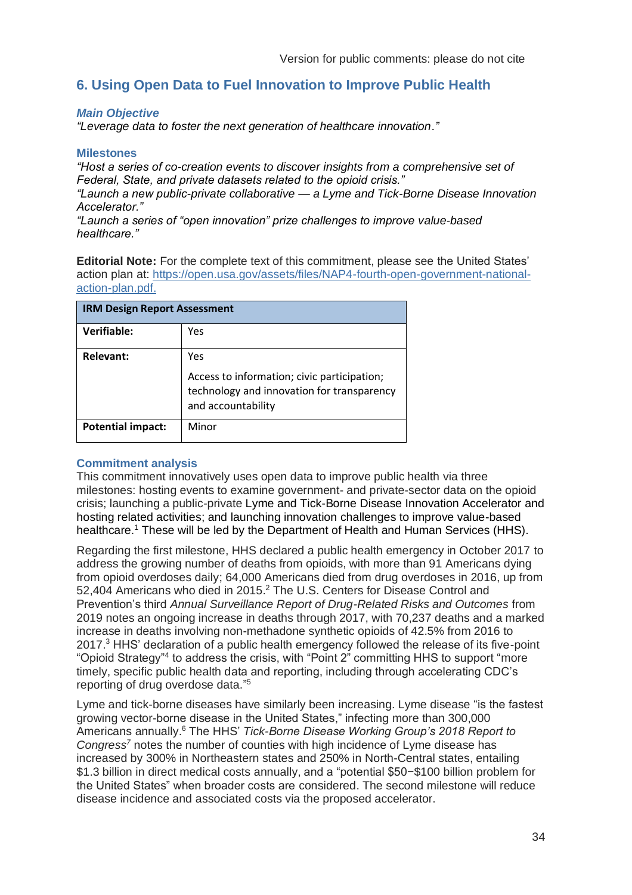## 6. Using Open Data to Fuel Innovation to Improve Public Health

***Main Objective***

*"Leverage data to foster the next generation of healthcare innovation."*

**Milestones**

*"Host a series of co-creation events to discover insights from a comprehensive set of Federal, State, and private datasets related to the opioid crisis."*

*"Launch a new public-private collaborative — a Lyme and Tick-Borne Disease Innovation Accelerator."*

*"Launch a series of "open innovation" prize challenges to improve value-based healthcare."*

**Editorial Note:** For the complete text of this commitment, please see the United States' action plan at: https://open.usa.gov/assets/files/NAP4-fourth-open-government-national-action-plan.pdf.

| IRM Design Report Assessment | |
|---|---|
| **Verifiable:** | Yes |
| **Relevant:** | Yes<br><br>Access to information; civic participation; technology and innovation for transparency and accountability |
| **Potential impact:** | Minor |

**Commitment analysis**

This commitment innovatively uses open data to improve public health via three milestones: hosting events to examine government- and private-sector data on the opioid crisis; launching a public-private Lyme and Tick-Borne Disease Innovation Accelerator and hosting related activities; and launching innovation challenges to improve value-based healthcare.[1] These will be led by the Department of Health and Human Services (HHS).

Regarding the first milestone, HHS declared a public health emergency in October 2017 to address the growing number of deaths from opioids, with more than 91 Americans dying from opioid overdoses daily; 64,000 Americans died from drug overdoses in 2016, up from 52,404 Americans who died in 2015.[2] The U.S. Centers for Disease Control and Prevention's third *Annual Surveillance Report of Drug-Related Risks and Outcomes* from 2019 notes an ongoing increase in deaths through 2017, with 70,237 deaths and a marked increase in deaths involving non-methadone synthetic opioids of 42.5% from 2016 to 2017.[3] HHS' declaration of a public health emergency followed the release of its five-point "Opioid Strategy"[4] to address the crisis, with "Point 2" committing HHS to support "more timely, specific public health data and reporting, including through accelerating CDC's reporting of drug overdose data."[5]

Lyme and tick-borne diseases have similarly been increasing. Lyme disease "is the fastest growing vector-borne disease in the United States," infecting more than 300,000 Americans annually.[6] The HHS' *Tick-Borne Disease Working Group's 2018 Report to Congress*[7] notes the number of counties with high incidence of Lyme disease has increased by 300% in Northeastern states and 250% in North-Central states, entailing $1.3 billion in direct medical costs annually, and a "potential $50−$100 billion problem for the United States" when broader costs are considered. The second milestone will reduce disease incidence and associated costs via the proposed accelerator.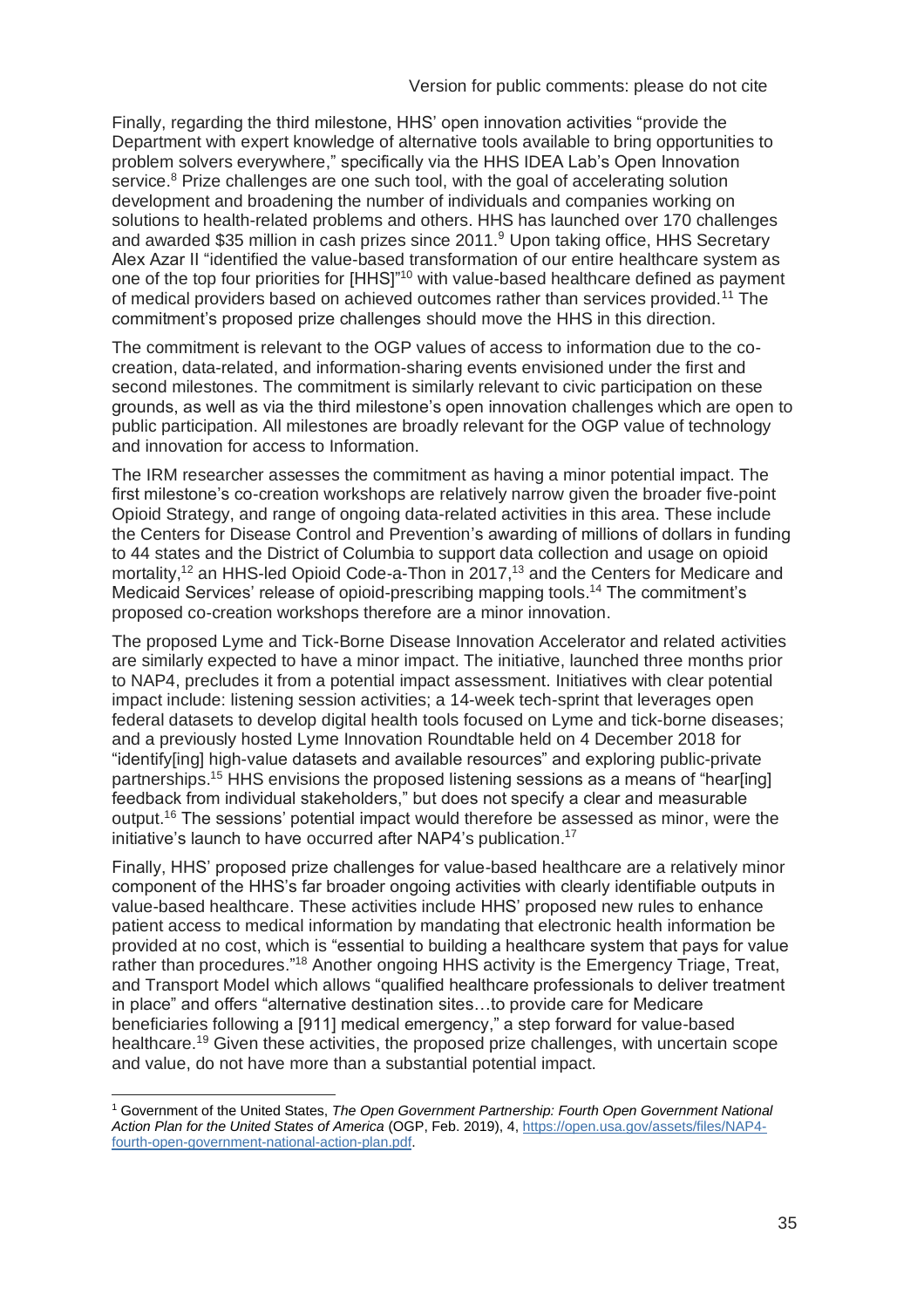Finally, regarding the third milestone, HHS' open innovation activities "provide the Department with expert knowledge of alternative tools available to bring opportunities to problem solvers everywhere," specifically via the HHS IDEA Lab's Open Innovation service.[8] Prize challenges are one such tool, with the goal of accelerating solution development and broadening the number of individuals and companies working on solutions to health-related problems and others. HHS has launched over 170 challenges and awarded $35 million in cash prizes since 2011.[9] Upon taking office, HHS Secretary Alex Azar II "identified the value-based transformation of our entire healthcare system as one of the top four priorities for [HHS]"[10] with value-based healthcare defined as payment of medical providers based on achieved outcomes rather than services provided.[11] The commitment's proposed prize challenges should move the HHS in this direction.

The commitment is relevant to the OGP values of access to information due to the co-creation, data-related, and information-sharing events envisioned under the first and second milestones. The commitment is similarly relevant to civic participation on these grounds, as well as via the third milestone's open innovation challenges which are open to public participation. All milestones are broadly relevant for the OGP value of technology and innovation for access to Information.

The IRM researcher assesses the commitment as having a minor potential impact. The first milestone's co-creation workshops are relatively narrow given the broader five-point Opioid Strategy, and range of ongoing data-related activities in this area. These include the Centers for Disease Control and Prevention's awarding of millions of dollars in funding to 44 states and the District of Columbia to support data collection and usage on opioid mortality,[12] an HHS-led Opioid Code-a-Thon in 2017,[13] and the Centers for Medicare and Medicaid Services' release of opioid-prescribing mapping tools.[14] The commitment's proposed co-creation workshops therefore are a minor innovation.

The proposed Lyme and Tick-Borne Disease Innovation Accelerator and related activities are similarly expected to have a minor impact. The initiative, launched three months prior to NAP4, precludes it from a potential impact assessment. Initiatives with clear potential impact include: listening session activities; a 14-week tech-sprint that leverages open federal datasets to develop digital health tools focused on Lyme and tick-borne diseases; and a previously hosted Lyme Innovation Roundtable held on 4 December 2018 for "identify[ing] high-value datasets and available resources" and exploring public-private partnerships.[15] HHS envisions the proposed listening sessions as a means of "hear[ing] feedback from individual stakeholders," but does not specify a clear and measurable output.[16] The sessions' potential impact would therefore be assessed as minor, were the initiative's launch to have occurred after NAP4's publication.[17]

Finally, HHS' proposed prize challenges for value-based healthcare are a relatively minor component of the HHS's far broader ongoing activities with clearly identifiable outputs in value-based healthcare. These activities include HHS' proposed new rules to enhance patient access to medical information by mandating that electronic health information be provided at no cost, which is "essential to building a healthcare system that pays for value rather than procedures."[18] Another ongoing HHS activity is the Emergency Triage, Treat, and Transport Model which allows "qualified healthcare professionals to deliver treatment in place" and offers "alternative destination sites…to provide care for Medicare beneficiaries following a [911] medical emergency," a step forward for value-based healthcare.[19] Given these activities, the proposed prize challenges, with uncertain scope and value, do not have more than a substantial potential impact.

---

[1] Government of the United States, *The Open Government Partnership: Fourth Open Government National Action Plan for the United States of America* (OGP, Feb. 2019), 4, https://open.usa.gov/assets/files/NAP4-fourth-open-government-national-action-plan.pdf.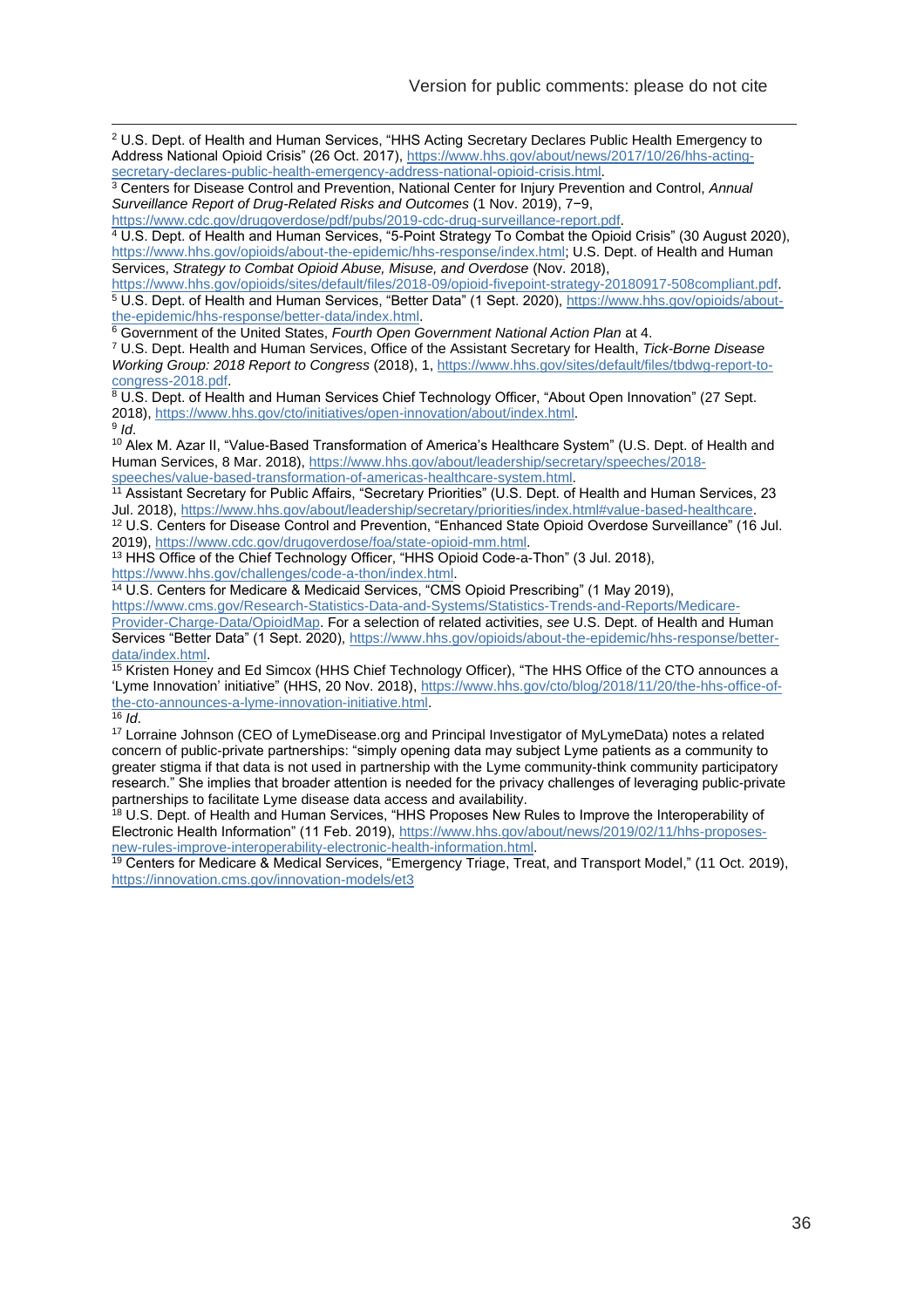[2] U.S. Dept. of Health and Human Services, "HHS Acting Secretary Declares Public Health Emergency to Address National Opioid Crisis" (26 Oct. 2017), https://www.hhs.gov/about/news/2017/10/26/hhs-acting-secretary-declares-public-health-emergency-address-national-opioid-crisis.html.

[3] Centers for Disease Control and Prevention, National Center for Injury Prevention and Control, *Annual Surveillance Report of Drug-Related Risks and Outcomes* (1 Nov. 2019), 7−9, https://www.cdc.gov/drugoverdose/pdf/pubs/2019-cdc-drug-surveillance-report.pdf.

[4] U.S. Dept. of Health and Human Services, "5-Point Strategy To Combat the Opioid Crisis" (30 August 2020), https://www.hhs.gov/opioids/about-the-epidemic/hhs-response/index.html; U.S. Dept. of Health and Human Services, *Strategy to Combat Opioid Abuse, Misuse, and Overdose* (Nov. 2018), https://www.hhs.gov/opioids/sites/default/files/2018-09/opioid-fivepoint-strategy-20180917-508compliant.pdf.

[5] U.S. Dept. of Health and Human Services, "Better Data" (1 Sept. 2020), https://www.hhs.gov/opioids/about-the-epidemic/hhs-response/better-data/index.html.

[6] Government of the United States, *Fourth Open Government National Action Plan* at 4.

[7] U.S. Dept. Health and Human Services, Office of the Assistant Secretary for Health, *Tick-Borne Disease Working Group: 2018 Report to Congress* (2018), 1, https://www.hhs.gov/sites/default/files/tbdwg-report-to-congress-2018.pdf.

[8] U.S. Dept. of Health and Human Services Chief Technology Officer, "About Open Innovation" (27 Sept. 2018), https://www.hhs.gov/cto/initiatives/open-innovation/about/index.html.

[9] *Id.*

[10] Alex M. Azar II, "Value-Based Transformation of America's Healthcare System" (U.S. Dept. of Health and Human Services, 8 Mar. 2018), https://www.hhs.gov/about/leadership/secretary/speeches/2018-speeches/value-based-transformation-of-americas-healthcare-system.html.

[11] Assistant Secretary for Public Affairs, "Secretary Priorities" (U.S. Dept. of Health and Human Services, 23 Jul. 2018), https://www.hhs.gov/about/leadership/secretary/priorities/index.html#value-based-healthcare.

[12] U.S. Centers for Disease Control and Prevention, "Enhanced State Opioid Overdose Surveillance" (16 Jul. 2019), https://www.cdc.gov/drugoverdose/foa/state-opioid-mm.html.

[13] HHS Office of the Chief Technology Officer, "HHS Opioid Code-a-Thon" (3 Jul. 2018), https://www.hhs.gov/challenges/code-a-thon/index.html.

[14] U.S. Centers for Medicare & Medicaid Services, "CMS Opioid Prescribing" (1 May 2019), https://www.cms.gov/Research-Statistics-Data-and-Systems/Statistics-Trends-and-Reports/Medicare-Provider-Charge-Data/OpioidMap. For a selection of related activities, *see* U.S. Dept. of Health and Human Services "Better Data" (1 Sept. 2020), https://www.hhs.gov/opioids/about-the-epidemic/hhs-response/better-data/index.html.

[15] Kristen Honey and Ed Simcox (HHS Chief Technology Officer), "The HHS Office of the CTO announces a 'Lyme Innovation' initiative" (HHS, 20 Nov. 2018), https://www.hhs.gov/cto/blog/2018/11/20/the-hhs-office-of-the-cto-announces-a-lyme-innovation-initiative.html.

[16] *Id.*

[17] Lorraine Johnson (CEO of LymeDisease.org and Principal Investigator of MyLymeData) notes a related concern of public-private partnerships: "simply opening data may subject Lyme patients as a community to greater stigma if that data is not used in partnership with the Lyme community-think community participatory research." She implies that broader attention is needed for the privacy challenges of leveraging public-private partnerships to facilitate Lyme disease data access and availability.

[18] U.S. Dept. of Health and Human Services, "HHS Proposes New Rules to Improve the Interoperability of Electronic Health Information" (11 Feb. 2019), https://www.hhs.gov/about/news/2019/02/11/hhs-proposes-new-rules-improve-interoperability-electronic-health-information.html.

[19] Centers for Medicare & Medical Services, "Emergency Triage, Treat, and Transport Model," (11 Oct. 2019), https://innovation.cms.gov/innovation-models/et3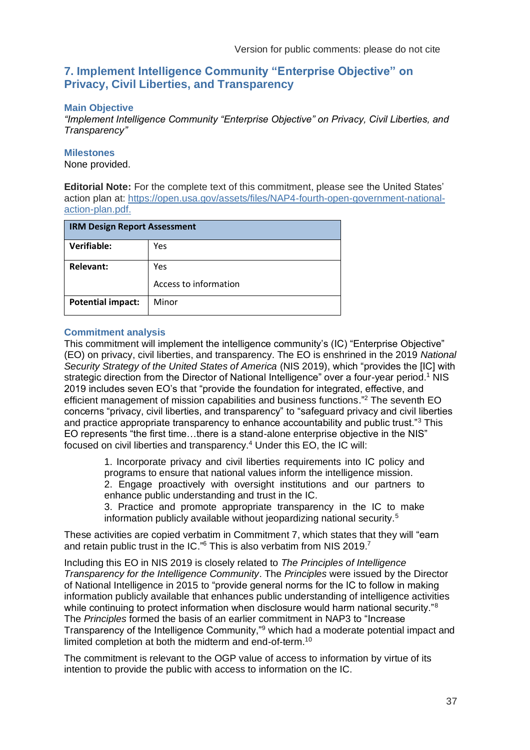## 7. Implement Intelligence Community "Enterprise Objective" on Privacy, Civil Liberties, and Transparency

### Main Objective

*"Implement Intelligence Community "Enterprise Objective" on Privacy, Civil Liberties, and Transparency"*

### Milestones

None provided.

**Editorial Note:** For the complete text of this commitment, please see the United States' action plan at: https://open.usa.gov/assets/files/NAP4-fourth-open-government-national-action-plan.pdf.

| IRM Design Report Assessment | |
|---|---|
| **Verifiable:** | Yes |
| **Relevant:** | Yes<br><br>Access to information |
| **Potential impact:** | Minor |

### Commitment analysis

This commitment will implement the intelligence community's (IC) "Enterprise Objective" (EO) on privacy, civil liberties, and transparency. The EO is enshrined in the 2019 *National Security Strategy of the United States of America* (NIS 2019), which "provides the [IC] with strategic direction from the Director of National Intelligence" over a four-year period.[1] NIS 2019 includes seven EO's that "provide the foundation for integrated, effective, and efficient management of mission capabilities and business functions."[2] The seventh EO concerns "privacy, civil liberties, and transparency" to "safeguard privacy and civil liberties and practice appropriate transparency to enhance accountability and public trust."[3] This EO represents "the first time…there is a stand-alone enterprise objective in the NIS" focused on civil liberties and transparency.[4] Under this EO, the IC will:

> 1. Incorporate privacy and civil liberties requirements into IC policy and programs to ensure that national values inform the intelligence mission.
> 2. Engage proactively with oversight institutions and our partners to enhance public understanding and trust in the IC.
> 3. Practice and promote appropriate transparency in the IC to make information publicly available without jeopardizing national security.[5]

These activities are copied verbatim in Commitment 7, which states that they will "earn and retain public trust in the IC."[6] This is also verbatim from NIS 2019.[7]

Including this EO in NIS 2019 is closely related to *The Principles of Intelligence Transparency for the Intelligence Community*. The *Principles* were issued by the Director of National Intelligence in 2015 to "provide general norms for the IC to follow in making information publicly available that enhances public understanding of intelligence activities while continuing to protect information when disclosure would harm national security."[8] The *Principles* formed the basis of an earlier commitment in NAP3 to "Increase Transparency of the Intelligence Community,"[9] which had a moderate potential impact and limited completion at both the midterm and end-of-term.[10]

The commitment is relevant to the OGP value of access to information by virtue of its intention to provide the public with access to information on the IC.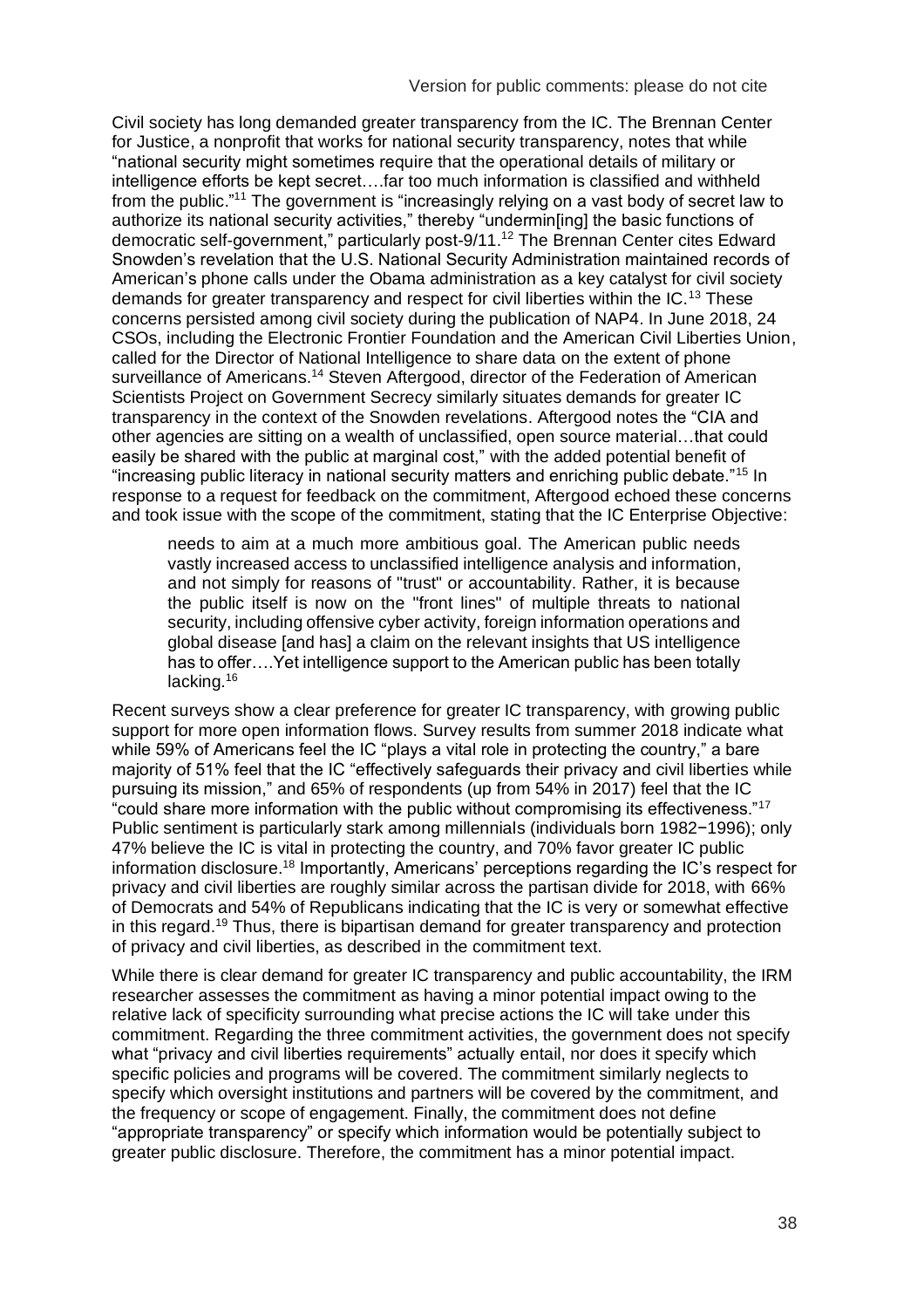Civil society has long demanded greater transparency from the IC. The Brennan Center for Justice, a nonprofit that works for national security transparency, notes that while "national security might sometimes require that the operational details of military or intelligence efforts be kept secret….far too much information is classified and withheld from the public."[11] The government is "increasingly relying on a vast body of secret law to authorize its national security activities," thereby "undermin[ing] the basic functions of democratic self-government," particularly post-9/11.[12] The Brennan Center cites Edward Snowden's revelation that the U.S. National Security Administration maintained records of American's phone calls under the Obama administration as a key catalyst for civil society demands for greater transparency and respect for civil liberties within the IC.[13] These concerns persisted among civil society during the publication of NAP4. In June 2018, 24 CSOs, including the Electronic Frontier Foundation and the American Civil Liberties Union, called for the Director of National Intelligence to share data on the extent of phone surveillance of Americans.[14] Steven Aftergood, director of the Federation of American Scientists Project on Government Secrecy similarly situates demands for greater IC transparency in the context of the Snowden revelations. Aftergood notes the "CIA and other agencies are sitting on a wealth of unclassified, open source material…that could easily be shared with the public at marginal cost," with the added potential benefit of "increasing public literacy in national security matters and enriching public debate."[15] In response to a request for feedback on the commitment, Aftergood echoed these concerns and took issue with the scope of the commitment, stating that the IC Enterprise Objective:

> needs to aim at a much more ambitious goal. The American public needs vastly increased access to unclassified intelligence analysis and information, and not simply for reasons of "trust" or accountability. Rather, it is because the public itself is now on the "front lines" of multiple threats to national security, including offensive cyber activity, foreign information operations and global disease [and has] a claim on the relevant insights that US intelligence has to offer….Yet intelligence support to the American public has been totally lacking.[16]

Recent surveys show a clear preference for greater IC transparency, with growing public support for more open information flows. Survey results from summer 2018 indicate what while 59% of Americans feel the IC "plays a vital role in protecting the country," a bare majority of 51% feel that the IC "effectively safeguards their privacy and civil liberties while pursuing its mission," and 65% of respondents (up from 54% in 2017) feel that the IC "could share more information with the public without compromising its effectiveness."[17] Public sentiment is particularly stark among millennials (individuals born 1982−1996); only 47% believe the IC is vital in protecting the country, and 70% favor greater IC public information disclosure.[18] Importantly, Americans' perceptions regarding the IC's respect for privacy and civil liberties are roughly similar across the partisan divide for 2018, with 66% of Democrats and 54% of Republicans indicating that the IC is very or somewhat effective in this regard.[19] Thus, there is bipartisan demand for greater transparency and protection of privacy and civil liberties, as described in the commitment text.

While there is clear demand for greater IC transparency and public accountability, the IRM researcher assesses the commitment as having a minor potential impact owing to the relative lack of specificity surrounding what precise actions the IC will take under this commitment. Regarding the three commitment activities, the government does not specify what "privacy and civil liberties requirements" actually entail, nor does it specify which specific policies and programs will be covered. The commitment similarly neglects to specify which oversight institutions and partners will be covered by the commitment, and the frequency or scope of engagement. Finally, the commitment does not define "appropriate transparency" or specify which information would be potentially subject to greater public disclosure. Therefore, the commitment has a minor potential impact.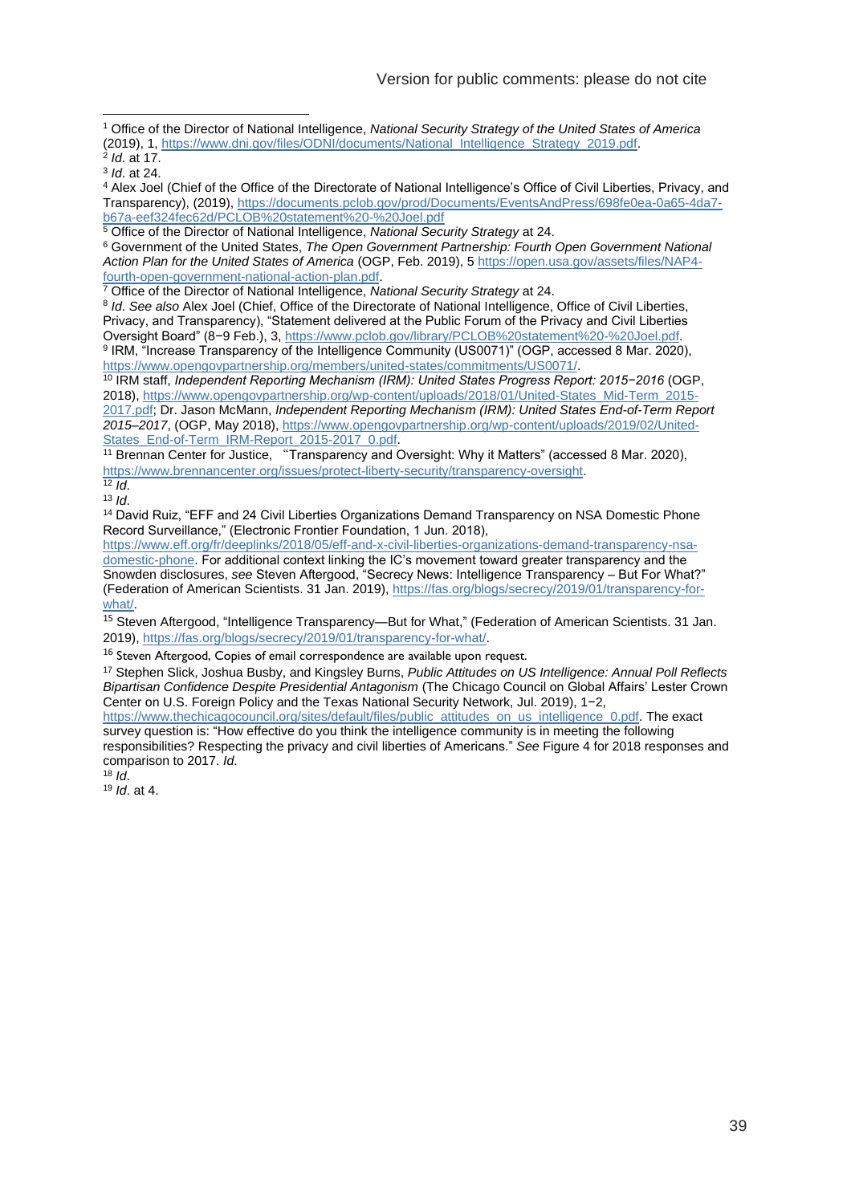[1] Office of the Director of National Intelligence, *National Security Strategy of the United States of America* (2019), 1, https://www.dni.gov/files/ODNI/documents/National_Intelligence_Strategy_2019.pdf.

[2] *Id.* at 17.

[3] *Id.* at 24.

[4] Alex Joel (Chief of the Office of the Directorate of National Intelligence's Office of Civil Liberties, Privacy, and Transparency), (2019), https://documents.pclob.gov/prod/Documents/EventsAndPress/698fe0ea-0a65-4da7-b67a-eef324fec62d/PCLOB%20statement%20-%20Joel.pdf

[5] Office of the Director of National Intelligence, *National Security Strategy* at 24.

[6] Government of the United States, *The Open Government Partnership: Fourth Open Government National Action Plan for the United States of America* (OGP, Feb. 2019), 5 https://open.usa.gov/assets/files/NAP4-fourth-open-government-national-action-plan.pdf.

[7] Office of the Director of National Intelligence, *National Security Strategy* at 24.

[8] *Id. See also* Alex Joel (Chief, Office of the Directorate of National Intelligence, Office of Civil Liberties, Privacy, and Transparency), "Statement delivered at the Public Forum of the Privacy and Civil Liberties Oversight Board" (8−9 Feb.), 3, https://www.pclob.gov/library/PCLOB%20statement%20-%20Joel.pdf.

[9] IRM, "Increase Transparency of the Intelligence Community (US0071)" (OGP, accessed 8 Mar. 2020), https://www.opengovpartnership.org/members/united-states/commitments/US0071/.

[10] IRM staff, *Independent Reporting Mechanism (IRM): United States Progress Report: 2015−2016* (OGP, 2018), https://www.opengovpartnership.org/wp-content/uploads/2018/01/United-States_Mid-Term_2015-2017.pdf; Dr. Jason McMann, *Independent Reporting Mechanism (IRM): United States End-of-Term Report 2015–2017*, (OGP, May 2018), https://www.opengovpartnership.org/wp-content/uploads/2019/02/United-States_End-of-Term_IRM-Report_2015-2017_0.pdf.

[11] Brennan Center for Justice, "Transparency and Oversight: Why it Matters" (accessed 8 Mar. 2020), https://www.brennancenter.org/issues/protect-liberty-security/transparency-oversight.

[12] *Id.*

[13] *Id.*

[14] David Ruiz, "EFF and 24 Civil Liberties Organizations Demand Transparency on NSA Domestic Phone Record Surveillance," (Electronic Frontier Foundation, 1 Jun. 2018), https://www.eff.org/fr/deeplinks/2018/05/eff-and-x-civil-liberties-organizations-demand-transparency-nsa-domestic-phone. For additional context linking the IC's movement toward greater transparency and the Snowden disclosures, *see* Steven Aftergood, "Secrecy News: Intelligence Transparency – But For What?" (Federation of American Scientists. 31 Jan. 2019), https://fas.org/blogs/secrecy/2019/01/transparency-for-what/.

[15] Steven Aftergood, "Intelligence Transparency—But for What," (Federation of American Scientists. 31 Jan. 2019), https://fas.org/blogs/secrecy/2019/01/transparency-for-what/.

[16] Steven Aftergood, Copies of email correspondence are available upon request.

[17] Stephen Slick, Joshua Busby, and Kingsley Burns, *Public Attitudes on US Intelligence: Annual Poll Reflects Bipartisan Confidence Despite Presidential Antagonism* (The Chicago Council on Global Affairs' Lester Crown Center on U.S. Foreign Policy and the Texas National Security Network, Jul. 2019), 1−2, https://www.thechicagocouncil.org/sites/default/files/public_attitudes_on_us_intelligence_0.pdf. The exact survey question is: "How effective do you think the intelligence community is in meeting the following responsibilities? Respecting the privacy and civil liberties of Americans." *See* Figure 4 for 2018 responses and comparison to 2017. *Id.*

[18] *Id.*

[19] *Id.* at 4.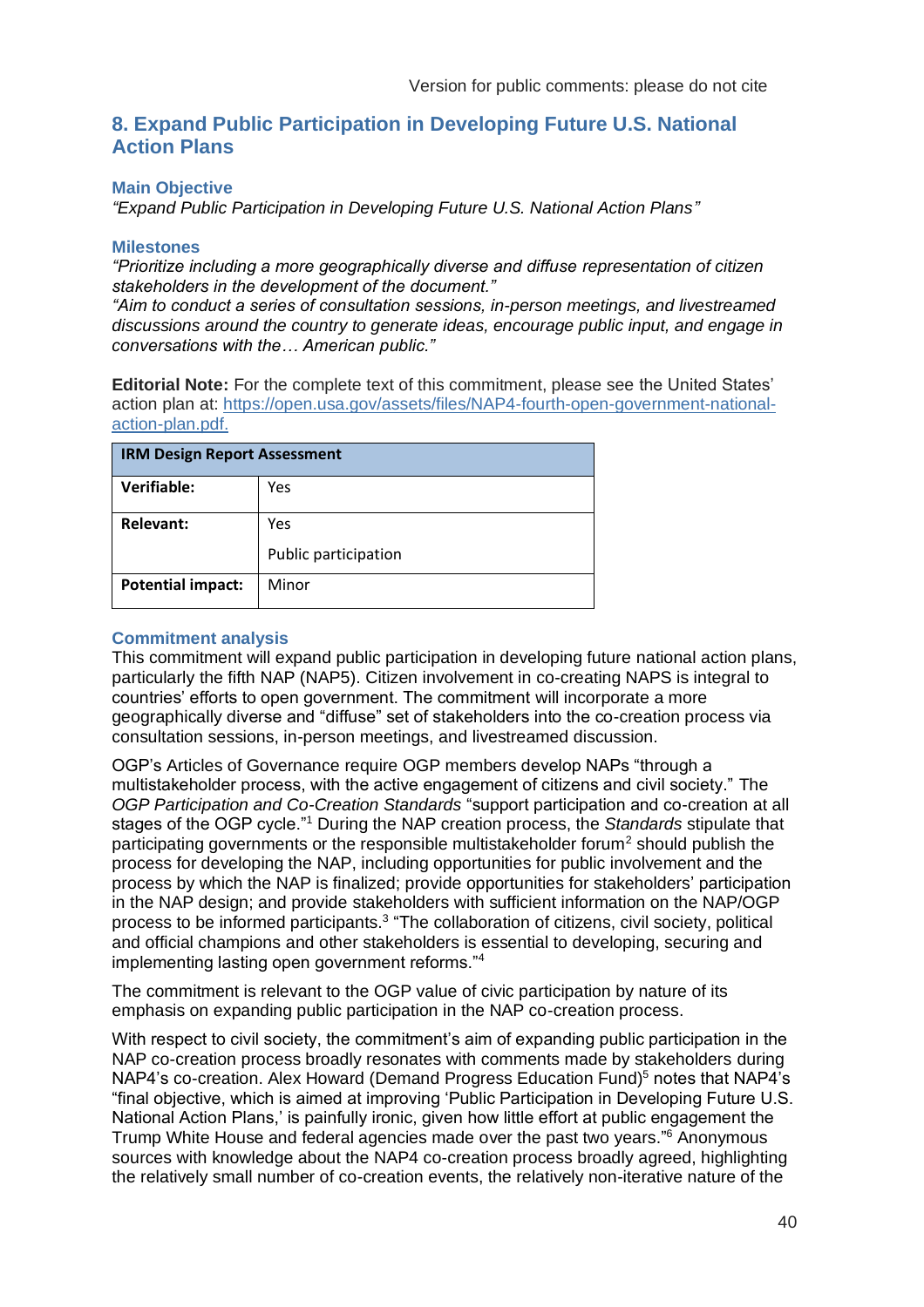Version for public comments: please do not cite

## 8. Expand Public Participation in Developing Future U.S. National Action Plans

### Main Objective

*"Expand Public Participation in Developing Future U.S. National Action Plans"*

### Milestones

*"Prioritize including a more geographically diverse and diffuse representation of citizen stakeholders in the development of the document."*
*"Aim to conduct a series of consultation sessions, in-person meetings, and livestreamed discussions around the country to generate ideas, encourage public input, and engage in conversations with the… American public."*

**Editorial Note:** For the complete text of this commitment, please see the United States' action plan at: https://open.usa.gov/assets/files/NAP4-fourth-open-government-national-action-plan.pdf.

| IRM Design Report Assessment | |
|---|---|
| **Verifiable:** | Yes |
| **Relevant:** | Yes<br>Public participation |
| **Potential impact:** | Minor |

### Commitment analysis

This commitment will expand public participation in developing future national action plans, particularly the fifth NAP (NAP5). Citizen involvement in co-creating NAPS is integral to countries' efforts to open government. The commitment will incorporate a more geographically diverse and "diffuse" set of stakeholders into the co-creation process via consultation sessions, in-person meetings, and livestreamed discussion.

OGP's Articles of Governance require OGP members develop NAPs "through a multistakeholder process, with the active engagement of citizens and civil society." The *OGP Participation and Co-Creation Standards* "support participation and co-creation at all stages of the OGP cycle."[1] During the NAP creation process, the *Standards* stipulate that participating governments or the responsible multistakeholder forum[2] should publish the process for developing the NAP, including opportunities for public involvement and the process by which the NAP is finalized; provide opportunities for stakeholders' participation in the NAP design; and provide stakeholders with sufficient information on the NAP/OGP process to be informed participants.[3] "The collaboration of citizens, civil society, political and official champions and other stakeholders is essential to developing, securing and implementing lasting open government reforms."[4]

The commitment is relevant to the OGP value of civic participation by nature of its emphasis on expanding public participation in the NAP co-creation process.

With respect to civil society, the commitment's aim of expanding public participation in the NAP co-creation process broadly resonates with comments made by stakeholders during NAP4's co-creation. Alex Howard (Demand Progress Education Fund)[5] notes that NAP4's "final objective, which is aimed at improving 'Public Participation in Developing Future U.S. National Action Plans,' is painfully ironic, given how little effort at public engagement the Trump White House and federal agencies made over the past two years."[6] Anonymous sources with knowledge about the NAP4 co-creation process broadly agreed, highlighting the relatively small number of co-creation events, the relatively non-iterative nature of the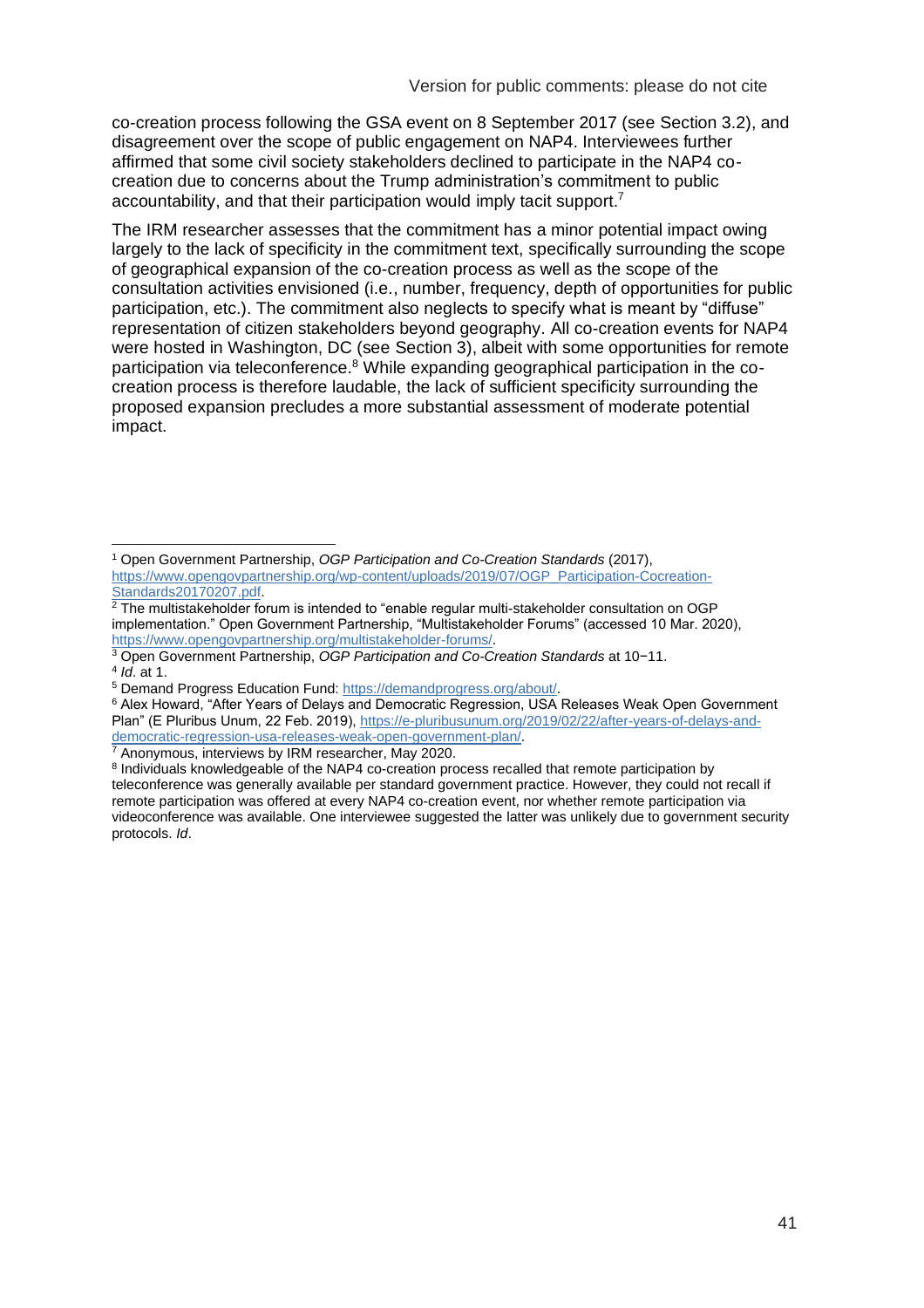co-creation process following the GSA event on 8 September 2017 (see Section 3.2), and disagreement over the scope of public engagement on NAP4. Interviewees further affirmed that some civil society stakeholders declined to participate in the NAP4 co-creation due to concerns about the Trump administration's commitment to public accountability, and that their participation would imply tacit support.[7]

The IRM researcher assesses that the commitment has a minor potential impact owing largely to the lack of specificity in the commitment text, specifically surrounding the scope of geographical expansion of the co-creation process as well as the scope of the consultation activities envisioned (i.e., number, frequency, depth of opportunities for public participation, etc.). The commitment also neglects to specify what is meant by "diffuse" representation of citizen stakeholders beyond geography. All co-creation events for NAP4 were hosted in Washington, DC (see Section 3), albeit with some opportunities for remote participation via teleconference.[8] While expanding geographical participation in the co-creation process is therefore laudable, the lack of sufficient specificity surrounding the proposed expansion precludes a more substantial assessment of moderate potential impact.

---

[1] Open Government Partnership, *OGP Participation and Co-Creation Standards* (2017), https://www.opengovpartnership.org/wp-content/uploads/2019/07/OGP_Participation-Cocreation-Standards20170207.pdf.

[2] The multistakeholder forum is intended to "enable regular multi-stakeholder consultation on OGP implementation." Open Government Partnership, "Multistakeholder Forums" (accessed 10 Mar. 2020), https://www.opengovpartnership.org/multistakeholder-forums/.

[3] Open Government Partnership, *OGP Participation and Co-Creation Standards* at 10−11.

[4] *Id*. at 1.

[5] Demand Progress Education Fund: https://demandprogress.org/about/.

[6] Alex Howard, "After Years of Delays and Democratic Regression, USA Releases Weak Open Government Plan" (E Pluribus Unum, 22 Feb. 2019), https://e-pluribusunum.org/2019/02/22/after-years-of-delays-and-democratic-regression-usa-releases-weak-open-government-plan/.

[7] Anonymous, interviews by IRM researcher, May 2020.

[8] Individuals knowledgeable of the NAP4 co-creation process recalled that remote participation by teleconference was generally available per standard government practice. However, they could not recall if remote participation was offered at every NAP4 co-creation event, nor whether remote participation via videoconference was available. One interviewee suggested the latter was unlikely due to government security protocols. *Id*.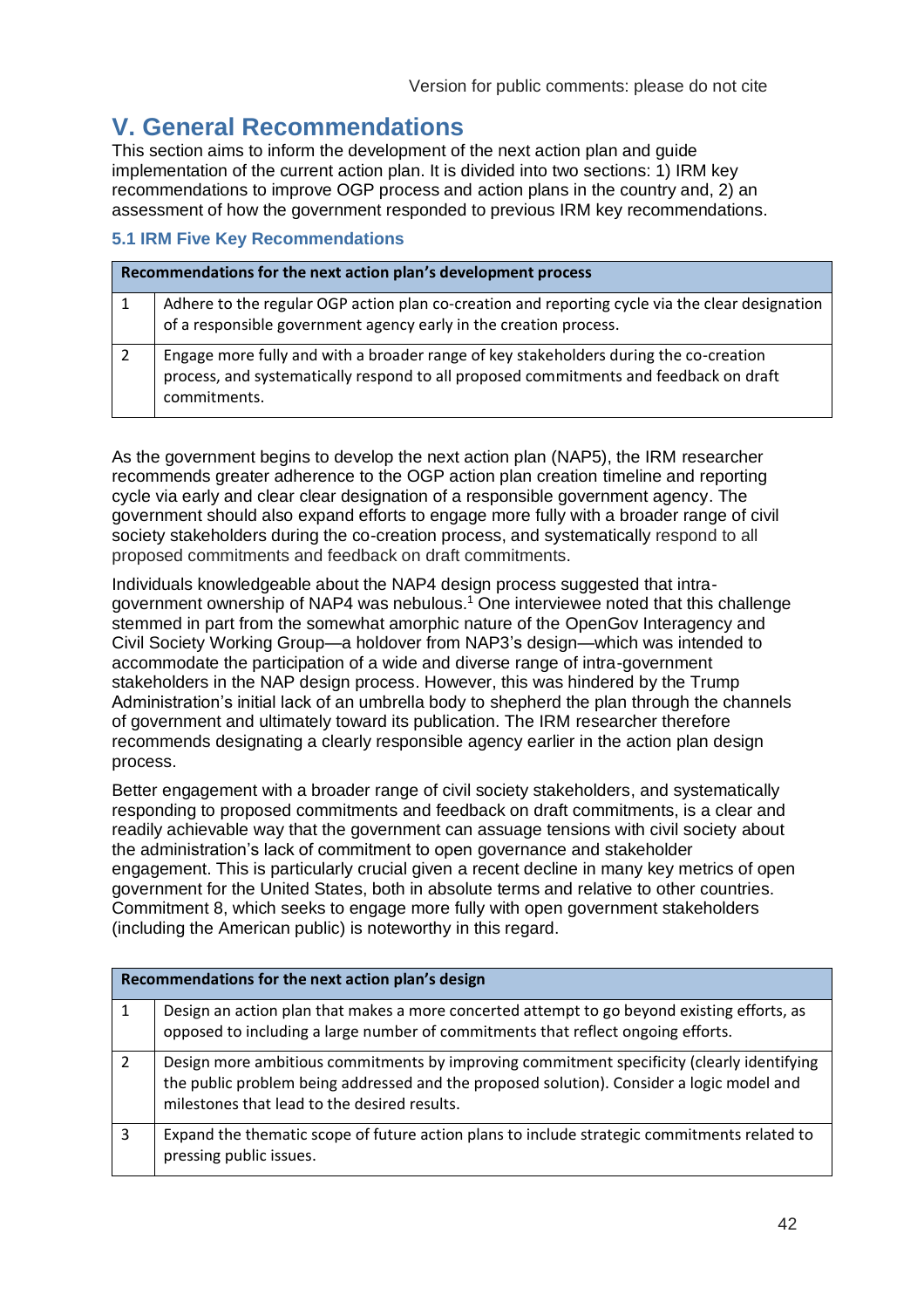# V. General Recommendations

This section aims to inform the development of the next action plan and guide implementation of the current action plan. It is divided into two sections: 1) IRM key recommendations to improve OGP process and action plans in the country and, 2) an assessment of how the government responded to previous IRM key recommendations.

### 5.1 IRM Five Key Recommendations

| Recommendations for the next action plan's development process | |
|---|---|
| 1 | Adhere to the regular OGP action plan co-creation and reporting cycle via the clear designation of a responsible government agency early in the creation process. |
| 2 | Engage more fully and with a broader range of key stakeholders during the co-creation process, and systematically respond to all proposed commitments and feedback on draft commitments. |

As the government begins to develop the next action plan (NAP5), the IRM researcher recommends greater adherence to the OGP action plan creation timeline and reporting cycle via early and clear clear designation of a responsible government agency. The government should also expand efforts to engage more fully with a broader range of civil society stakeholders during the co-creation process, and systematically respond to all proposed commitments and feedback on draft commitments.

Individuals knowledgeable about the NAP4 design process suggested that intra-government ownership of NAP4 was nebulous.[1] One interviewee noted that this challenge stemmed in part from the somewhat amorphic nature of the OpenGov Interagency and Civil Society Working Group—a holdover from NAP3's design—which was intended to accommodate the participation of a wide and diverse range of intra-government stakeholders in the NAP design process. However, this was hindered by the Trump Administration's initial lack of an umbrella body to shepherd the plan through the channels of government and ultimately toward its publication. The IRM researcher therefore recommends designating a clearly responsible agency earlier in the action plan design process.

Better engagement with a broader range of civil society stakeholders, and systematically responding to proposed commitments and feedback on draft commitments, is a clear and readily achievable way that the government can assuage tensions with civil society about the administration's lack of commitment to open governance and stakeholder engagement. This is particularly crucial given a recent decline in many key metrics of open government for the United States, both in absolute terms and relative to other countries. Commitment 8, which seeks to engage more fully with open government stakeholders (including the American public) is noteworthy in this regard.

| Recommendations for the next action plan's design | |
|---|---|
| 1 | Design an action plan that makes a more concerted attempt to go beyond existing efforts, as opposed to including a large number of commitments that reflect ongoing efforts. |
| 2 | Design more ambitious commitments by improving commitment specificity (clearly identifying the public problem being addressed and the proposed solution). Consider a logic model and milestones that lead to the desired results. |
| 3 | Expand the thematic scope of future action plans to include strategic commitments related to pressing public issues. |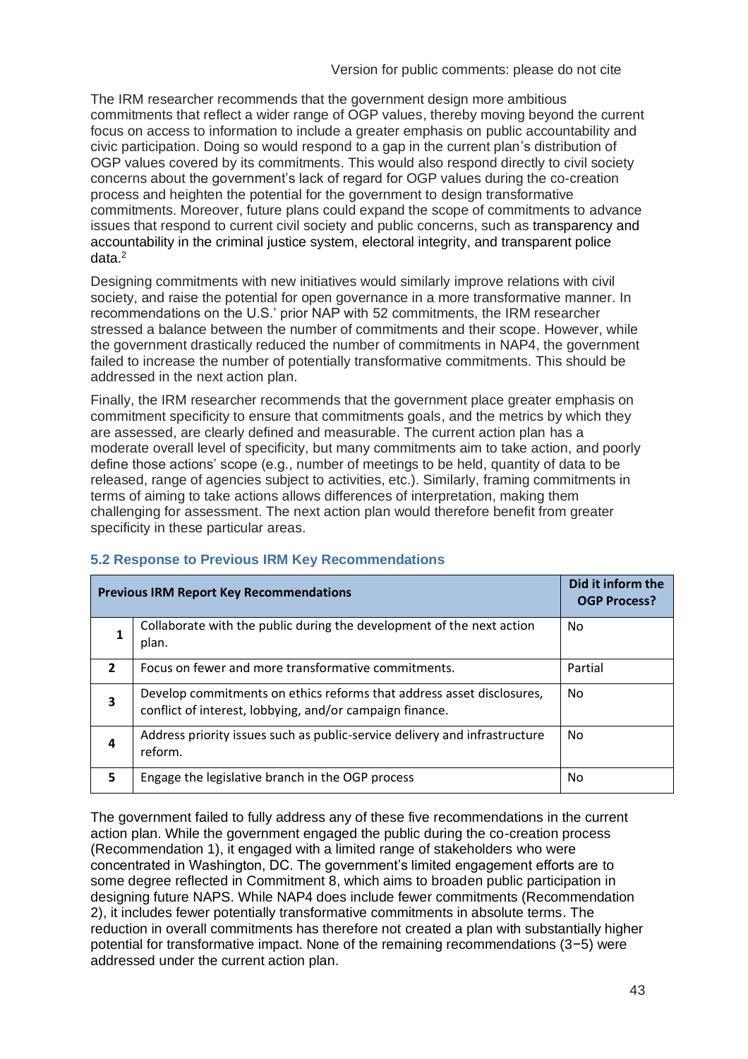The IRM researcher recommends that the government design more ambitious commitments that reflect a wider range of OGP values, thereby moving beyond the current focus on access to information to include a greater emphasis on public accountability and civic participation. Doing so would respond to a gap in the current plan's distribution of OGP values covered by its commitments. This would also respond directly to civil society concerns about the government's lack of regard for OGP values during the co-creation process and heighten the potential for the government to design transformative commitments. Moreover, future plans could expand the scope of commitments to advance issues that respond to current civil society and public concerns, such as transparency and accountability in the criminal justice system, electoral integrity, and transparent police data.[2]

Designing commitments with new initiatives would similarly improve relations with civil society, and raise the potential for open governance in a more transformative manner. In recommendations on the U.S.' prior NAP with 52 commitments, the IRM researcher stressed a balance between the number of commitments and their scope. However, while the government drastically reduced the number of commitments in NAP4, the government failed to increase the number of potentially transformative commitments. This should be addressed in the next action plan.

Finally, the IRM researcher recommends that the government place greater emphasis on commitment specificity to ensure that commitments goals, and the metrics by which they are assessed, are clearly defined and measurable. The current action plan has a moderate overall level of specificity, but many commitments aim to take action, and poorly define those actions' scope (e.g., number of meetings to be held, quantity of data to be released, range of agencies subject to activities, etc.). Similarly, framing commitments in terms of aiming to take actions allows differences of interpretation, making them challenging for assessment. The next action plan would therefore benefit from greater specificity in these particular areas.

### 5.2 Response to Previous IRM Key Recommendations

| | Previous IRM Report Key Recommendations | Did it inform the OGP Process? |
|---|---|---|
| **1** | Collaborate with the public during the development of the next action plan. | No |
| **2** | Focus on fewer and more transformative commitments. | Partial |
| **3** | Develop commitments on ethics reforms that address asset disclosures, conflict of interest, lobbying, and/or campaign finance. | No |
| **4** | Address priority issues such as public-service delivery and infrastructure reform. | No |
| **5** | Engage the legislative branch in the OGP process | No |

The government failed to fully address any of these five recommendations in the current action plan. While the government engaged the public during the co-creation process (Recommendation 1), it engaged with a limited range of stakeholders who were concentrated in Washington, DC. The government's limited engagement efforts are to some degree reflected in Commitment 8, which aims to broaden public participation in designing future NAPS. While NAP4 does include fewer commitments (Recommendation 2), it includes fewer potentially transformative commitments in absolute terms. The reduction in overall commitments has therefore not created a plan with substantially higher potential for transformative impact. None of the remaining recommendations (3−5) were addressed under the current action plan.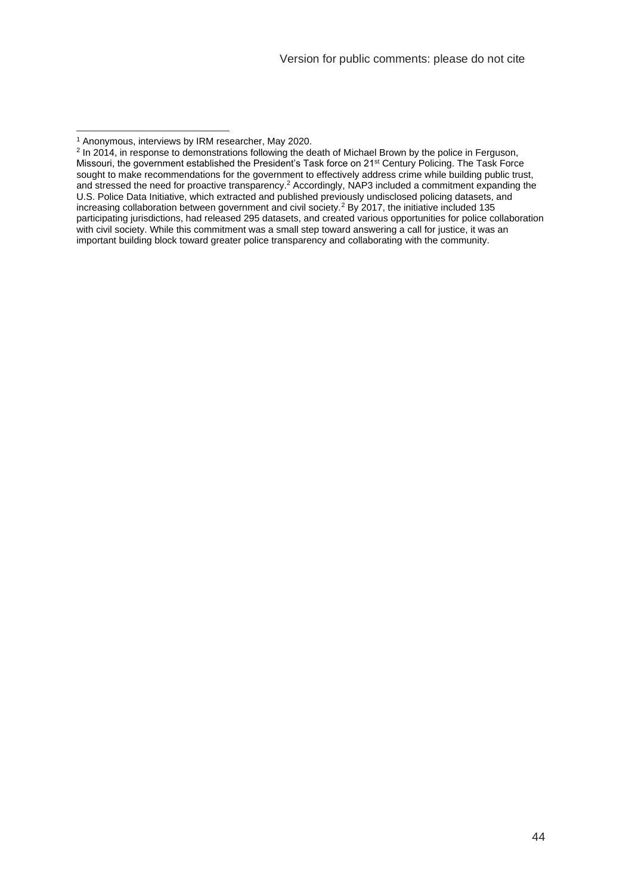[1] Anonymous, interviews by IRM researcher, May 2020.

[2] In 2014, in response to demonstrations following the death of Michael Brown by the police in Ferguson, Missouri, the government established the President's Task force on 21st Century Policing. The Task Force sought to make recommendations for the government to effectively address crime while building public trust, and stressed the need for proactive transparency.[2] Accordingly, NAP3 included a commitment expanding the U.S. Police Data Initiative, which extracted and published previously undisclosed policing datasets, and increasing collaboration between government and civil society.[2] By 2017, the initiative included 135 participating jurisdictions, had released 295 datasets, and created various opportunities for police collaboration with civil society. While this commitment was a small step toward answering a call for justice, it was an important building block toward greater police transparency and collaborating with the community.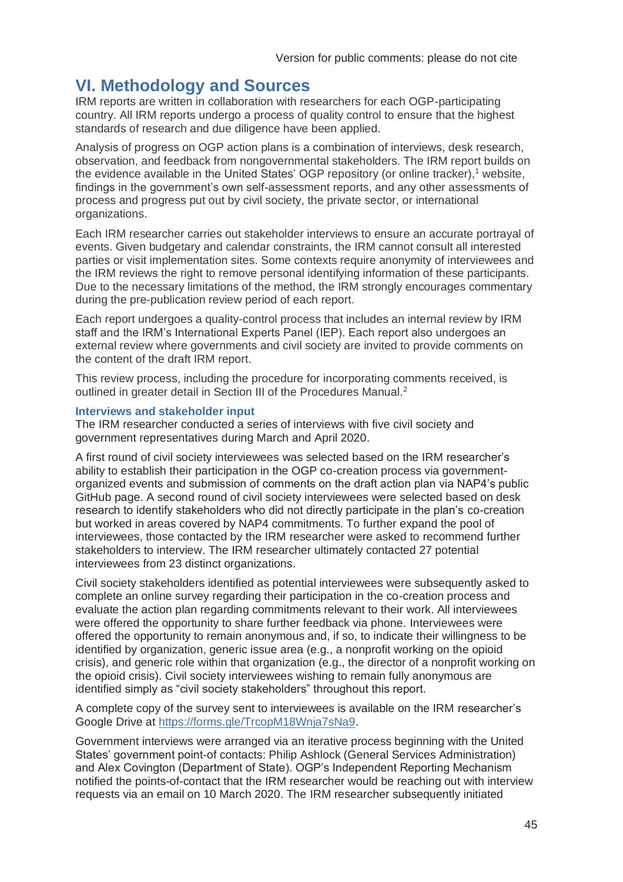## VI. Methodology and Sources

IRM reports are written in collaboration with researchers for each OGP-participating country. All IRM reports undergo a process of quality control to ensure that the highest standards of research and due diligence have been applied.

Analysis of progress on OGP action plans is a combination of interviews, desk research, observation, and feedback from nongovernmental stakeholders. The IRM report builds on the evidence available in the United States' OGP repository (or online tracker),[1] website, findings in the government's own self-assessment reports, and any other assessments of process and progress put out by civil society, the private sector, or international organizations.

Each IRM researcher carries out stakeholder interviews to ensure an accurate portrayal of events. Given budgetary and calendar constraints, the IRM cannot consult all interested parties or visit implementation sites. Some contexts require anonymity of interviewees and the IRM reviews the right to remove personal identifying information of these participants. Due to the necessary limitations of the method, the IRM strongly encourages commentary during the pre-publication review period of each report.

Each report undergoes a quality-control process that includes an internal review by IRM staff and the IRM's International Experts Panel (IEP). Each report also undergoes an external review where governments and civil society are invited to provide comments on the content of the draft IRM report.

This review process, including the procedure for incorporating comments received, is outlined in greater detail in Section III of the Procedures Manual.[2]

### Interviews and stakeholder input

The IRM researcher conducted a series of interviews with five civil society and government representatives during March and April 2020.

A first round of civil society interviewees was selected based on the IRM researcher's ability to establish their participation in the OGP co-creation process via government-organized events and submission of comments on the draft action plan via NAP4's public GitHub page. A second round of civil society interviewees were selected based on desk research to identify stakeholders who did not directly participate in the plan's co-creation but worked in areas covered by NAP4 commitments. To further expand the pool of interviewees, those contacted by the IRM researcher were asked to recommend further stakeholders to interview. The IRM researcher ultimately contacted 27 potential interviewees from 23 distinct organizations.

Civil society stakeholders identified as potential interviewees were subsequently asked to complete an online survey regarding their participation in the co-creation process and evaluate the action plan regarding commitments relevant to their work. All interviewees were offered the opportunity to share further feedback via phone. Interviewees were offered the opportunity to remain anonymous and, if so, to indicate their willingness to be identified by organization, generic issue area (e.g., a nonprofit working on the opioid crisis), and generic role within that organization (e.g., the director of a nonprofit working on the opioid crisis). Civil society interviewees wishing to remain fully anonymous are identified simply as "civil society stakeholders" throughout this report.

A complete copy of the survey sent to interviewees is available on the IRM researcher's Google Drive at https://forms.gle/TrcopM18Wnja7sNa9.

Government interviews were arranged via an iterative process beginning with the United States' government point-of contacts: Philip Ashlock (General Services Administration) and Alex Covington (Department of State). OGP's Independent Reporting Mechanism notified the points-of-contact that the IRM researcher would be reaching out with interview requests via an email on 10 March 2020. The IRM researcher subsequently initiated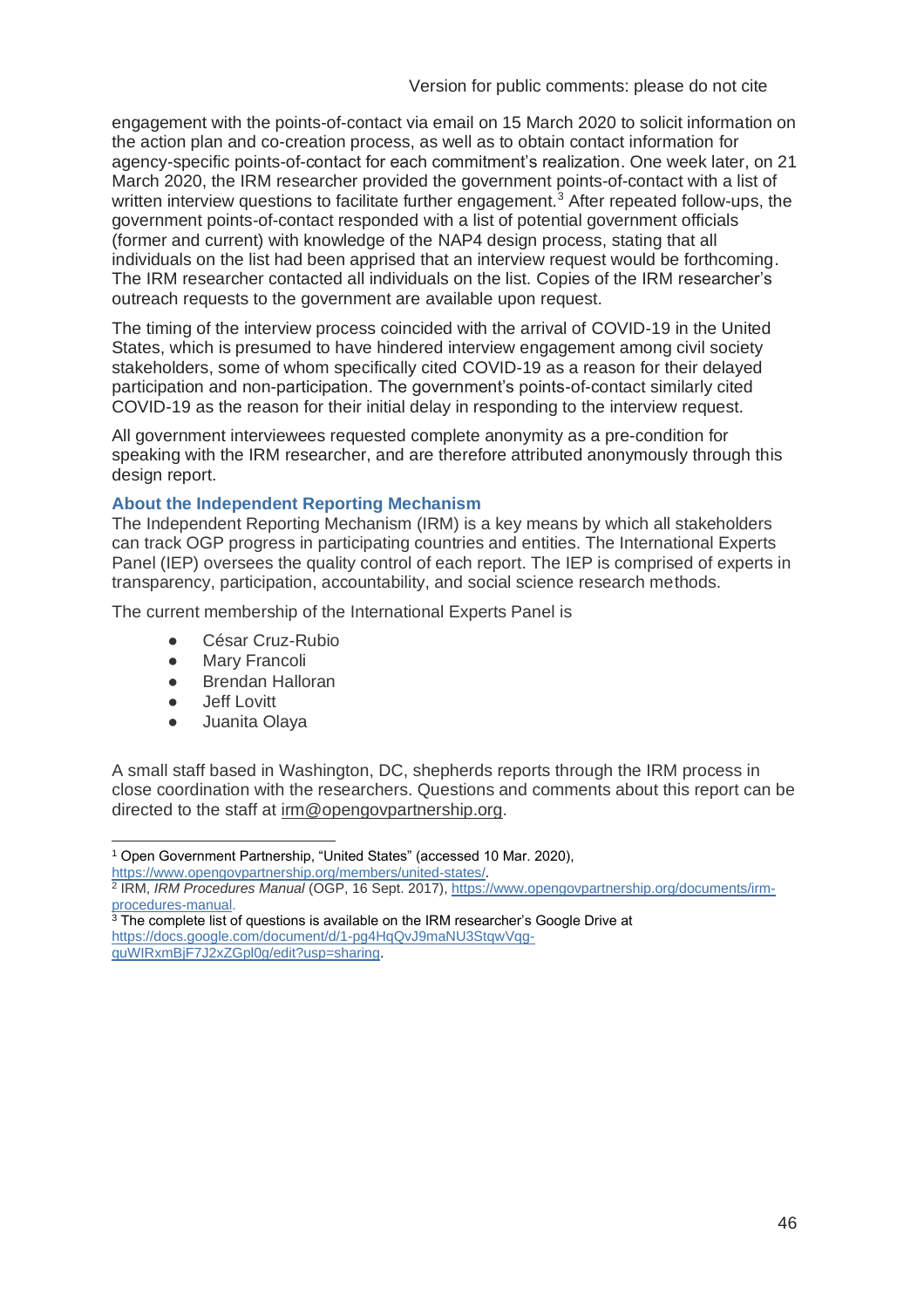engagement with the points-of-contact via email on 15 March 2020 to solicit information on the action plan and co-creation process, as well as to obtain contact information for agency-specific points-of-contact for each commitment's realization. One week later, on 21 March 2020, the IRM researcher provided the government points-of-contact with a list of written interview questions to facilitate further engagement.[3] After repeated follow-ups, the government points-of-contact responded with a list of potential government officials (former and current) with knowledge of the NAP4 design process, stating that all individuals on the list had been apprised that an interview request would be forthcoming. The IRM researcher contacted all individuals on the list. Copies of the IRM researcher's outreach requests to the government are available upon request.

The timing of the interview process coincided with the arrival of COVID-19 in the United States, which is presumed to have hindered interview engagement among civil society stakeholders, some of whom specifically cited COVID-19 as a reason for their delayed participation and non-participation. The government's points-of-contact similarly cited COVID-19 as the reason for their initial delay in responding to the interview request.

All government interviewees requested complete anonymity as a pre-condition for speaking with the IRM researcher, and are therefore attributed anonymously through this design report.

### About the Independent Reporting Mechanism

The Independent Reporting Mechanism (IRM) is a key means by which all stakeholders can track OGP progress in participating countries and entities. The International Experts Panel (IEP) oversees the quality control of each report. The IEP is comprised of experts in transparency, participation, accountability, and social science research methods.

The current membership of the International Experts Panel is

- César Cruz-Rubio
- Mary Francoli
- Brendan Halloran
- Jeff Lovitt
- Juanita Olaya

A small staff based in Washington, DC, shepherds reports through the IRM process in close coordination with the researchers. Questions and comments about this report can be directed to the staff at irm@opengovpartnership.org.

---

[1] Open Government Partnership, "United States" (accessed 10 Mar. 2020), https://www.opengovpartnership.org/members/united-states/.

[2] IRM, *IRM Procedures Manual* (OGP, 16 Sept. 2017), https://www.opengovpartnership.org/documents/irm-procedures-manual.

[3] The complete list of questions is available on the IRM researcher's Google Drive at https://docs.google.com/document/d/1-pg4HqQvJ9maNU3StqwVqg-quWIRxmBjF7J2xZGpl0g/edit?usp=sharing.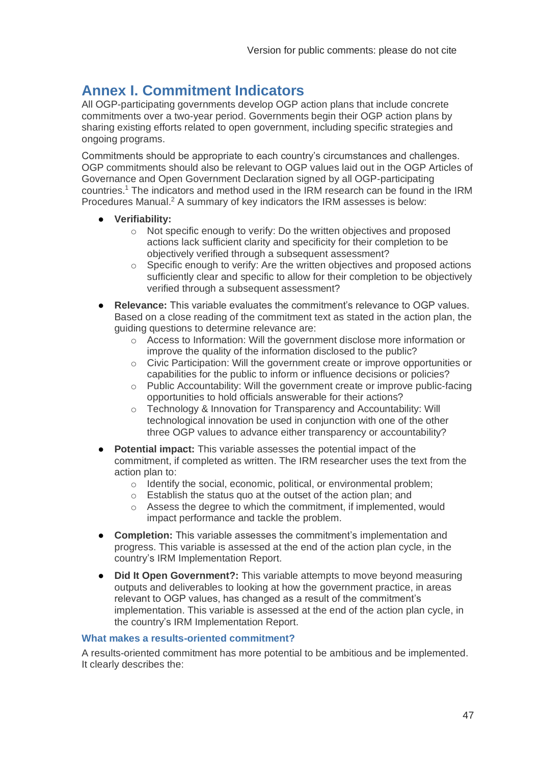# Annex I. Commitment Indicators

All OGP-participating governments develop OGP action plans that include concrete commitments over a two-year period. Governments begin their OGP action plans by sharing existing efforts related to open government, including specific strategies and ongoing programs.

Commitments should be appropriate to each country's circumstances and challenges. OGP commitments should also be relevant to OGP values laid out in the OGP Articles of Governance and Open Government Declaration signed by all OGP-participating countries.[1] The indicators and method used in the IRM research can be found in the IRM Procedures Manual.[2] A summary of key indicators the IRM assesses is below:

- **Verifiability:**
  - Not specific enough to verify: Do the written objectives and proposed actions lack sufficient clarity and specificity for their completion to be objectively verified through a subsequent assessment?
  - Specific enough to verify: Are the written objectives and proposed actions sufficiently clear and specific to allow for their completion to be objectively verified through a subsequent assessment?
- **Relevance:** This variable evaluates the commitment's relevance to OGP values. Based on a close reading of the commitment text as stated in the action plan, the guiding questions to determine relevance are:
  - Access to Information: Will the government disclose more information or improve the quality of the information disclosed to the public?
  - Civic Participation: Will the government create or improve opportunities or capabilities for the public to inform or influence decisions or policies?
  - Public Accountability: Will the government create or improve public-facing opportunities to hold officials answerable for their actions?
  - Technology & Innovation for Transparency and Accountability: Will technological innovation be used in conjunction with one of the other three OGP values to advance either transparency or accountability?
- **Potential impact:** This variable assesses the potential impact of the commitment, if completed as written. The IRM researcher uses the text from the action plan to:
  - Identify the social, economic, political, or environmental problem;
  - Establish the status quo at the outset of the action plan; and
  - Assess the degree to which the commitment, if implemented, would impact performance and tackle the problem.
- **Completion:** This variable assesses the commitment's implementation and progress. This variable is assessed at the end of the action plan cycle, in the country's IRM Implementation Report.
- **Did It Open Government?:** This variable attempts to move beyond measuring outputs and deliverables to looking at how the government practice, in areas relevant to OGP values, has changed as a result of the commitment's implementation. This variable is assessed at the end of the action plan cycle, in the country's IRM Implementation Report.

### What makes a results-oriented commitment?

A results-oriented commitment has more potential to be ambitious and be implemented. It clearly describes the: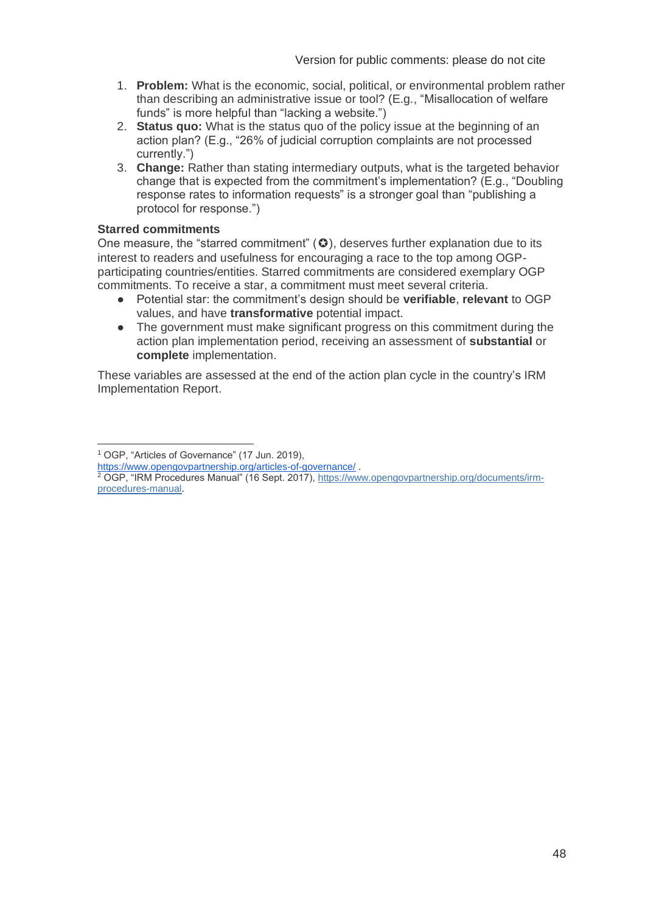1. **Problem:** What is the economic, social, political, or environmental problem rather than describing an administrative issue or tool? (E.g., "Misallocation of welfare funds" is more helpful than "lacking a website.")
2. **Status quo:** What is the status quo of the policy issue at the beginning of an action plan? (E.g., "26% of judicial corruption complaints are not processed currently.")
3. **Change:** Rather than stating intermediary outputs, what is the targeted behavior change that is expected from the commitment's implementation? (E.g., "Doubling response rates to information requests" is a stronger goal than "publishing a protocol for response.")

**Starred commitments**

One measure, the "starred commitment" (✪), deserves further explanation due to its interest to readers and usefulness for encouraging a race to the top among OGP-participating countries/entities. Starred commitments are considered exemplary OGP commitments. To receive a star, a commitment must meet several criteria.

- Potential star: the commitment's design should be **verifiable**, **relevant** to OGP values, and have **transformative** potential impact.
- The government must make significant progress on this commitment during the action plan implementation period, receiving an assessment of **substantial** or **complete** implementation.

These variables are assessed at the end of the action plan cycle in the country's IRM Implementation Report.

---

[1] OGP, "Articles of Governance" (17 Jun. 2019), https://www.opengovpartnership.org/articles-of-governance/ .

[2] OGP, "IRM Procedures Manual" (16 Sept. 2017), https://www.opengovpartnership.org/documents/irm-procedures-manual.